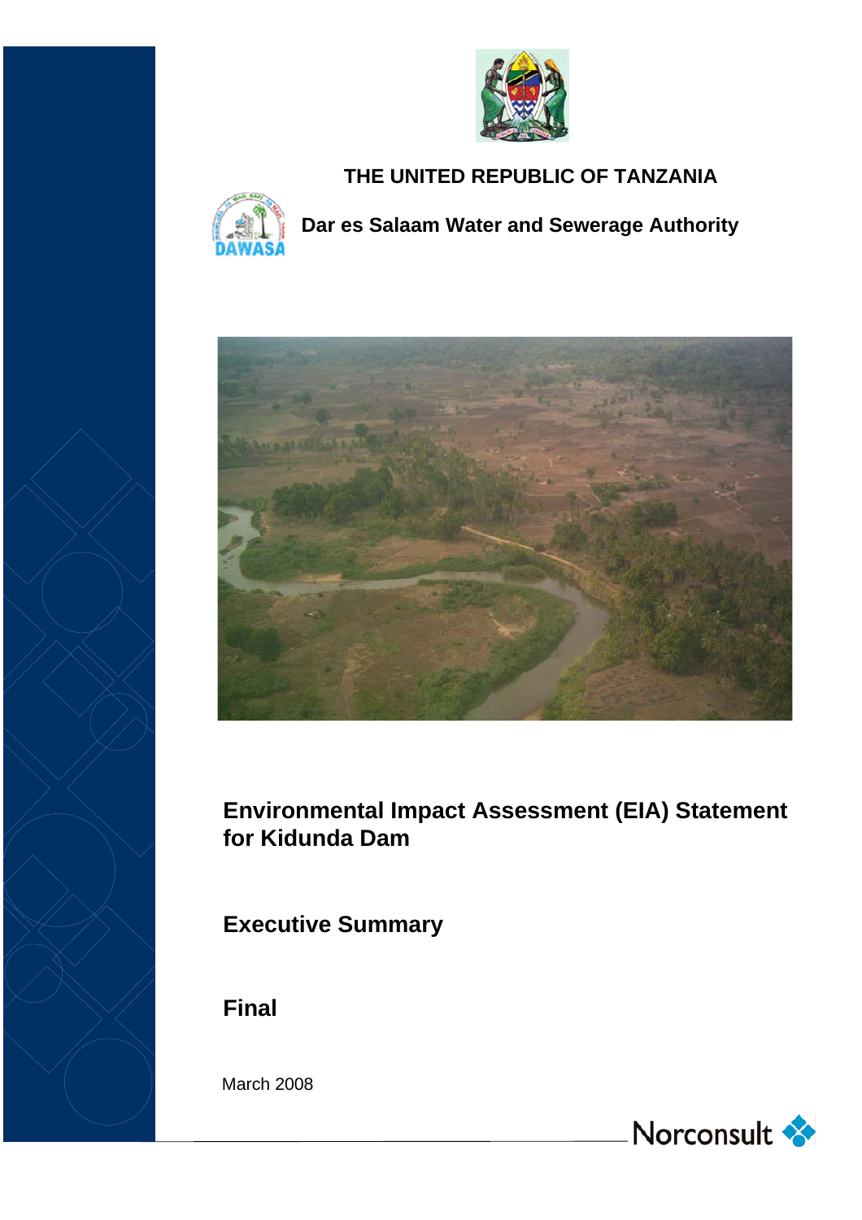THE UNITED REPUBLIC OF TANZANIA

Dar es Salaam Water and Sewerage Authority

# Environmental Impact Assessment (EIA) Statement for Kidunda Dam

## Executive Summary

## Final

March 2008

Norconsult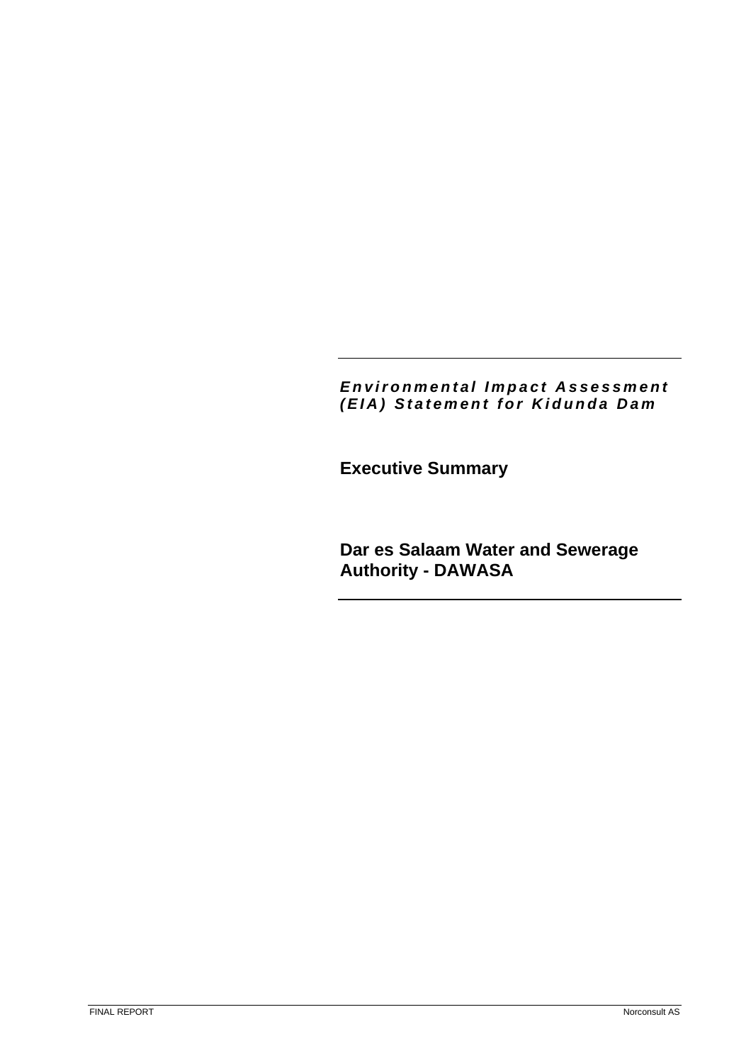***Environmental Impact Assessment (EIA) Statement for Kidunda Dam***

## Executive Summary

## Dar es Salaam Water and Sewerage Authority - DAWASA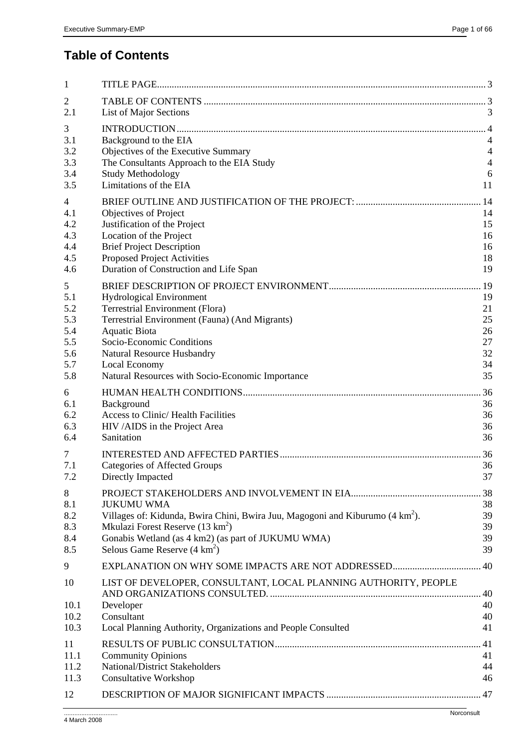# Table of Contents

| | | |
|---|---|---|
| 1 | TITLE PAGE | 3 |
| 2 | TABLE OF CONTENTS | 3 |
| 2.1 | List of Major Sections | 3 |
| 3 | INTRODUCTION | 4 |
| 3.1 | Background to the EIA | 4 |
| 3.2 | Objectives of the Executive Summary | 4 |
| 3.3 | The Consultants Approach to the EIA Study | 4 |
| 3.4 | Study Methodology | 6 |
| 3.5 | Limitations of the EIA | 11 |
| 4 | BRIEF OUTLINE AND JUSTIFICATION OF THE PROJECT: | 14 |
| 4.1 | Objectives of Project | 14 |
| 4.2 | Justification of the Project | 15 |
| 4.3 | Location of the Project | 16 |
| 4.4 | Brief Project Description | 16 |
| 4.5 | Proposed Project Activities | 18 |
| 4.6 | Duration of Construction and Life Span | 19 |
| 5 | BRIEF DESCRIPTION OF PROJECT ENVIRONMENT | 19 |
| 5.1 | Hydrological Environment | 19 |
| 5.2 | Terrestrial Environment (Flora) | 21 |
| 5.3 | Terrestrial Environment (Fauna) (And Migrants) | 25 |
| 5.4 | Aquatic Biota | 26 |
| 5.5 | Socio-Economic Conditions | 27 |
| 5.6 | Natural Resource Husbandry | 32 |
| 5.7 | Local Economy | 34 |
| 5.8 | Natural Resources with Socio-Economic Importance | 35 |
| 6 | HUMAN HEALTH CONDITIONS | 36 |
| 6.1 | Background | 36 |
| 6.2 | Access to Clinic/ Health Facilities | 36 |
| 6.3 | HIV /AIDS in the Project Area | 36 |
| 6.4 | Sanitation | 36 |
| 7 | INTERESTED AND AFFECTED PARTIES | 36 |
| 7.1 | Categories of Affected Groups | 36 |
| 7.2 | Directly Impacted | 37 |
| 8 | PROJECT STAKEHOLDERS AND INVOLVEMENT IN EIA | 38 |
| 8.1 | JUKUMU WMA | 38 |
| 8.2 | Villages of: Kidunda, Bwira Chini, Bwira Juu, Magogoni and Kiburumo (4 $km^2$). | 39 |
| 8.3 | Mkulazi Forest Reserve (13 $km^2$) | 39 |
| 8.4 | Gonabis Wetland (as 4 km2) (as part of JUKUMU WMA) | 39 |
| 8.5 | Selous Game Reserve (4 $km^2$) | 39 |
| 9 | EXPLANATION ON WHY SOME IMPACTS ARE NOT ADDRESSED | 40 |
| 10 | LIST OF DEVELOPER, CONSULTANT, LOCAL PLANNING AUTHORITY, PEOPLE AND ORGANIZATIONS CONSULTED. | 40 |
| 10.1 | Developer | 40 |
| 10.2 | Consultant | 40 |
| 10.3 | Local Planning Authority, Organizations and People Consulted | 41 |
| 11 | RESULTS OF PUBLIC CONSULTATION | 41 |
| 11.1 | Community Opinions | 41 |
| 11.2 | National/District Stakeholders | 44 |
| 11.3 | Consultative Workshop | 46 |
| 12 | DESCRIPTION OF MAJOR SIGNIFICANT IMPACTS | 47 |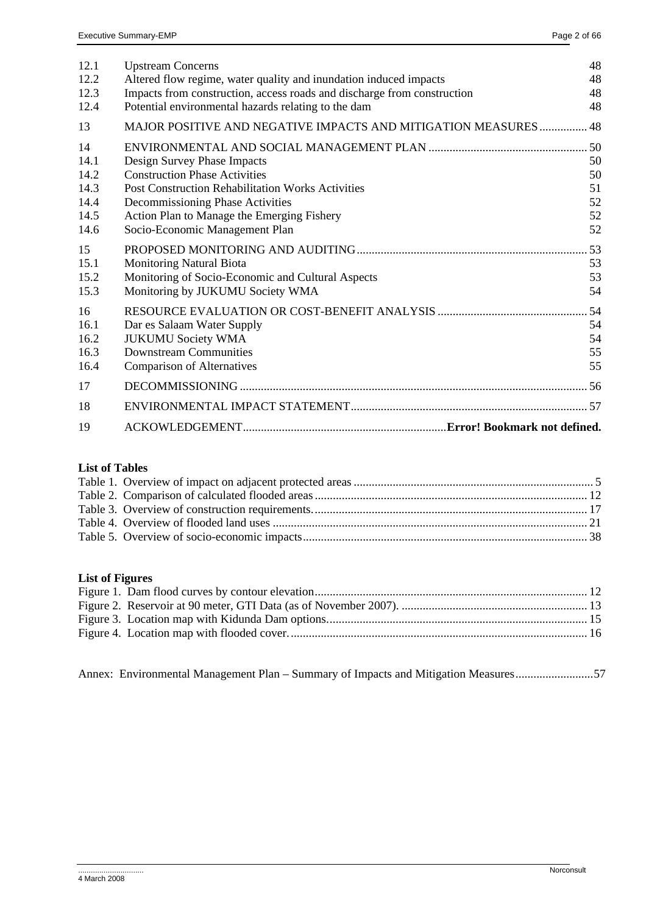| | | |
|---|---|---|
| 12.1 | Upstream Concerns | 48 |
| 12.2 | Altered flow regime, water quality and inundation induced impacts | 48 |
| 12.3 | Impacts from construction, access roads and discharge from construction | 48 |
| 12.4 | Potential environmental hazards relating to the dam | 48 |
| 13 | MAJOR POSITIVE AND NEGATIVE IMPACTS AND MITIGATION MEASURES | 48 |
| 14 | ENVIRONMENTAL AND SOCIAL MANAGEMENT PLAN | 50 |
| 14.1 | Design Survey Phase Impacts | 50 |
| 14.2 | Construction Phase Activities | 50 |
| 14.3 | Post Construction Rehabilitation Works Activities | 51 |
| 14.4 | Decommissioning Phase Activities | 52 |
| 14.5 | Action Plan to Manage the Emerging Fishery | 52 |
| 14.6 | Socio-Economic Management Plan | 52 |
| 15 | PROPOSED MONITORING AND AUDITING | 53 |
| 15.1 | Monitoring Natural Biota | 53 |
| 15.2 | Monitoring of Socio-Economic and Cultural Aspects | 53 |
| 15.3 | Monitoring by JUKUMU Society WMA | 54 |
| 16 | RESOURCE EVALUATION OR COST-BENEFIT ANALYSIS | 54 |
| 16.1 | Dar es Salaam Water Supply | 54 |
| 16.2 | JUKUMU Society WMA | 54 |
| 16.3 | Downstream Communities | 55 |
| 16.4 | Comparison of Alternatives | 55 |
| 17 | DECOMMISSIONING | 56 |
| 18 | ENVIRONMENTAL IMPACT STATEMENT | 57 |
| 19 | ACKOWLEDGEMENT | **Error! Bookmark not defined.** |

**List of Tables**

Table 1. Overview of impact on adjacent protected areas ..... 5
Table 2. Comparison of calculated flooded areas ..... 12
Table 3. Overview of construction requirements. ..... 17
Table 4. Overview of flooded land uses ..... 21
Table 5. Overview of socio-economic impacts ..... 38

**List of Figures**

Figure 1. Dam flood curves by contour elevation ..... 12
Figure 2. Reservoir at 90 meter, GTI Data (as of November 2007). ..... 13
Figure 3. Location map with Kidunda Dam options. ..... 15
Figure 4. Location map with flooded cover. ..... 16

Annex: Environmental Management Plan – Summary of Impacts and Mitigation Measures ..... 57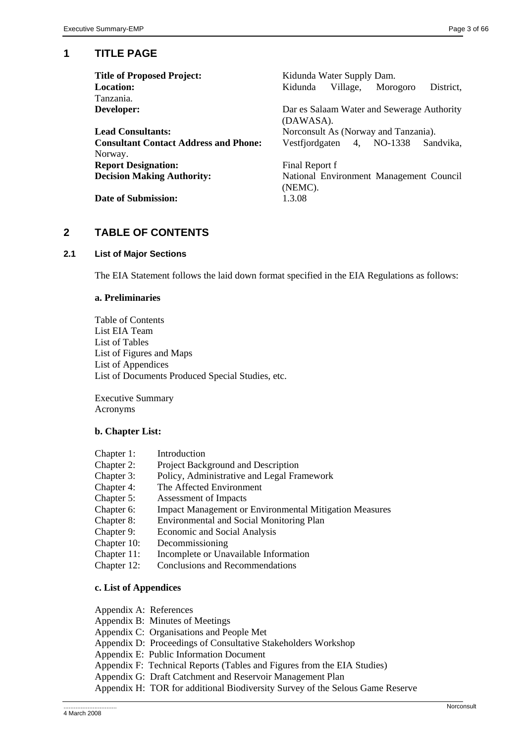# 1 TITLE PAGE

| | |
|---|---|
| **Title of Proposed Project:** | Kidunda Water Supply Dam. |
| **Location:** | Kidunda Village, Morogoro District, Tanzania. |
| **Developer:** | Dar es Salaam Water and Sewerage Authority (DAWASA). |
| **Lead Consultants:** | Norconsult As (Norway and Tanzania). |
| **Consultant Contact Address and Phone:** | Vestfjordgaten 4, NO-1338 Sandvika, Norway. |
| **Report Designation:** | Final Report f |
| **Decision Making Authority:** | National Environment Management Council (NEMC). |
| **Date of Submission:** | 1.3.08 |

# 2 TABLE OF CONTENTS

## 2.1 List of Major Sections

The EIA Statement follows the laid down format specified in the EIA Regulations as follows:

**a. Preliminaries**

Table of Contents
List EIA Team
List of Tables
List of Figures and Maps
List of Appendices
List of Documents Produced Special Studies, etc.

Executive Summary
Acronyms

**b. Chapter List:**

| | |
|---|---|
| Chapter 1: | Introduction |
| Chapter 2: | Project Background and Description |
| Chapter 3: | Policy, Administrative and Legal Framework |
| Chapter 4: | The Affected Environment |
| Chapter 5: | Assessment of Impacts |
| Chapter 6: | Impact Management or Environmental Mitigation Measures |
| Chapter 8: | Environmental and Social Monitoring Plan |
| Chapter 9: | Economic and Social Analysis |
| Chapter 10: | Decommissioning |
| Chapter 11: | Incomplete or Unavailable Information |
| Chapter 12: | Conclusions and Recommendations |

**c. List of Appendices**

Appendix A: References
Appendix B: Minutes of Meetings
Appendix C: Organisations and People Met
Appendix D: Proceedings of Consultative Stakeholders Workshop
Appendix E: Public Information Document
Appendix F: Technical Reports (Tables and Figures from the EIA Studies)
Appendix G: Draft Catchment and Reservoir Management Plan
Appendix H: TOR for additional Biodiversity Survey of the Selous Game Reserve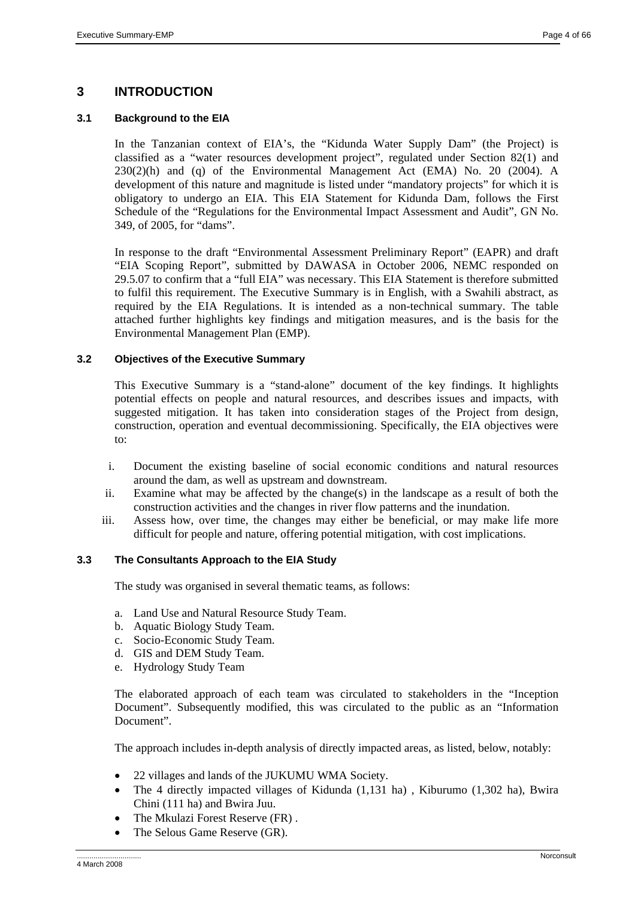# 3 INTRODUCTION

## 3.1 Background to the EIA

In the Tanzanian context of EIA's, the "Kidunda Water Supply Dam" (the Project) is classified as a "water resources development project", regulated under Section 82(1) and 230(2)(h) and (q) of the Environmental Management Act (EMA) No. 20 (2004). A development of this nature and magnitude is listed under "mandatory projects" for which it is obligatory to undergo an EIA. This EIA Statement for Kidunda Dam, follows the First Schedule of the "Regulations for the Environmental Impact Assessment and Audit", GN No. 349, of 2005, for "dams".

In response to the draft "Environmental Assessment Preliminary Report" (EAPR) and draft "EIA Scoping Report", submitted by DAWASA in October 2006, NEMC responded on 29.5.07 to confirm that a "full EIA" was necessary. This EIA Statement is therefore submitted to fulfil this requirement. The Executive Summary is in English, with a Swahili abstract, as required by the EIA Regulations. It is intended as a non-technical summary. The table attached further highlights key findings and mitigation measures, and is the basis for the Environmental Management Plan (EMP).

## 3.2 Objectives of the Executive Summary

This Executive Summary is a "stand-alone" document of the key findings. It highlights potential effects on people and natural resources, and describes issues and impacts, with suggested mitigation. It has taken into consideration stages of the Project from design, construction, operation and eventual decommissioning. Specifically, the EIA objectives were to:

i. Document the existing baseline of social economic conditions and natural resources around the dam, as well as upstream and downstream.
ii. Examine what may be affected by the change(s) in the landscape as a result of both the construction activities and the changes in river flow patterns and the inundation.
iii. Assess how, over time, the changes may either be beneficial, or may make life more difficult for people and nature, offering potential mitigation, with cost implications.

## 3.3 The Consultants Approach to the EIA Study

The study was organised in several thematic teams, as follows:

a. Land Use and Natural Resource Study Team.
b. Aquatic Biology Study Team.
c. Socio-Economic Study Team.
d. GIS and DEM Study Team.
e. Hydrology Study Team

The elaborated approach of each team was circulated to stakeholders in the "Inception Document". Subsequently modified, this was circulated to the public as an "Information Document".

The approach includes in-depth analysis of directly impacted areas, as listed, below, notably:

- 22 villages and lands of the JUKUMU WMA Society.
- The 4 directly impacted villages of Kidunda (1,131 ha) , Kiburumo (1,302 ha), Bwira Chini (111 ha) and Bwira Juu.
- The Mkulazi Forest Reserve (FR) .
- The Selous Game Reserve (GR).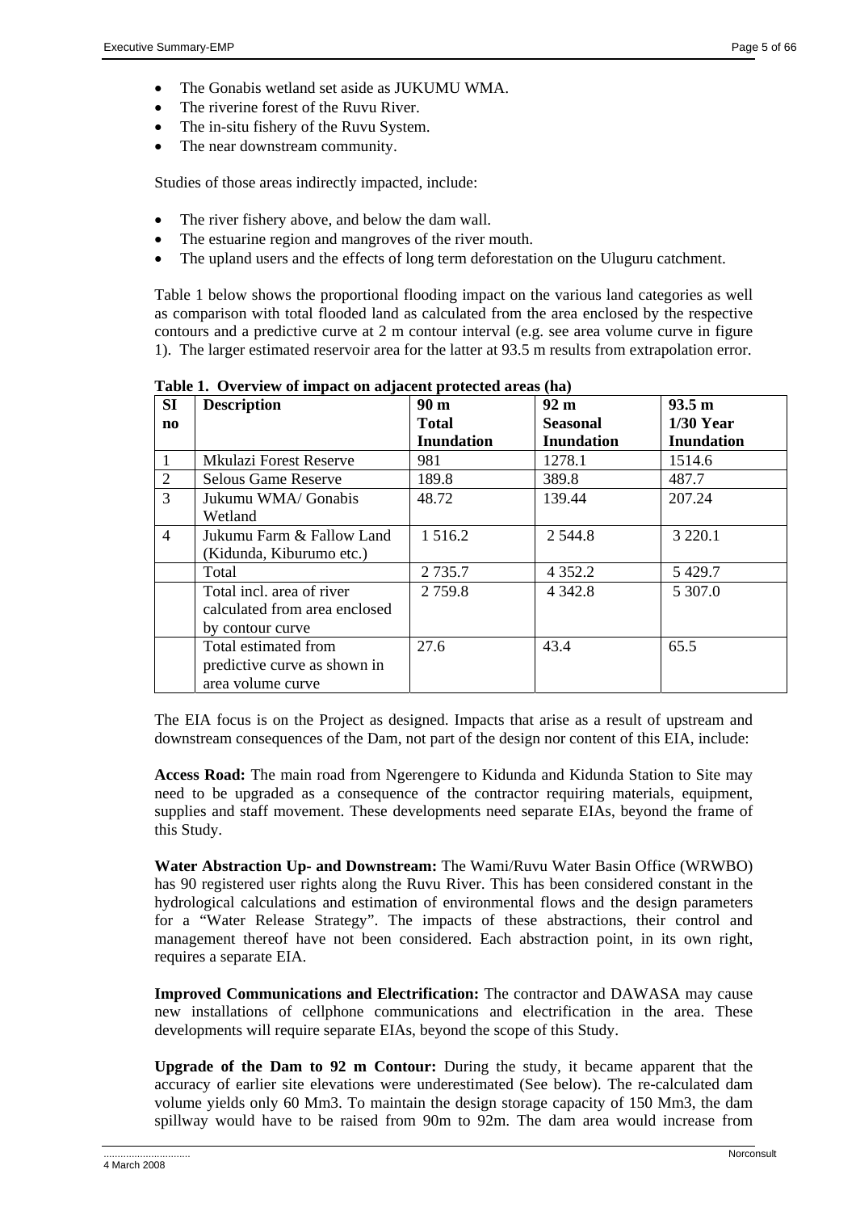- The Gonabis wetland set aside as JUKUMU WMA.
- The riverine forest of the Ruvu River.
- The in-situ fishery of the Ruvu System.
- The near downstream community.

Studies of those areas indirectly impacted, include:

- The river fishery above, and below the dam wall.
- The estuarine region and mangroves of the river mouth.
- The upland users and the effects of long term deforestation on the Uluguru catchment.

Table 1 below shows the proportional flooding impact on the various land categories as well as comparison with total flooded land as calculated from the area enclosed by the respective contours and a predictive curve at 2 m contour interval (e.g. see area volume curve in figure 1). The larger estimated reservoir area for the latter at 93.5 m results from extrapolation error.

**Table 1. Overview of impact on adjacent protected areas (ha)**

| SI no | Description | 90 m Total Inundation | 92 m Seasonal Inundation | 93.5 m 1/30 Year Inundation |
|---|---|---|---|---|
| 1 | Mkulazi Forest Reserve | 981 | 1278.1 | 1514.6 |
| 2 | Selous Game Reserve | 189.8 | 389.8 | 487.7 |
| 3 | Jukumu WMA/ Gonabis Wetland | 48.72 | 139.44 | 207.24 |
| 4 | Jukumu Farm & Fallow Land (Kidunda, Kiburumo etc.) | 1 516.2 | 2 544.8 | 3 220.1 |
| | Total | 2 735.7 | 4 352.2 | 5 429.7 |
| | Total incl. area of river calculated from area enclosed by contour curve | 2 759.8 | 4 342.8 | 5 307.0 |
| | Total estimated from predictive curve as shown in area volume curve | 27.6 | 43.4 | 65.5 |

The EIA focus is on the Project as designed. Impacts that arise as a result of upstream and downstream consequences of the Dam, not part of the design nor content of this EIA, include:

**Access Road:** The main road from Ngerengere to Kidunda and Kidunda Station to Site may need to be upgraded as a consequence of the contractor requiring materials, equipment, supplies and staff movement. These developments need separate EIAs, beyond the frame of this Study.

**Water Abstraction Up- and Downstream:** The Wami/Ruvu Water Basin Office (WRWBO) has 90 registered user rights along the Ruvu River. This has been considered constant in the hydrological calculations and estimation of environmental flows and the design parameters for a "Water Release Strategy". The impacts of these abstractions, their control and management thereof have not been considered. Each abstraction point, in its own right, requires a separate EIA.

**Improved Communications and Electrification:** The contractor and DAWASA may cause new installations of cellphone communications and electrification in the area. These developments will require separate EIAs, beyond the scope of this Study.

**Upgrade of the Dam to 92 m Contour:** During the study, it became apparent that the accuracy of earlier site elevations were underestimated (See below). The re-calculated dam volume yields only 60 Mm3. To maintain the design storage capacity of 150 Mm3, the dam spillway would have to be raised from 90m to 92m. The dam area would increase from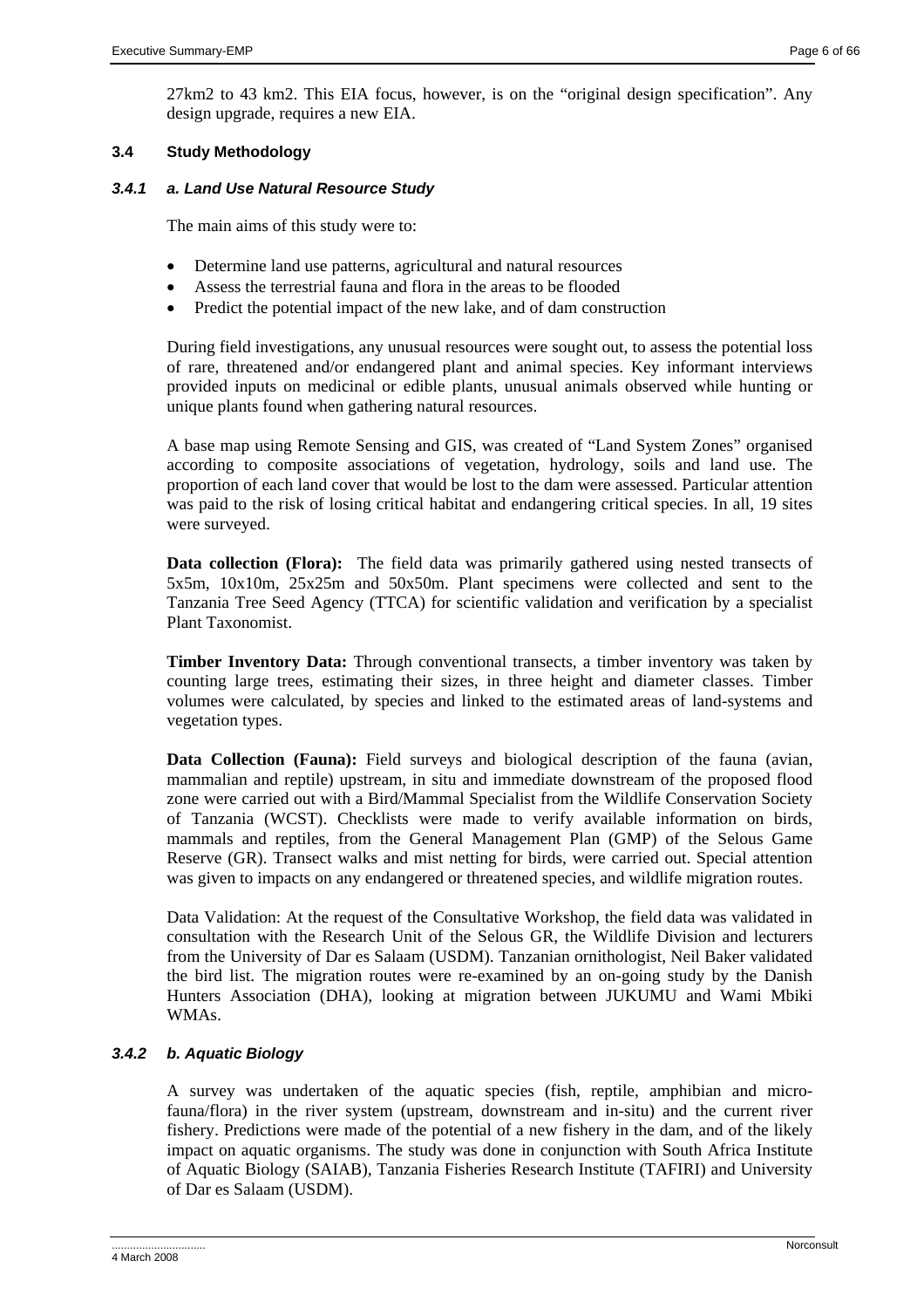27km2 to 43 km2. This EIA focus, however, is on the "original design specification". Any design upgrade, requires a new EIA.

### 3.4 Study Methodology

#### *3.4.1 a. Land Use Natural Resource Study*

The main aims of this study were to:

- Determine land use patterns, agricultural and natural resources
- Assess the terrestrial fauna and flora in the areas to be flooded
- Predict the potential impact of the new lake, and of dam construction

During field investigations, any unusual resources were sought out, to assess the potential loss of rare, threatened and/or endangered plant and animal species. Key informant interviews provided inputs on medicinal or edible plants, unusual animals observed while hunting or unique plants found when gathering natural resources.

A base map using Remote Sensing and GIS, was created of "Land System Zones" organised according to composite associations of vegetation, hydrology, soils and land use. The proportion of each land cover that would be lost to the dam were assessed. Particular attention was paid to the risk of losing critical habitat and endangering critical species. In all, 19 sites were surveyed.

**Data collection (Flora):** The field data was primarily gathered using nested transects of 5x5m, 10x10m, 25x25m and 50x50m. Plant specimens were collected and sent to the Tanzania Tree Seed Agency (TTCA) for scientific validation and verification by a specialist Plant Taxonomist.

**Timber Inventory Data:** Through conventional transects, a timber inventory was taken by counting large trees, estimating their sizes, in three height and diameter classes. Timber volumes were calculated, by species and linked to the estimated areas of land-systems and vegetation types.

**Data Collection (Fauna):** Field surveys and biological description of the fauna (avian, mammalian and reptile) upstream, in situ and immediate downstream of the proposed flood zone were carried out with a Bird/Mammal Specialist from the Wildlife Conservation Society of Tanzania (WCST). Checklists were made to verify available information on birds, mammals and reptiles, from the General Management Plan (GMP) of the Selous Game Reserve (GR). Transect walks and mist netting for birds, were carried out. Special attention was given to impacts on any endangered or threatened species, and wildlife migration routes.

Data Validation: At the request of the Consultative Workshop, the field data was validated in consultation with the Research Unit of the Selous GR, the Wildlife Division and lecturers from the University of Dar es Salaam (USDM). Tanzanian ornithologist, Neil Baker validated the bird list. The migration routes were re-examined by an on-going study by the Danish Hunters Association (DHA), looking at migration between JUKUMU and Wami Mbiki WMAs.

#### *3.4.2 b. Aquatic Biology*

A survey was undertaken of the aquatic species (fish, reptile, amphibian and micro-fauna/flora) in the river system (upstream, downstream and in-situ) and the current river fishery. Predictions were made of the potential of a new fishery in the dam, and of the likely impact on aquatic organisms. The study was done in conjunction with South Africa Institute of Aquatic Biology (SAIAB), Tanzania Fisheries Research Institute (TAFIRI) and University of Dar es Salaam (USDM).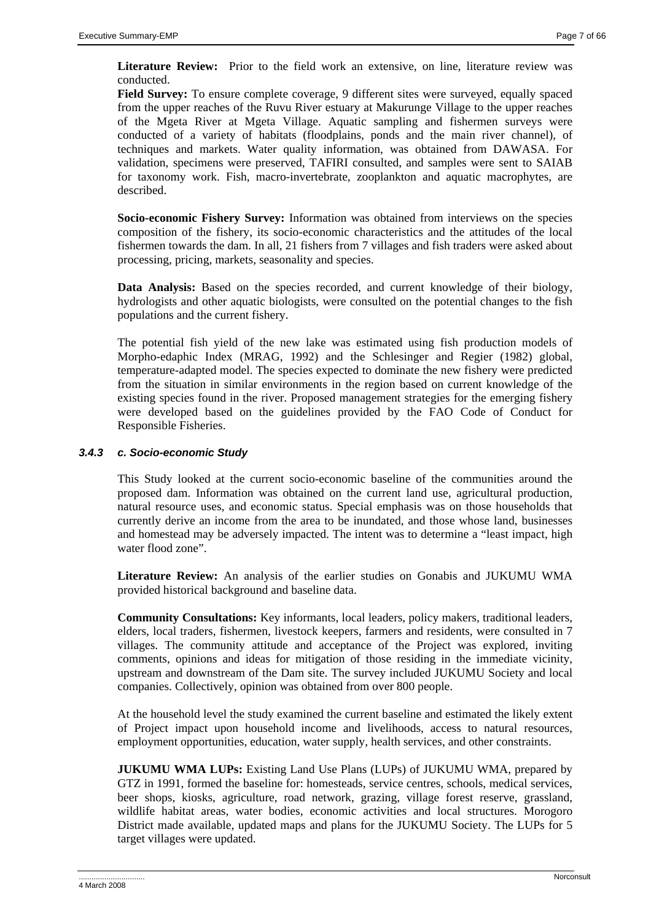**Literature Review:** Prior to the field work an extensive, on line, literature review was conducted.

**Field Survey:** To ensure complete coverage, 9 different sites were surveyed, equally spaced from the upper reaches of the Ruvu River estuary at Makurunge Village to the upper reaches of the Mgeta River at Mgeta Village. Aquatic sampling and fishermen surveys were conducted of a variety of habitats (floodplains, ponds and the main river channel), of techniques and markets. Water quality information, was obtained from DAWASA. For validation, specimens were preserved, TAFIRI consulted, and samples were sent to SAIAB for taxonomy work. Fish, macro-invertebrate, zooplankton and aquatic macrophytes, are described.

**Socio-economic Fishery Survey:** Information was obtained from interviews on the species composition of the fishery, its socio-economic characteristics and the attitudes of the local fishermen towards the dam. In all, 21 fishers from 7 villages and fish traders were asked about processing, pricing, markets, seasonality and species.

**Data Analysis:** Based on the species recorded, and current knowledge of their biology, hydrologists and other aquatic biologists, were consulted on the potential changes to the fish populations and the current fishery.

The potential fish yield of the new lake was estimated using fish production models of Morpho-edaphic Index (MRAG, 1992) and the Schlesinger and Regier (1982) global, temperature-adapted model. The species expected to dominate the new fishery were predicted from the situation in similar environments in the region based on current knowledge of the existing species found in the river. Proposed management strategies for the emerging fishery were developed based on the guidelines provided by the FAO Code of Conduct for Responsible Fisheries.

### *3.4.3 c. Socio-economic Study*

This Study looked at the current socio-economic baseline of the communities around the proposed dam. Information was obtained on the current land use, agricultural production, natural resource uses, and economic status. Special emphasis was on those households that currently derive an income from the area to be inundated, and those whose land, businesses and homestead may be adversely impacted. The intent was to determine a "least impact, high water flood zone".

**Literature Review:** An analysis of the earlier studies on Gonabis and JUKUMU WMA provided historical background and baseline data.

**Community Consultations:** Key informants, local leaders, policy makers, traditional leaders, elders, local traders, fishermen, livestock keepers, farmers and residents, were consulted in 7 villages. The community attitude and acceptance of the Project was explored, inviting comments, opinions and ideas for mitigation of those residing in the immediate vicinity, upstream and downstream of the Dam site. The survey included JUKUMU Society and local companies. Collectively, opinion was obtained from over 800 people.

At the household level the study examined the current baseline and estimated the likely extent of Project impact upon household income and livelihoods, access to natural resources, employment opportunities, education, water supply, health services, and other constraints.

**JUKUMU WMA LUPs:** Existing Land Use Plans (LUPs) of JUKUMU WMA, prepared by GTZ in 1991, formed the baseline for: homesteads, service centres, schools, medical services, beer shops, kiosks, agriculture, road network, grazing, village forest reserve, grassland, wildlife habitat areas, water bodies, economic activities and local structures. Morogoro District made available, updated maps and plans for the JUKUMU Society. The LUPs for 5 target villages were updated.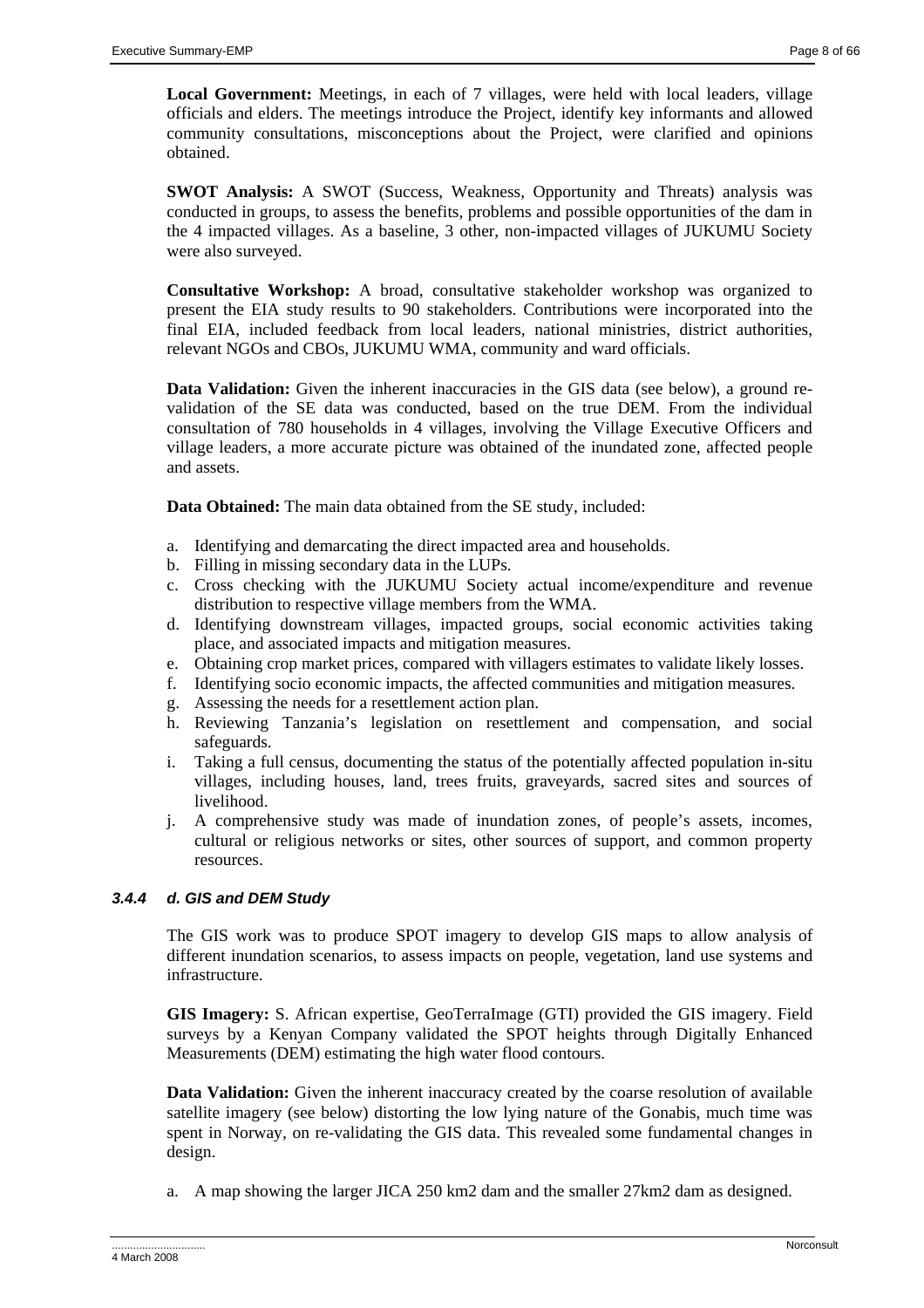**Local Government:** Meetings, in each of 7 villages, were held with local leaders, village officials and elders. The meetings introduce the Project, identify key informants and allowed community consultations, misconceptions about the Project, were clarified and opinions obtained.

**SWOT Analysis:** A SWOT (Success, Weakness, Opportunity and Threats) analysis was conducted in groups, to assess the benefits, problems and possible opportunities of the dam in the 4 impacted villages. As a baseline, 3 other, non-impacted villages of JUKUMU Society were also surveyed.

**Consultative Workshop:** A broad, consultative stakeholder workshop was organized to present the EIA study results to 90 stakeholders. Contributions were incorporated into the final EIA, included feedback from local leaders, national ministries, district authorities, relevant NGOs and CBOs, JUKUMU WMA, community and ward officials.

**Data Validation:** Given the inherent inaccuracies in the GIS data (see below), a ground re-validation of the SE data was conducted, based on the true DEM. From the individual consultation of 780 households in 4 villages, involving the Village Executive Officers and village leaders, a more accurate picture was obtained of the inundated zone, affected people and assets.

**Data Obtained:** The main data obtained from the SE study, included:

a. Identifying and demarcating the direct impacted area and households.
b. Filling in missing secondary data in the LUPs.
c. Cross checking with the JUKUMU Society actual income/expenditure and revenue distribution to respective village members from the WMA.
d. Identifying downstream villages, impacted groups, social economic activities taking place, and associated impacts and mitigation measures.
e. Obtaining crop market prices, compared with villagers estimates to validate likely losses.
f. Identifying socio economic impacts, the affected communities and mitigation measures.
g. Assessing the needs for a resettlement action plan.
h. Reviewing Tanzania's legislation on resettlement and compensation, and social safeguards.
i. Taking a full census, documenting the status of the potentially affected population in-situ villages, including houses, land, trees fruits, graveyards, sacred sites and sources of livelihood.
j. A comprehensive study was made of inundation zones, of people's assets, incomes, cultural or religious networks or sites, other sources of support, and common property resources.

### *3.4.4 d. GIS and DEM Study*

The GIS work was to produce SPOT imagery to develop GIS maps to allow analysis of different inundation scenarios, to assess impacts on people, vegetation, land use systems and infrastructure.

**GIS Imagery:** S. African expertise, GeoTerraImage (GTI) provided the GIS imagery. Field surveys by a Kenyan Company validated the SPOT heights through Digitally Enhanced Measurements (DEM) estimating the high water flood contours.

**Data Validation:** Given the inherent inaccuracy created by the coarse resolution of available satellite imagery (see below) distorting the low lying nature of the Gonabis, much time was spent in Norway, on re-validating the GIS data. This revealed some fundamental changes in design.

a. A map showing the larger JICA 250 km2 dam and the smaller 27km2 dam as designed.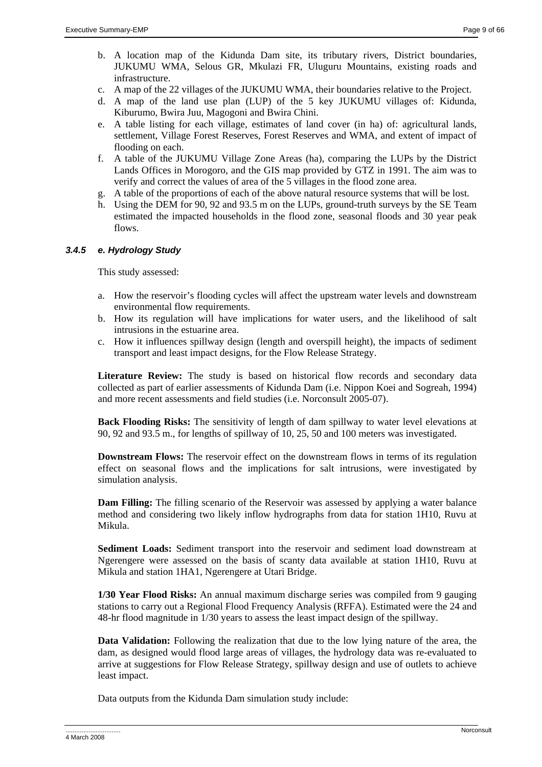b. A location map of the Kidunda Dam site, its tributary rivers, District boundaries, JUKUMU WMA, Selous GR, Mkulazi FR, Uluguru Mountains, existing roads and infrastructure.
c. A map of the 22 villages of the JUKUMU WMA, their boundaries relative to the Project.
d. A map of the land use plan (LUP) of the 5 key JUKUMU villages of: Kidunda, Kiburumo, Bwira Juu, Magogoni and Bwira Chini.
e. A table listing for each village, estimates of land cover (in ha) of: agricultural lands, settlement, Village Forest Reserves, Forest Reserves and WMA, and extent of impact of flooding on each.
f. A table of the JUKUMU Village Zone Areas (ha), comparing the LUPs by the District Lands Offices in Morogoro, and the GIS map provided by GTZ in 1991. The aim was to verify and correct the values of area of the 5 villages in the flood zone area.
g. A table of the proportions of each of the above natural resource systems that will be lost.
h. Using the DEM for 90, 92 and 93.5 m on the LUPs, ground-truth surveys by the SE Team estimated the impacted households in the flood zone, seasonal floods and 30 year peak flows.

### *3.4.5 e. Hydrology Study*

This study assessed:

a. How the reservoir's flooding cycles will affect the upstream water levels and downstream environmental flow requirements.
b. How its regulation will have implications for water users, and the likelihood of salt intrusions in the estuarine area.
c. How it influences spillway design (length and overspill height), the impacts of sediment transport and least impact designs, for the Flow Release Strategy.

**Literature Review:** The study is based on historical flow records and secondary data collected as part of earlier assessments of Kidunda Dam (i.e. Nippon Koei and Sogreah, 1994) and more recent assessments and field studies (i.e. Norconsult 2005-07).

**Back Flooding Risks:** The sensitivity of length of dam spillway to water level elevations at 90, 92 and 93.5 m., for lengths of spillway of 10, 25, 50 and 100 meters was investigated.

**Downstream Flows:** The reservoir effect on the downstream flows in terms of its regulation effect on seasonal flows and the implications for salt intrusions, were investigated by simulation analysis.

**Dam Filling:** The filling scenario of the Reservoir was assessed by applying a water balance method and considering two likely inflow hydrographs from data for station 1H10, Ruvu at Mikula.

**Sediment Loads:** Sediment transport into the reservoir and sediment load downstream at Ngerengere were assessed on the basis of scanty data available at station 1H10, Ruvu at Mikula and station 1HA1, Ngerengere at Utari Bridge.

**1/30 Year Flood Risks:** An annual maximum discharge series was compiled from 9 gauging stations to carry out a Regional Flood Frequency Analysis (RFFA). Estimated were the 24 and 48-hr flood magnitude in 1/30 years to assess the least impact design of the spillway.

**Data Validation:** Following the realization that due to the low lying nature of the area, the dam, as designed would flood large areas of villages, the hydrology data was re-evaluated to arrive at suggestions for Flow Release Strategy, spillway design and use of outlets to achieve least impact.

Data outputs from the Kidunda Dam simulation study include: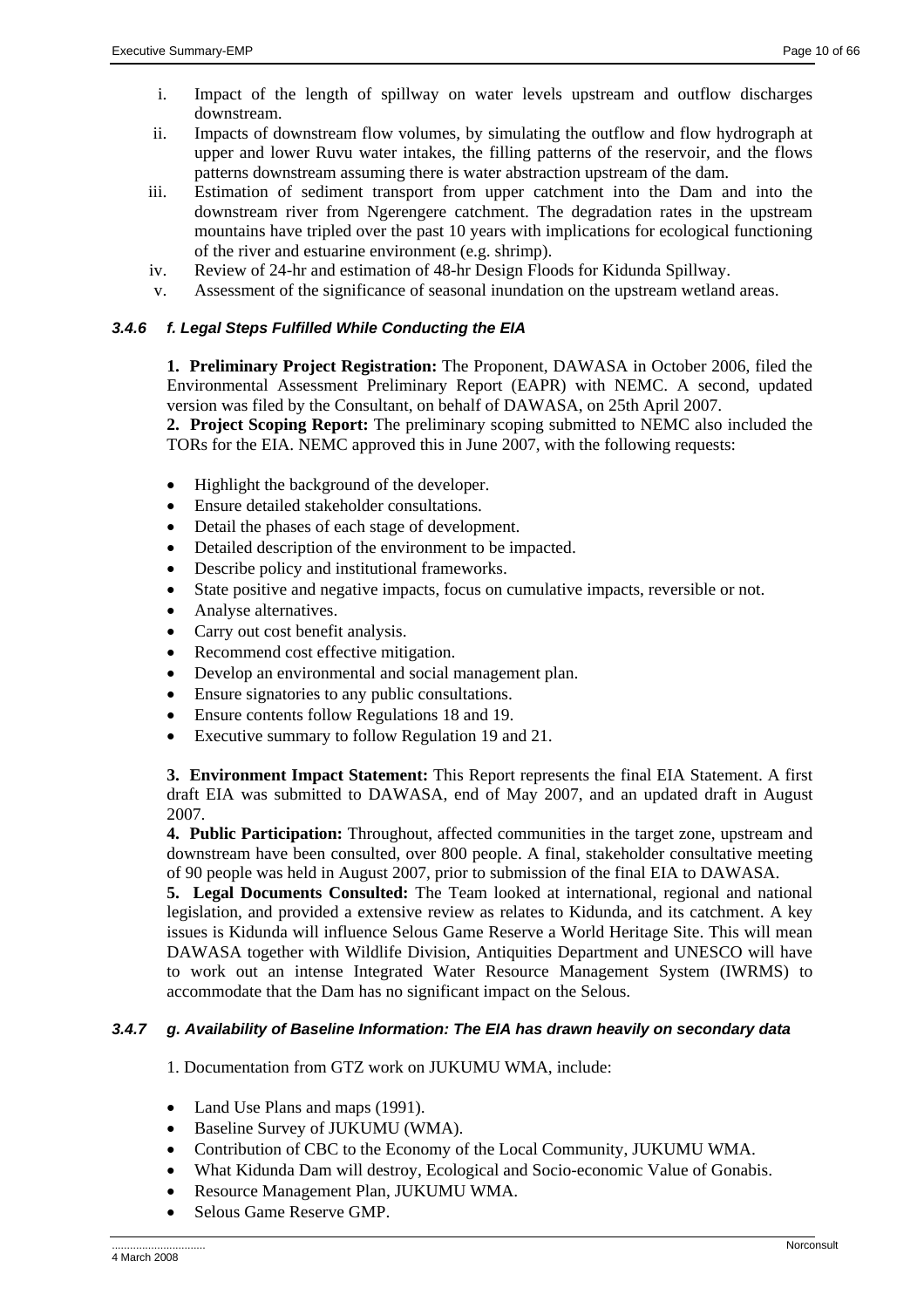i. Impact of the length of spillway on water levels upstream and outflow discharges downstream.
ii. Impacts of downstream flow volumes, by simulating the outflow and flow hydrograph at upper and lower Ruvu water intakes, the filling patterns of the reservoir, and the flows patterns downstream assuming there is water abstraction upstream of the dam.
iii. Estimation of sediment transport from upper catchment into the Dam and into the downstream river from Ngerengere catchment. The degradation rates in the upstream mountains have tripled over the past 10 years with implications for ecological functioning of the river and estuarine environment (e.g. shrimp).
iv. Review of 24-hr and estimation of 48-hr Design Floods for Kidunda Spillway.
v. Assessment of the significance of seasonal inundation on the upstream wetland areas.

### 3.4.6 *f. Legal Steps Fulfilled While Conducting the EIA*

**1. Preliminary Project Registration:** The Proponent, DAWASA in October 2006, filed the Environmental Assessment Preliminary Report (EAPR) with NEMC. A second, updated version was filed by the Consultant, on behalf of DAWASA, on 25th April 2007.

**2. Project Scoping Report:** The preliminary scoping submitted to NEMC also included the TORs for the EIA. NEMC approved this in June 2007, with the following requests:

- Highlight the background of the developer.
- Ensure detailed stakeholder consultations.
- Detail the phases of each stage of development.
- Detailed description of the environment to be impacted.
- Describe policy and institutional frameworks.
- State positive and negative impacts, focus on cumulative impacts, reversible or not.
- Analyse alternatives.
- Carry out cost benefit analysis.
- Recommend cost effective mitigation.
- Develop an environmental and social management plan.
- Ensure signatories to any public consultations.
- Ensure contents follow Regulations 18 and 19.
- Executive summary to follow Regulation 19 and 21.

**3. Environment Impact Statement:** This Report represents the final EIA Statement. A first draft EIA was submitted to DAWASA, end of May 2007, and an updated draft in August 2007.

**4. Public Participation:** Throughout, affected communities in the target zone, upstream and downstream have been consulted, over 800 people. A final, stakeholder consultative meeting of 90 people was held in August 2007, prior to submission of the final EIA to DAWASA.

**5. Legal Documents Consulted:** The Team looked at international, regional and national legislation, and provided a extensive review as relates to Kidunda, and its catchment. A key issues is Kidunda will influence Selous Game Reserve a World Heritage Site. This will mean DAWASA together with Wildlife Division, Antiquities Department and UNESCO will have to work out an intense Integrated Water Resource Management System (IWRMS) to accommodate that the Dam has no significant impact on the Selous.

### 3.4.7 *g. Availability of Baseline Information: The EIA has drawn heavily on secondary data*

1. Documentation from GTZ work on JUKUMU WMA, include:

- Land Use Plans and maps (1991).
- Baseline Survey of JUKUMU (WMA).
- Contribution of CBC to the Economy of the Local Community, JUKUMU WMA.
- What Kidunda Dam will destroy, Ecological and Socio-economic Value of Gonabis.
- Resource Management Plan, JUKUMU WMA.
- Selous Game Reserve GMP.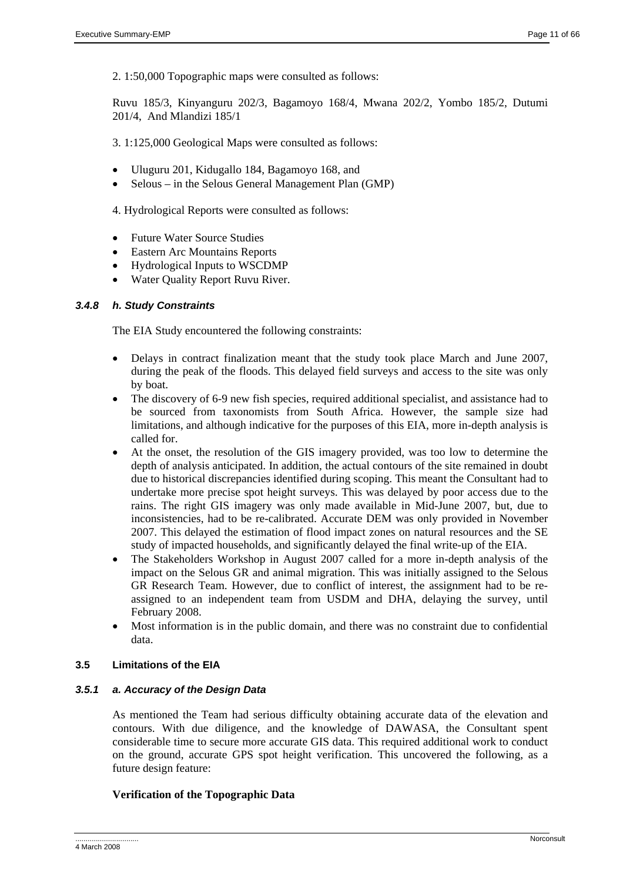2. 1:50,000 Topographic maps were consulted as follows:

Ruvu 185/3, Kinyanguru 202/3, Bagamoyo 168/4, Mwana 202/2, Yombo 185/2, Dutumi 201/4, And Mlandizi 185/1

3. 1:125,000 Geological Maps were consulted as follows:

- Uluguru 201, Kidugallo 184, Bagamoyo 168, and
- Selous – in the Selous General Management Plan (GMP)

4. Hydrological Reports were consulted as follows:

- Future Water Source Studies
- Eastern Arc Mountains Reports
- Hydrological Inputs to WSCDMP
- Water Quality Report Ruvu River.

### *3.4.8 h. Study Constraints*

The EIA Study encountered the following constraints:

- Delays in contract finalization meant that the study took place March and June 2007, during the peak of the floods. This delayed field surveys and access to the site was only by boat.
- The discovery of 6-9 new fish species, required additional specialist, and assistance had to be sourced from taxonomists from South Africa. However, the sample size had limitations, and although indicative for the purposes of this EIA, more in-depth analysis is called for.
- At the onset, the resolution of the GIS imagery provided, was too low to determine the depth of analysis anticipated. In addition, the actual contours of the site remained in doubt due to historical discrepancies identified during scoping. This meant the Consultant had to undertake more precise spot height surveys. This was delayed by poor access due to the rains. The right GIS imagery was only made available in Mid-June 2007, but, due to inconsistencies, had to be re-calibrated. Accurate DEM was only provided in November 2007. This delayed the estimation of flood impact zones on natural resources and the SE study of impacted households, and significantly delayed the final write-up of the EIA.
- The Stakeholders Workshop in August 2007 called for a more in-depth analysis of the impact on the Selous GR and animal migration. This was initially assigned to the Selous GR Research Team. However, due to conflict of interest, the assignment had to be re-assigned to an independent team from USDM and DHA, delaying the survey, until February 2008.
- Most information is in the public domain, and there was no constraint due to confidential data.

## 3.5 Limitations of the EIA

### *3.5.1 a. Accuracy of the Design Data*

As mentioned the Team had serious difficulty obtaining accurate data of the elevation and contours. With due diligence, and the knowledge of DAWASA, the Consultant spent considerable time to secure more accurate GIS data. This required additional work to conduct on the ground, accurate GPS spot height verification. This uncovered the following, as a future design feature:

**Verification of the Topographic Data**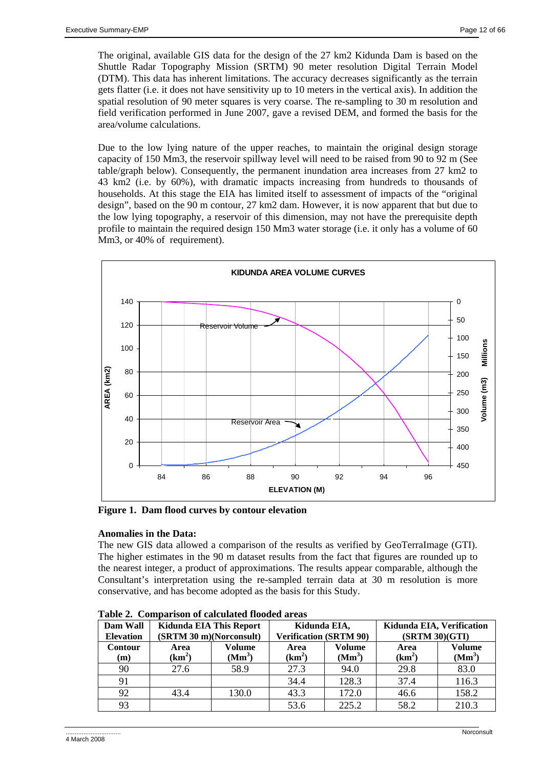The original, available GIS data for the design of the 27 km2 Kidunda Dam is based on the Shuttle Radar Topography Mission (SRTM) 90 meter resolution Digital Terrain Model (DTM). This data has inherent limitations. The accuracy decreases significantly as the terrain gets flatter (i.e. it does not have sensitivity up to 10 meters in the vertical axis). In addition the spatial resolution of 90 meter squares is very coarse. The re-sampling to 30 m resolution and field verification performed in June 2007, gave a revised DEM, and formed the basis for the area/volume calculations.

Due to the low lying nature of the upper reaches, to maintain the original design storage capacity of 150 Mm3, the reservoir spillway level will need to be raised from 90 to 92 m (See table/graph below). Consequently, the permanent inundation area increases from 27 km2 to 43 km2 (i.e. by 60%), with dramatic impacts increasing from hundreds to thousands of households. At this stage the EIA has limited itself to assessment of impacts of the "original design", based on the 90 m contour, 27 km2 dam. However, it is now apparent that but due to the low lying topography, a reservoir of this dimension, may not have the prerequisite depth profile to maintain the required design 150 Mm3 water storage (i.e. it only has a volume of 60 Mm3, or 40% of requirement).

**Figure 1. Dam flood curves by contour elevation**

**Anomalies in the Data:**
The new GIS data allowed a comparison of the results as verified by GeoTerraImage (GTI). The higher estimates in the 90 m dataset results from the fact that figures are rounded up to the nearest integer, a product of approximations. The results appear comparable, although the Consultant's interpretation using the re-sampled terrain data at 30 m resolution is more conservative, and has become adopted as the basis for this Study.

**Table 2. Comparison of calculated flooded areas**

| Dam Wall Elevation | Kidunda EIA This Report (SRTM 30 m)(Norconsult) | | Kidunda EIA, Verification (SRTM 90) | | Kidunda EIA, Verification (SRTM 30)(GTI) | |
|---|---|---|---|---|---|---|
| Contour (m) | Area ($km^2$) | Volume ($Mm^3$) | Area ($km^2$) | Volume ($Mm^3$) | Area ($km^2$) | Volume ($Mm^3$) |
| 90 | 27.6 | 58.9 | 27.3 | 94.0 | 29.8 | 83.0 |
| 91 | | | 34.4 | 128.3 | 37.4 | 116.3 |
| 92 | 43.4 | 130.0 | 43.3 | 172.0 | 46.6 | 158.2 |
| 93 | | | 53.6 | 225.2 | 58.2 | 210.3 |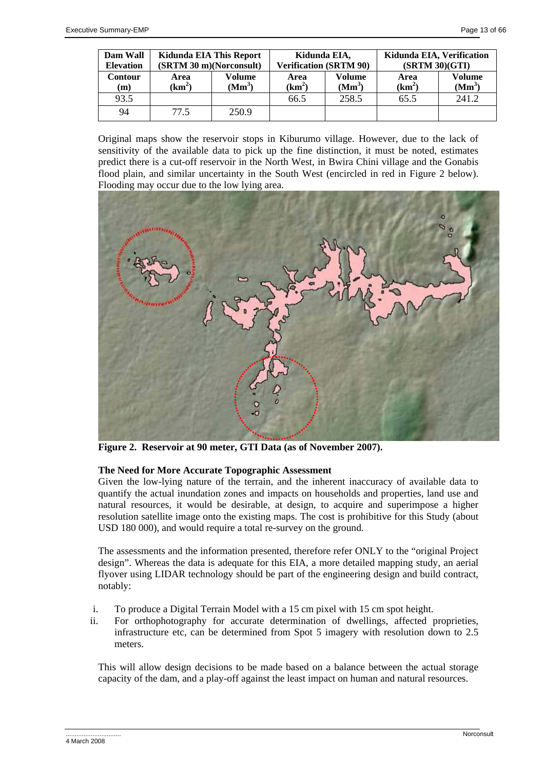| Dam Wall Elevation | Kidunda EIA This Report (SRTM 30 m)(Norconsult) | | Kidunda EIA, Verification (SRTM 90) | | Kidunda EIA, Verification (SRTM 30)(GTI) | |
|---|---|---|---|---|---|---|
| Contour (m) | Area ($km^2$) | Volume ($Mm^3$) | Area ($km^2$) | Volume ($Mm^3$) | Area ($km^2$) | Volume ($Mm^3$) |
| 93.5 | | | 66.5 | 258.5 | 65.5 | 241.2 |
| 94 | 77.5 | 250.9 | | | | |

Original maps show the reservoir stops in Kiburumo village. However, due to the lack of sensitivity of the available data to pick up the fine distinction, it must be noted, estimates predict there is a cut-off reservoir in the North West, in Bwira Chini village and the Gonabis flood plain, and similar uncertainty in the South West (encircled in red in Figure 2 below). Flooding may occur due to the low lying area.

**Figure 2. Reservoir at 90 meter, GTI Data (as of November 2007).**

**The Need for More Accurate Topographic Assessment**

Given the low-lying nature of the terrain, and the inherent inaccuracy of available data to quantify the actual inundation zones and impacts on households and properties, land use and natural resources, it would be desirable, at design, to acquire and superimpose a higher resolution satellite image onto the existing maps. The cost is prohibitive for this Study (about USD 180 000), and would require a total re-survey on the ground.

The assessments and the information presented, therefore refer ONLY to the "original Project design". Whereas the data is adequate for this EIA, a more detailed mapping study, an aerial flyover using LIDAR technology should be part of the engineering design and build contract, notably:

i. To produce a Digital Terrain Model with a 15 cm pixel with 15 cm spot height.
ii. For orthophotography for accurate determination of dwellings, affected proprieties, infrastructure etc, can be determined from Spot 5 imagery with resolution down to 2.5 meters.

This will allow design decisions to be made based on a balance between the actual storage capacity of the dam, and a play-off against the least impact on human and natural resources.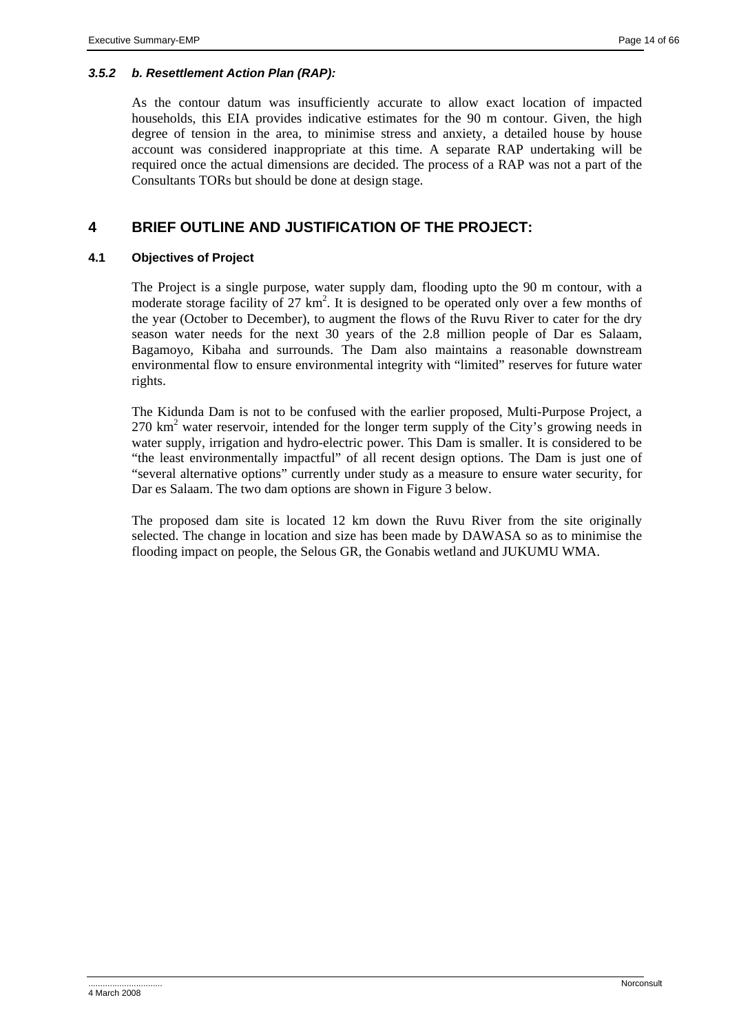### *3.5.2 b. Resettlement Action Plan (RAP):*

As the contour datum was insufficiently accurate to allow exact location of impacted households, this EIA provides indicative estimates for the 90 m contour. Given, the high degree of tension in the area, to minimise stress and anxiety, a detailed house by house account was considered inappropriate at this time. A separate RAP undertaking will be required once the actual dimensions are decided. The process of a RAP was not a part of the Consultants TORs but should be done at design stage.

# 4 BRIEF OUTLINE AND JUSTIFICATION OF THE PROJECT:

## 4.1 Objectives of Project

The Project is a single purpose, water supply dam, flooding upto the 90 m contour, with a moderate storage facility of 27 km$^2$. It is designed to be operated only over a few months of the year (October to December), to augment the flows of the Ruvu River to cater for the dry season water needs for the next 30 years of the 2.8 million people of Dar es Salaam, Bagamoyo, Kibaha and surrounds. The Dam also maintains a reasonable downstream environmental flow to ensure environmental integrity with "limited" reserves for future water rights.

The Kidunda Dam is not to be confused with the earlier proposed, Multi-Purpose Project, a 270 km$^2$ water reservoir, intended for the longer term supply of the City's growing needs in water supply, irrigation and hydro-electric power. This Dam is smaller. It is considered to be "the least environmentally impactful" of all recent design options. The Dam is just one of "several alternative options" currently under study as a measure to ensure water security, for Dar es Salaam. The two dam options are shown in Figure 3 below.

The proposed dam site is located 12 km down the Ruvu River from the site originally selected. The change in location and size has been made by DAWASA so as to minimise the flooding impact on people, the Selous GR, the Gonabis wetland and JUKUMU WMA.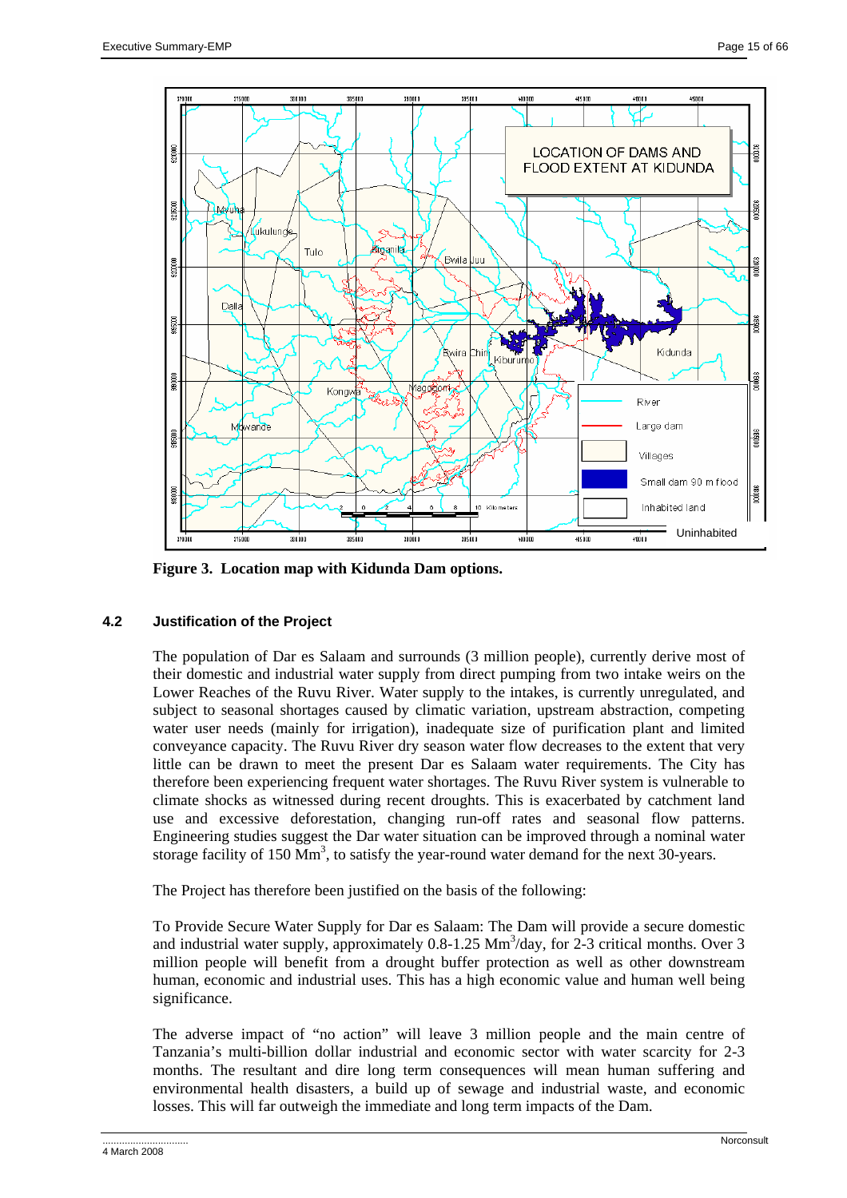**Figure 3. Location map with Kidunda Dam options.**

### 4.2 Justification of the Project

The population of Dar es Salaam and surrounds (3 million people), currently derive most of their domestic and industrial water supply from direct pumping from two intake weirs on the Lower Reaches of the Ruvu River. Water supply to the intakes, is currently unregulated, and subject to seasonal shortages caused by climatic variation, upstream abstraction, competing water user needs (mainly for irrigation), inadequate size of purification plant and limited conveyance capacity. The Ruvu River dry season water flow decreases to the extent that very little can be drawn to meet the present Dar es Salaam water requirements. The City has therefore been experiencing frequent water shortages. The Ruvu River system is vulnerable to climate shocks as witnessed during recent droughts. This is exacerbated by catchment land use and excessive deforestation, changing run-off rates and seasonal flow patterns. Engineering studies suggest the Dar water situation can be improved through a nominal water storage facility of 150 $Mm^3$, to satisfy the year-round water demand for the next 30-years.

The Project has therefore been justified on the basis of the following:

To Provide Secure Water Supply for Dar es Salaam: The Dam will provide a secure domestic and industrial water supply, approximately 0.8-1.25 $Mm^3$/day, for 2-3 critical months. Over 3 million people will benefit from a drought buffer protection as well as other downstream human, economic and industrial uses. This has a high economic value and human well being significance.

The adverse impact of "no action" will leave 3 million people and the main centre of Tanzania's multi-billion dollar industrial and economic sector with water scarcity for 2-3 months. The resultant and dire long term consequences will mean human suffering and environmental health disasters, a build up of sewage and industrial waste, and economic losses. This will far outweigh the immediate and long term impacts of the Dam.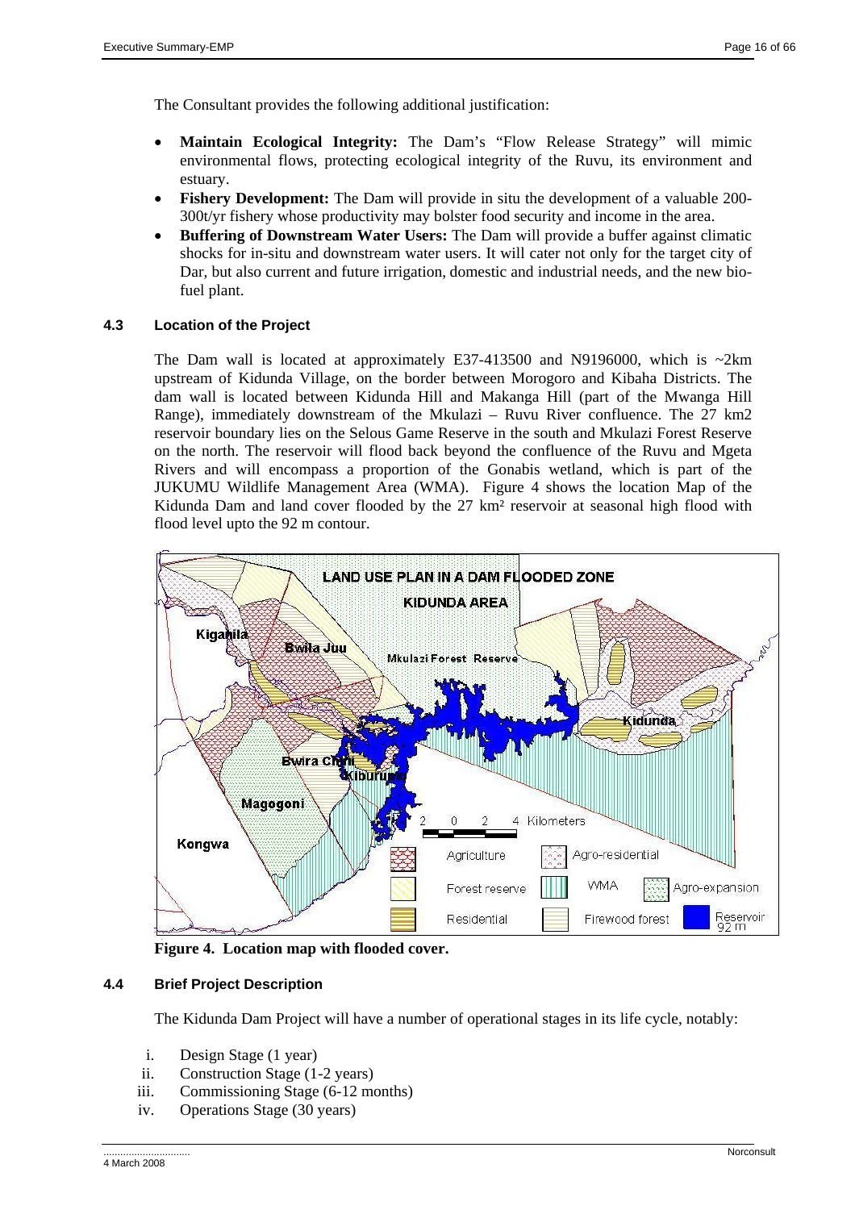The Consultant provides the following additional justification:

- **Maintain Ecological Integrity:** The Dam's "Flow Release Strategy" will mimic environmental flows, protecting ecological integrity of the Ruvu, its environment and estuary.
- **Fishery Development:** The Dam will provide in situ the development of a valuable 200-300t/yr fishery whose productivity may bolster food security and income in the area.
- **Buffering of Downstream Water Users:** The Dam will provide a buffer against climatic shocks for in-situ and downstream water users. It will cater not only for the target city of Dar, but also current and future irrigation, domestic and industrial needs, and the new bio-fuel plant.

### 4.3 Location of the Project

The Dam wall is located at approximately E37-413500 and N9196000, which is ~2km upstream of Kidunda Village, on the border between Morogoro and Kibaha Districts. The dam wall is located between Kidunda Hill and Makanga Hill (part of the Mwanga Hill Range), immediately downstream of the Mkulazi – Ruvu River confluence. The 27 km2 reservoir boundary lies on the Selous Game Reserve in the south and Mkulazi Forest Reserve on the north. The reservoir will flood back beyond the confluence of the Ruvu and Mgeta Rivers and will encompass a proportion of the Gonabis wetland, which is part of the JUKUMU Wildlife Management Area (WMA). Figure 4 shows the location Map of the Kidunda Dam and land cover flooded by the 27 km² reservoir at seasonal high flood with flood level upto the 92 m contour.

**Figure 4. Location map with flooded cover.**

### 4.4 Brief Project Description

The Kidunda Dam Project will have a number of operational stages in its life cycle, notably:

i. Design Stage (1 year)
ii. Construction Stage (1-2 years)
iii. Commissioning Stage (6-12 months)
iv. Operations Stage (30 years)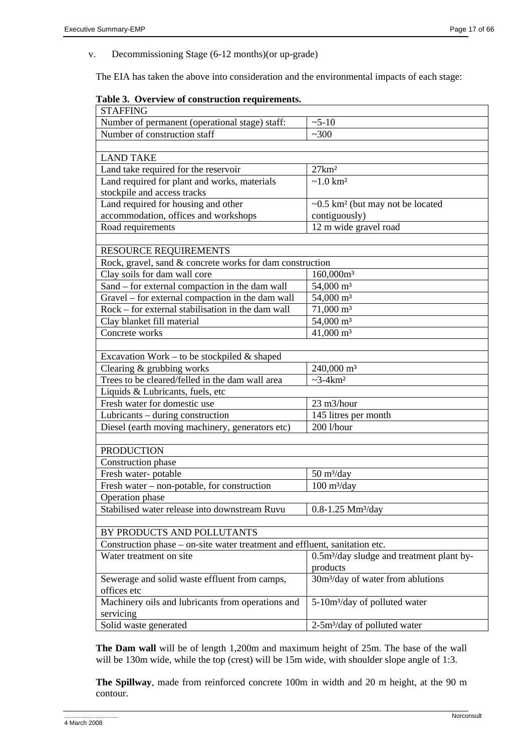v. Decommissioning Stage (6-12 months)(or up-grade)

The EIA has taken the above into consideration and the environmental impacts of each stage:

**Table 3. Overview of construction requirements.**

| STAFFING | |
|---|---|
| Number of permanent (operational stage) staff: | ~5-10 |
| Number of construction staff | ~300 |
| | |
| LAND TAKE | |
| Land take required for the reservoir | 27km² |
| Land required for plant and works, materials stockpile and access tracks | ~1.0 km² |
| Land required for housing and other accommodation, offices and workshops | ~0.5 km² (but may not be located contiguously) |
| Road requirements | 12 m wide gravel road |
| | |
| RESOURCE REQUIREMENTS | |
| Rock, gravel, sand & concrete works for dam construction | |
| Clay soils for dam wall core | 160,000m³ |
| Sand – for external compaction in the dam wall | 54,000 m³ |
| Gravel – for external compaction in the dam wall | 54,000 m³ |
| Rock – for external stabilisation in the dam wall | 71,000 m³ |
| Clay blanket fill material | 54,000 m³ |
| Concrete works | 41,000 m³ |
| | |
| Excavation Work – to be stockpiled & shaped | |
| Clearing & grubbing works | 240,000 m³ |
| Trees to be cleared/felled in the dam wall area | ~3-4km² |
| Liquids & Lubricants, fuels, etc | |
| Fresh water for domestic use | 23 m3/hour |
| Lubricants – during construction | 145 litres per month |
| Diesel (earth moving machinery, generators etc) | 200 l/hour |
| | |
| PRODUCTION | |
| Construction phase | |
| Fresh water- potable | 50 m³/day |
| Fresh water – non-potable, for construction | 100 m³/day |
| Operation phase | |
| Stabilised water release into downstream Ruvu | 0.8-1.25 Mm³/day |
| | |
| BY PRODUCTS AND POLLUTANTS | |
| Construction phase – on-site water treatment and effluent, sanitation etc. | |
| Water treatment on site | 0.5m³/day sludge and treatment plant by-products |
| Sewerage and solid waste effluent from camps, offices etc | 30m³/day of water from ablutions |
| Machinery oils and lubricants from operations and servicing | 5-10m³/day of polluted water |
| Solid waste generated | 2-5m³/day of polluted water |

**The Dam wall** will be of length 1,200m and maximum height of 25m. The base of the wall will be 130m wide, while the top (crest) will be 15m wide, with shoulder slope angle of 1:3.

**The Spillway**, made from reinforced concrete 100m in width and 20 m height, at the 90 m contour.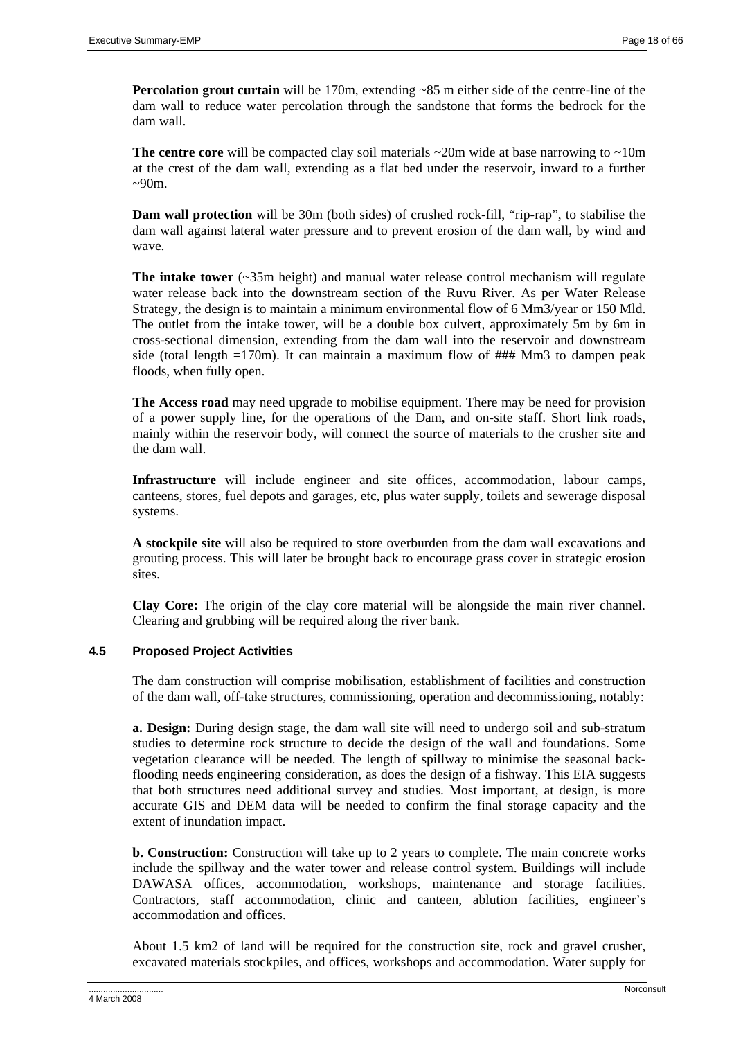**Percolation grout curtain** will be 170m, extending ~85 m either side of the centre-line of the dam wall to reduce water percolation through the sandstone that forms the bedrock for the dam wall.

**The centre core** will be compacted clay soil materials ~20m wide at base narrowing to ~10m at the crest of the dam wall, extending as a flat bed under the reservoir, inward to a further ~90m.

**Dam wall protection** will be 30m (both sides) of crushed rock-fill, "rip-rap", to stabilise the dam wall against lateral water pressure and to prevent erosion of the dam wall, by wind and wave.

**The intake tower** (~35m height) and manual water release control mechanism will regulate water release back into the downstream section of the Ruvu River. As per Water Release Strategy, the design is to maintain a minimum environmental flow of 6 Mm3/year or 150 Mld. The outlet from the intake tower, will be a double box culvert, approximately 5m by 6m in cross-sectional dimension, extending from the dam wall into the reservoir and downstream side (total length =170m). It can maintain a maximum flow of ### Mm3 to dampen peak floods, when fully open.

**The Access road** may need upgrade to mobilise equipment. There may be need for provision of a power supply line, for the operations of the Dam, and on-site staff. Short link roads, mainly within the reservoir body, will connect the source of materials to the crusher site and the dam wall.

**Infrastructure** will include engineer and site offices, accommodation, labour camps, canteens, stores, fuel depots and garages, etc, plus water supply, toilets and sewerage disposal systems.

**A stockpile site** will also be required to store overburden from the dam wall excavations and grouting process. This will later be brought back to encourage grass cover in strategic erosion sites.

**Clay Core:** The origin of the clay core material will be alongside the main river channel. Clearing and grubbing will be required along the river bank.

### 4.5 Proposed Project Activities

The dam construction will comprise mobilisation, establishment of facilities and construction of the dam wall, off-take structures, commissioning, operation and decommissioning, notably:

**a. Design:** During design stage, the dam wall site will need to undergo soil and sub-stratum studies to determine rock structure to decide the design of the wall and foundations. Some vegetation clearance will be needed. The length of spillway to minimise the seasonal back-flooding needs engineering consideration, as does the design of a fishway. This EIA suggests that both structures need additional survey and studies. Most important, at design, is more accurate GIS and DEM data will be needed to confirm the final storage capacity and the extent of inundation impact.

**b. Construction:** Construction will take up to 2 years to complete. The main concrete works include the spillway and the water tower and release control system. Buildings will include DAWASA offices, accommodation, workshops, maintenance and storage facilities. Contractors, staff accommodation, clinic and canteen, ablution facilities, engineer's accommodation and offices.

About 1.5 km2 of land will be required for the construction site, rock and gravel crusher, excavated materials stockpiles, and offices, workshops and accommodation. Water supply for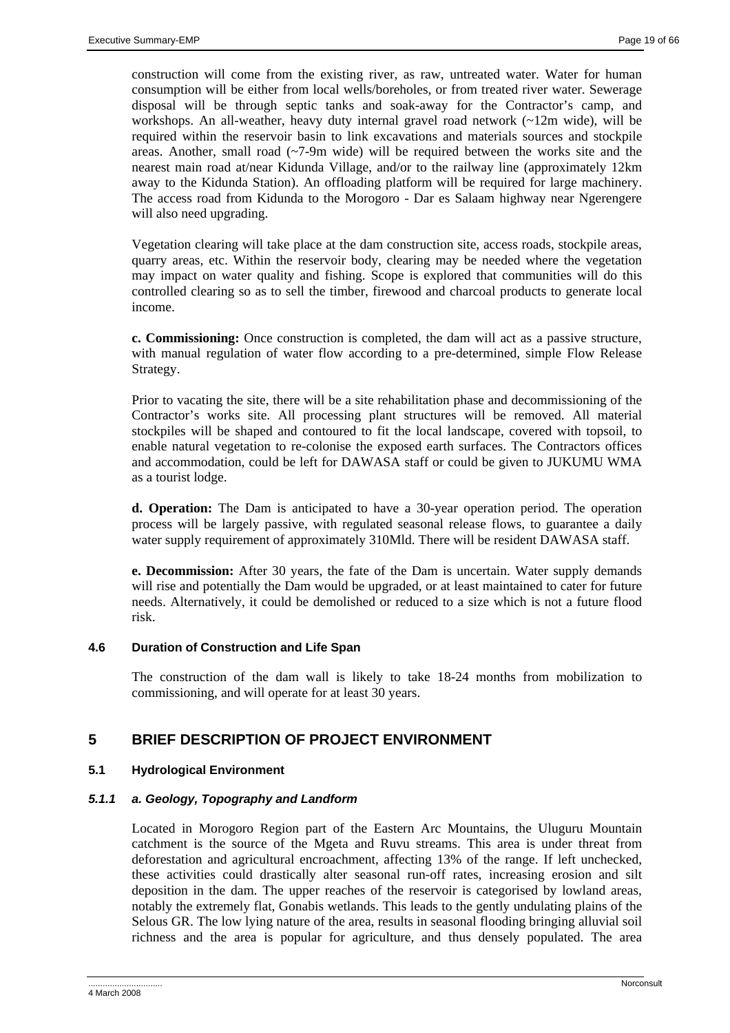construction will come from the existing river, as raw, untreated water. Water for human consumption will be either from local wells/boreholes, or from treated river water. Sewerage disposal will be through septic tanks and soak-away for the Contractor's camp, and workshops. An all-weather, heavy duty internal gravel road network (~12m wide), will be required within the reservoir basin to link excavations and materials sources and stockpile areas. Another, small road (~7-9m wide) will be required between the works site and the nearest main road at/near Kidunda Village, and/or to the railway line (approximately 12km away to the Kidunda Station). An offloading platform will be required for large machinery. The access road from Kidunda to the Morogoro - Dar es Salaam highway near Ngerengere will also need upgrading.

Vegetation clearing will take place at the dam construction site, access roads, stockpile areas, quarry areas, etc. Within the reservoir body, clearing may be needed where the vegetation may impact on water quality and fishing. Scope is explored that communities will do this controlled clearing so as to sell the timber, firewood and charcoal products to generate local income.

**c. Commissioning:** Once construction is completed, the dam will act as a passive structure, with manual regulation of water flow according to a pre-determined, simple Flow Release Strategy.

Prior to vacating the site, there will be a site rehabilitation phase and decommissioning of the Contractor's works site. All processing plant structures will be removed. All material stockpiles will be shaped and contoured to fit the local landscape, covered with topsoil, to enable natural vegetation to re-colonise the exposed earth surfaces. The Contractors offices and accommodation, could be left for DAWASA staff or could be given to JUKUMU WMA as a tourist lodge.

**d. Operation:** The Dam is anticipated to have a 30-year operation period. The operation process will be largely passive, with regulated seasonal release flows, to guarantee a daily water supply requirement of approximately 310Mld. There will be resident DAWASA staff.

**e. Decommission:** After 30 years, the fate of the Dam is uncertain. Water supply demands will rise and potentially the Dam would be upgraded, or at least maintained to cater for future needs. Alternatively, it could be demolished or reduced to a size which is not a future flood risk.

### 4.6 Duration of Construction and Life Span

The construction of the dam wall is likely to take 18-24 months from mobilization to commissioning, and will operate for at least 30 years.

## 5 BRIEF DESCRIPTION OF PROJECT ENVIRONMENT

### 5.1 Hydrological Environment

#### *5.1.1 a. Geology, Topography and Landform*

Located in Morogoro Region part of the Eastern Arc Mountains, the Uluguru Mountain catchment is the source of the Mgeta and Ruvu streams. This area is under threat from deforestation and agricultural encroachment, affecting 13% of the range. If left unchecked, these activities could drastically alter seasonal run-off rates, increasing erosion and silt deposition in the dam. The upper reaches of the reservoir is categorised by lowland areas, notably the extremely flat, Gonabis wetlands. This leads to the gently undulating plains of the Selous GR. The low lying nature of the area, results in seasonal flooding bringing alluvial soil richness and the area is popular for agriculture, and thus densely populated. The area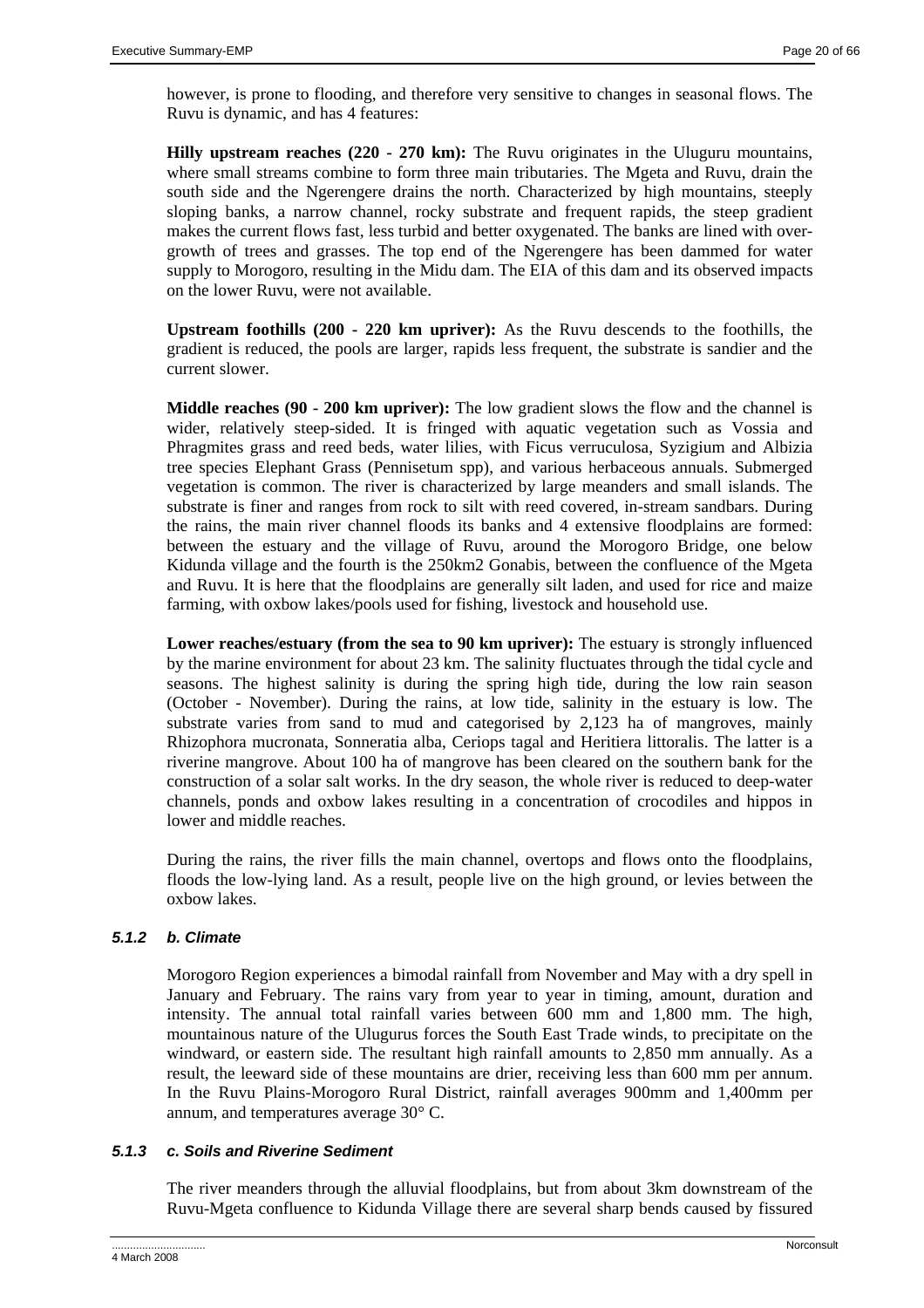however, is prone to flooding, and therefore very sensitive to changes in seasonal flows. The Ruvu is dynamic, and has 4 features:

**Hilly upstream reaches (220 - 270 km):** The Ruvu originates in the Uluguru mountains, where small streams combine to form three main tributaries. The Mgeta and Ruvu, drain the south side and the Ngerengere drains the north. Characterized by high mountains, steeply sloping banks, a narrow channel, rocky substrate and frequent rapids, the steep gradient makes the current flows fast, less turbid and better oxygenated. The banks are lined with over-growth of trees and grasses. The top end of the Ngerengere has been dammed for water supply to Morogoro, resulting in the Midu dam. The EIA of this dam and its observed impacts on the lower Ruvu, were not available.

**Upstream foothills (200 - 220 km upriver):** As the Ruvu descends to the foothills, the gradient is reduced, the pools are larger, rapids less frequent, the substrate is sandier and the current slower.

**Middle reaches (90 - 200 km upriver):** The low gradient slows the flow and the channel is wider, relatively steep-sided. It is fringed with aquatic vegetation such as Vossia and Phragmites grass and reed beds, water lilies, with Ficus verruculosa, Syzigium and Albizia tree species Elephant Grass (Pennisetum spp), and various herbaceous annuals. Submerged vegetation is common. The river is characterized by large meanders and small islands. The substrate is finer and ranges from rock to silt with reed covered, in-stream sandbars. During the rains, the main river channel floods its banks and 4 extensive floodplains are formed: between the estuary and the village of Ruvu, around the Morogoro Bridge, one below Kidunda village and the fourth is the 250km2 Gonabis, between the confluence of the Mgeta and Ruvu. It is here that the floodplains are generally silt laden, and used for rice and maize farming, with oxbow lakes/pools used for fishing, livestock and household use.

**Lower reaches/estuary (from the sea to 90 km upriver):** The estuary is strongly influenced by the marine environment for about 23 km. The salinity fluctuates through the tidal cycle and seasons. The highest salinity is during the spring high tide, during the low rain season (October - November). During the rains, at low tide, salinity in the estuary is low. The substrate varies from sand to mud and categorised by 2,123 ha of mangroves, mainly Rhizophora mucronata, Sonneratia alba, Ceriops tagal and Heritiera littoralis. The latter is a riverine mangrove. About 100 ha of mangrove has been cleared on the southern bank for the construction of a solar salt works. In the dry season, the whole river is reduced to deep-water channels, ponds and oxbow lakes resulting in a concentration of crocodiles and hippos in lower and middle reaches.

During the rains, the river fills the main channel, overtops and flows onto the floodplains, floods the low-lying land. As a result, people live on the high ground, or levies between the oxbow lakes.

### *5.1.2 b. Climate*

Morogoro Region experiences a bimodal rainfall from November and May with a dry spell in January and February. The rains vary from year to year in timing, amount, duration and intensity. The annual total rainfall varies between 600 mm and 1,800 mm. The high, mountainous nature of the Ulugurus forces the South East Trade winds, to precipitate on the windward, or eastern side. The resultant high rainfall amounts to 2,850 mm annually. As a result, the leeward side of these mountains are drier, receiving less than 600 mm per annum. In the Ruvu Plains-Morogoro Rural District, rainfall averages 900mm and 1,400mm per annum, and temperatures average 30° C.

### *5.1.3 c. Soils and Riverine Sediment*

The river meanders through the alluvial floodplains, but from about 3km downstream of the Ruvu-Mgeta confluence to Kidunda Village there are several sharp bends caused by fissured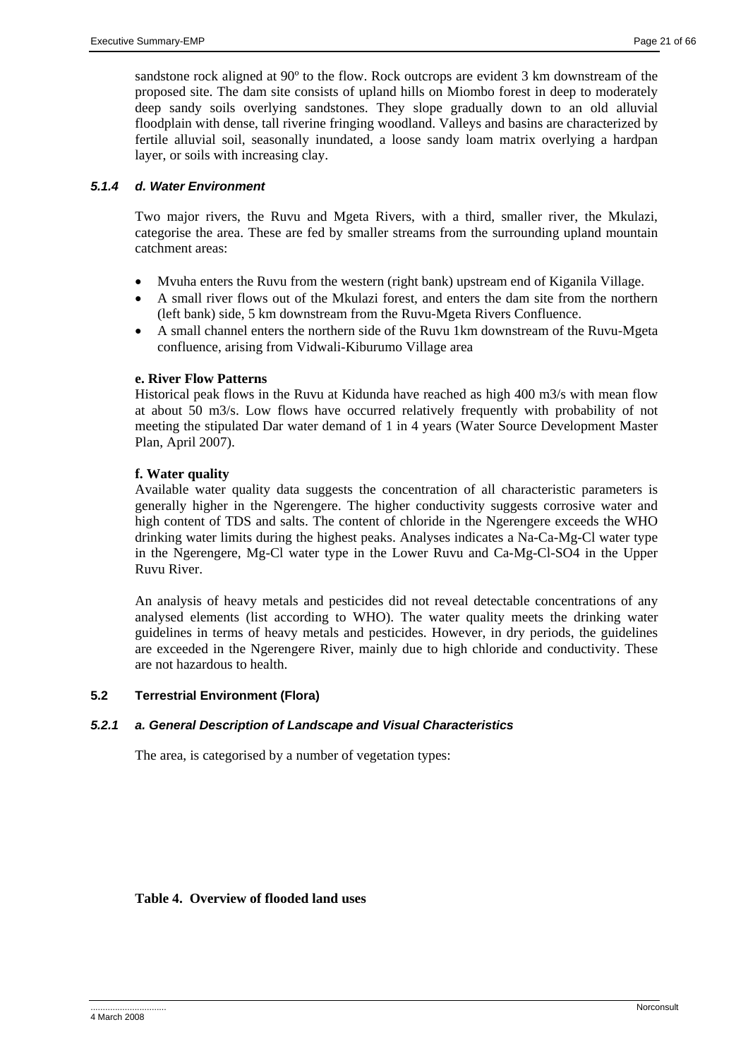sandstone rock aligned at 90º to the flow. Rock outcrops are evident 3 km downstream of the proposed site. The dam site consists of upland hills on Miombo forest in deep to moderately deep sandy soils overlying sandstones. They slope gradually down to an old alluvial floodplain with dense, tall riverine fringing woodland. Valleys and basins are characterized by fertile alluvial soil, seasonally inundated, a loose sandy loam matrix overlying a hardpan layer, or soils with increasing clay.

### *5.1.4 d. Water Environment*

Two major rivers, the Ruvu and Mgeta Rivers, with a third, smaller river, the Mkulazi, categorise the area. These are fed by smaller streams from the surrounding upland mountain catchment areas:

- Mvuha enters the Ruvu from the western (right bank) upstream end of Kiganila Village.
- A small river flows out of the Mkulazi forest, and enters the dam site from the northern (left bank) side, 5 km downstream from the Ruvu-Mgeta Rivers Confluence.
- A small channel enters the northern side of the Ruvu 1km downstream of the Ruvu-Mgeta confluence, arising from Vidwali-Kiburumo Village area

**e. River Flow Patterns**

Historical peak flows in the Ruvu at Kidunda have reached as high 400 m3/s with mean flow at about 50 m3/s. Low flows have occurred relatively frequently with probability of not meeting the stipulated Dar water demand of 1 in 4 years (Water Source Development Master Plan, April 2007).

**f. Water quality**

Available water quality data suggests the concentration of all characteristic parameters is generally higher in the Ngerengere. The higher conductivity suggests corrosive water and high content of TDS and salts. The content of chloride in the Ngerengere exceeds the WHO drinking water limits during the highest peaks. Analyses indicates a Na-Ca-Mg-Cl water type in the Ngerengere, Mg-Cl water type in the Lower Ruvu and Ca-Mg-Cl-SO4 in the Upper Ruvu River.

An analysis of heavy metals and pesticides did not reveal detectable concentrations of any analysed elements (list according to WHO). The water quality meets the drinking water guidelines in terms of heavy metals and pesticides. However, in dry periods, the guidelines are exceeded in the Ngerengere River, mainly due to high chloride and conductivity. These are not hazardous to health.

## 5.2 Terrestrial Environment (Flora)

### *5.2.1 a. General Description of Landscape and Visual Characteristics*

The area, is categorised by a number of vegetation types:

**Table 4. Overview of flooded land uses**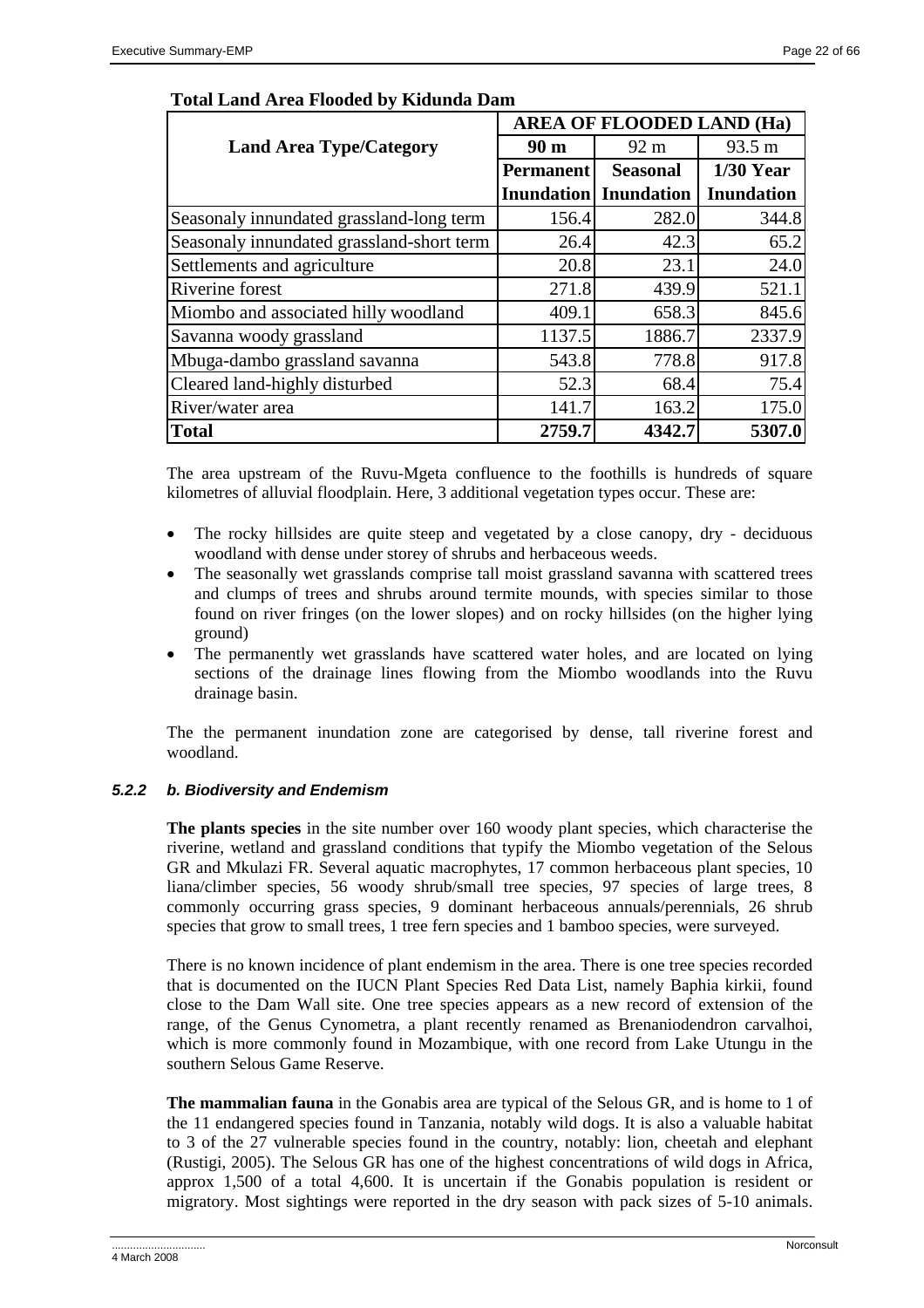**Total Land Area Flooded by Kidunda Dam**

| Land Area Type/Category | AREA OF FLOODED LAND (Ha) | | |
|---|---|---|---|
| | 90 m | 92 m | 93.5 m |
| | Permanent Inundation | Seasonal Inundation | 1/30 Year Inundation |
| Seasonaly innundated grassland-long term | 156.4 | 282.0 | 344.8 |
| Seasonaly innundated grassland-short term | 26.4 | 42.3 | 65.2 |
| Settlements and agriculture | 20.8 | 23.1 | 24.0 |
| Riverine forest | 271.8 | 439.9 | 521.1 |
| Miombo and associated hilly woodland | 409.1 | 658.3 | 845.6 |
| Savanna woody grassland | 1137.5 | 1886.7 | 2337.9 |
| Mbuga-dambo grassland savanna | 543.8 | 778.8 | 917.8 |
| Cleared land-highly disturbed | 52.3 | 68.4 | 75.4 |
| River/water area | 141.7 | 163.2 | 175.0 |
| **Total** | **2759.7** | **4342.7** | **5307.0** |

The area upstream of the Ruvu-Mgeta confluence to the foothills is hundreds of square kilometres of alluvial floodplain. Here, 3 additional vegetation types occur. These are:

- The rocky hillsides are quite steep and vegetated by a close canopy, dry - deciduous woodland with dense under storey of shrubs and herbaceous weeds.
- The seasonally wet grasslands comprise tall moist grassland savanna with scattered trees and clumps of trees and shrubs around termite mounds, with species similar to those found on river fringes (on the lower slopes) and on rocky hillsides (on the higher lying ground)
- The permanently wet grasslands have scattered water holes, and are located on lying sections of the drainage lines flowing from the Miombo woodlands into the Ruvu drainage basin.

The the permanent inundation zone are categorised by dense, tall riverine forest and woodland.

### *5.2.2 b. Biodiversity and Endemism*

**The plants species** in the site number over 160 woody plant species, which characterise the riverine, wetland and grassland conditions that typify the Miombo vegetation of the Selous GR and Mkulazi FR. Several aquatic macrophytes, 17 common herbaceous plant species, 10 liana/climber species, 56 woody shrub/small tree species, 97 species of large trees, 8 commonly occurring grass species, 9 dominant herbaceous annuals/perennials, 26 shrub species that grow to small trees, 1 tree fern species and 1 bamboo species, were surveyed.

There is no known incidence of plant endemism in the area. There is one tree species recorded that is documented on the IUCN Plant Species Red Data List, namely Baphia kirkii, found close to the Dam Wall site. One tree species appears as a new record of extension of the range, of the Genus Cynometra, a plant recently renamed as Brenaniodendron carvalhoi, which is more commonly found in Mozambique, with one record from Lake Utungu in the southern Selous Game Reserve.

**The mammalian fauna** in the Gonabis area are typical of the Selous GR, and is home to 1 of the 11 endangered species found in Tanzania, notably wild dogs. It is also a valuable habitat to 3 of the 27 vulnerable species found in the country, notably: lion, cheetah and elephant (Rustigi, 2005). The Selous GR has one of the highest concentrations of wild dogs in Africa, approx 1,500 of a total 4,600. It is uncertain if the Gonabis population is resident or migratory. Most sightings were reported in the dry season with pack sizes of 5-10 animals.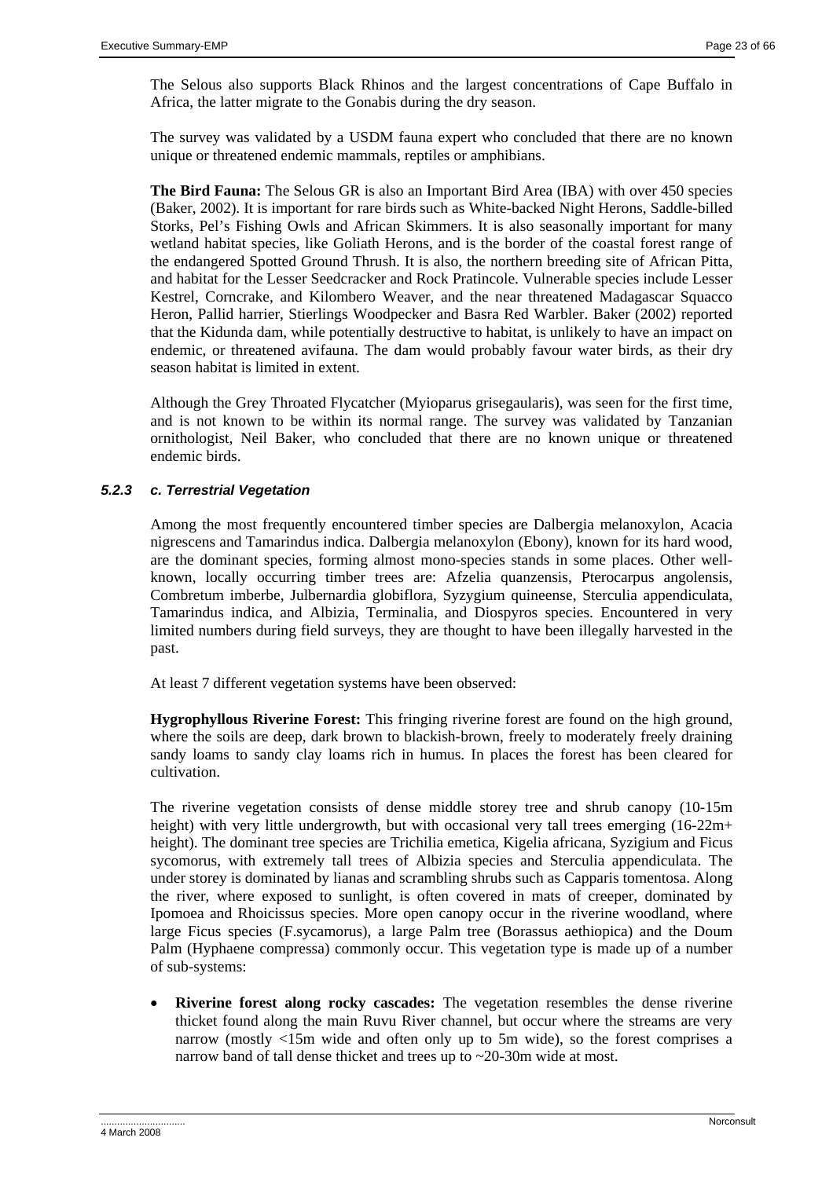The Selous also supports Black Rhinos and the largest concentrations of Cape Buffalo in Africa, the latter migrate to the Gonabis during the dry season.

The survey was validated by a USDM fauna expert who concluded that there are no known unique or threatened endemic mammals, reptiles or amphibians.

**The Bird Fauna:** The Selous GR is also an Important Bird Area (IBA) with over 450 species (Baker, 2002). It is important for rare birds such as White-backed Night Herons, Saddle-billed Storks, Pel's Fishing Owls and African Skimmers. It is also seasonally important for many wetland habitat species, like Goliath Herons, and is the border of the coastal forest range of the endangered Spotted Ground Thrush. It is also, the northern breeding site of African Pitta, and habitat for the Lesser Seedcracker and Rock Pratincole. Vulnerable species include Lesser Kestrel, Corncrake, and Kilombero Weaver, and the near threatened Madagascar Squacco Heron, Pallid harrier, Stierlings Woodpecker and Basra Red Warbler. Baker (2002) reported that the Kidunda dam, while potentially destructive to habitat, is unlikely to have an impact on endemic, or threatened avifauna. The dam would probably favour water birds, as their dry season habitat is limited in extent.

Although the Grey Throated Flycatcher (Myioparus grisegaularis), was seen for the first time, and is not known to be within its normal range. The survey was validated by Tanzanian ornithologist, Neil Baker, who concluded that there are no known unique or threatened endemic birds.

### *5.2.3 c. Terrestrial Vegetation*

Among the most frequently encountered timber species are Dalbergia melanoxylon, Acacia nigrescens and Tamarindus indica. Dalbergia melanoxylon (Ebony), known for its hard wood, are the dominant species, forming almost mono-species stands in some places. Other well-known, locally occurring timber trees are: Afzelia quanzensis, Pterocarpus angolensis, Combretum imberbe, Julbernardia globiflora, Syzygium quineense, Sterculia appendiculata, Tamarindus indica, and Albizia, Terminalia, and Diospyros species. Encountered in very limited numbers during field surveys, they are thought to have been illegally harvested in the past.

At least 7 different vegetation systems have been observed:

**Hygrophyllous Riverine Forest:** This fringing riverine forest are found on the high ground, where the soils are deep, dark brown to blackish-brown, freely to moderately freely draining sandy loams to sandy clay loams rich in humus. In places the forest has been cleared for cultivation.

The riverine vegetation consists of dense middle storey tree and shrub canopy (10-15m height) with very little undergrowth, but with occasional very tall trees emerging (16-22m+ height). The dominant tree species are Trichilia emetica, Kigelia africana, Syzigium and Ficus sycomorus, with extremely tall trees of Albizia species and Sterculia appendiculata. The under storey is dominated by lianas and scrambling shrubs such as Capparis tomentosa. Along the river, where exposed to sunlight, is often covered in mats of creeper, dominated by Ipomoea and Rhoicissus species. More open canopy occur in the riverine woodland, where large Ficus species (F.sycamorus), a large Palm tree (Borassus aethiopica) and the Doum Palm (Hyphaene compressa) commonly occur. This vegetation type is made up of a number of sub-systems:

- **Riverine forest along rocky cascades:** The vegetation resembles the dense riverine thicket found along the main Ruvu River channel, but occur where the streams are very narrow (mostly <15m wide and often only up to 5m wide), so the forest comprises a narrow band of tall dense thicket and trees up to ~20-30m wide at most.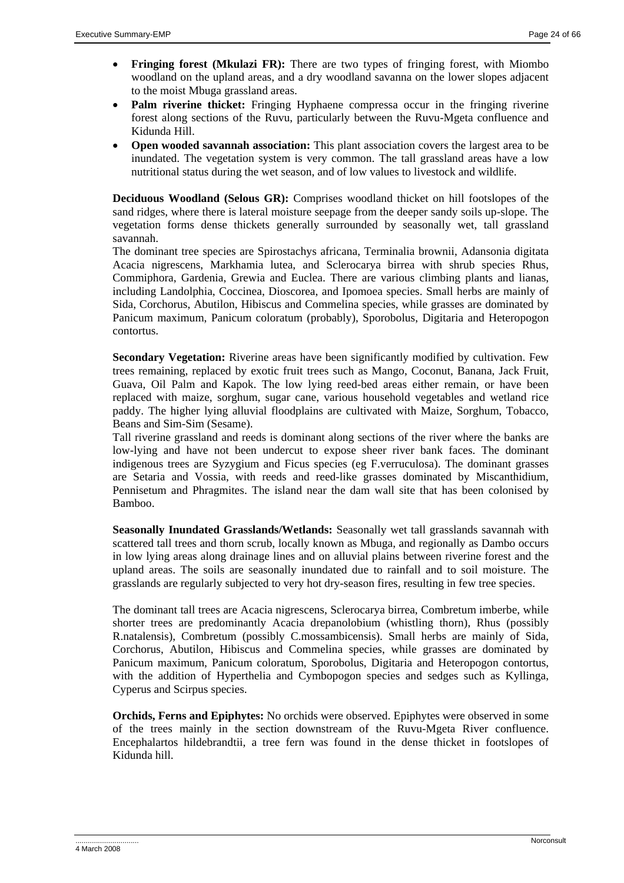- **Fringing forest (Mkulazi FR):** There are two types of fringing forest, with Miombo woodland on the upland areas, and a dry woodland savanna on the lower slopes adjacent to the moist Mbuga grassland areas.
- **Palm riverine thicket:** Fringing Hyphaene compressa occur in the fringing riverine forest along sections of the Ruvu, particularly between the Ruvu-Mgeta confluence and Kidunda Hill.
- **Open wooded savannah association:** This plant association covers the largest area to be inundated. The vegetation system is very common. The tall grassland areas have a low nutritional status during the wet season, and of low values to livestock and wildlife.

**Deciduous Woodland (Selous GR):** Comprises woodland thicket on hill footslopes of the sand ridges, where there is lateral moisture seepage from the deeper sandy soils up-slope. The vegetation forms dense thickets generally surrounded by seasonally wet, tall grassland savannah.

The dominant tree species are Spirostachys africana, Terminalia brownii, Adansonia digitata Acacia nigrescens, Markhamia lutea, and Sclerocarya birrea with shrub species Rhus, Commiphora, Gardenia, Grewia and Euclea. There are various climbing plants and lianas, including Landolphia, Coccinea, Dioscorea, and Ipomoea species. Small herbs are mainly of Sida, Corchorus, Abutilon, Hibiscus and Commelina species, while grasses are dominated by Panicum maximum, Panicum coloratum (probably), Sporobolus, Digitaria and Heteropogon contortus.

**Secondary Vegetation:** Riverine areas have been significantly modified by cultivation. Few trees remaining, replaced by exotic fruit trees such as Mango, Coconut, Banana, Jack Fruit, Guava, Oil Palm and Kapok. The low lying reed-bed areas either remain, or have been replaced with maize, sorghum, sugar cane, various household vegetables and wetland rice paddy. The higher lying alluvial floodplains are cultivated with Maize, Sorghum, Tobacco, Beans and Sim-Sim (Sesame).

Tall riverine grassland and reeds is dominant along sections of the river where the banks are low-lying and have not been undercut to expose sheer river bank faces. The dominant indigenous trees are Syzygium and Ficus species (eg F.verruculosa). The dominant grasses are Setaria and Vossia, with reeds and reed-like grasses dominated by Miscanthidium, Pennisetum and Phragmites. The island near the dam wall site that has been colonised by Bamboo.

**Seasonally Inundated Grasslands/Wetlands:** Seasonally wet tall grasslands savannah with scattered tall trees and thorn scrub, locally known as Mbuga, and regionally as Dambo occurs in low lying areas along drainage lines and on alluvial plains between riverine forest and the upland areas. The soils are seasonally inundated due to rainfall and to soil moisture. The grasslands are regularly subjected to very hot dry-season fires, resulting in few tree species.

The dominant tall trees are Acacia nigrescens, Sclerocarya birrea, Combretum imberbe, while shorter trees are predominantly Acacia drepanolobium (whistling thorn), Rhus (possibly R.natalensis), Combretum (possibly C.mossambicensis). Small herbs are mainly of Sida, Corchorus, Abutilon, Hibiscus and Commelina species, while grasses are dominated by Panicum maximum, Panicum coloratum, Sporobolus, Digitaria and Heteropogon contortus, with the addition of Hyperthelia and Cymbopogon species and sedges such as Kyllinga, Cyperus and Scirpus species.

**Orchids, Ferns and Epiphytes:** No orchids were observed. Epiphytes were observed in some of the trees mainly in the section downstream of the Ruvu-Mgeta River confluence. Encephalartos hildebrandtii, a tree fern was found in the dense thicket in footslopes of Kidunda hill.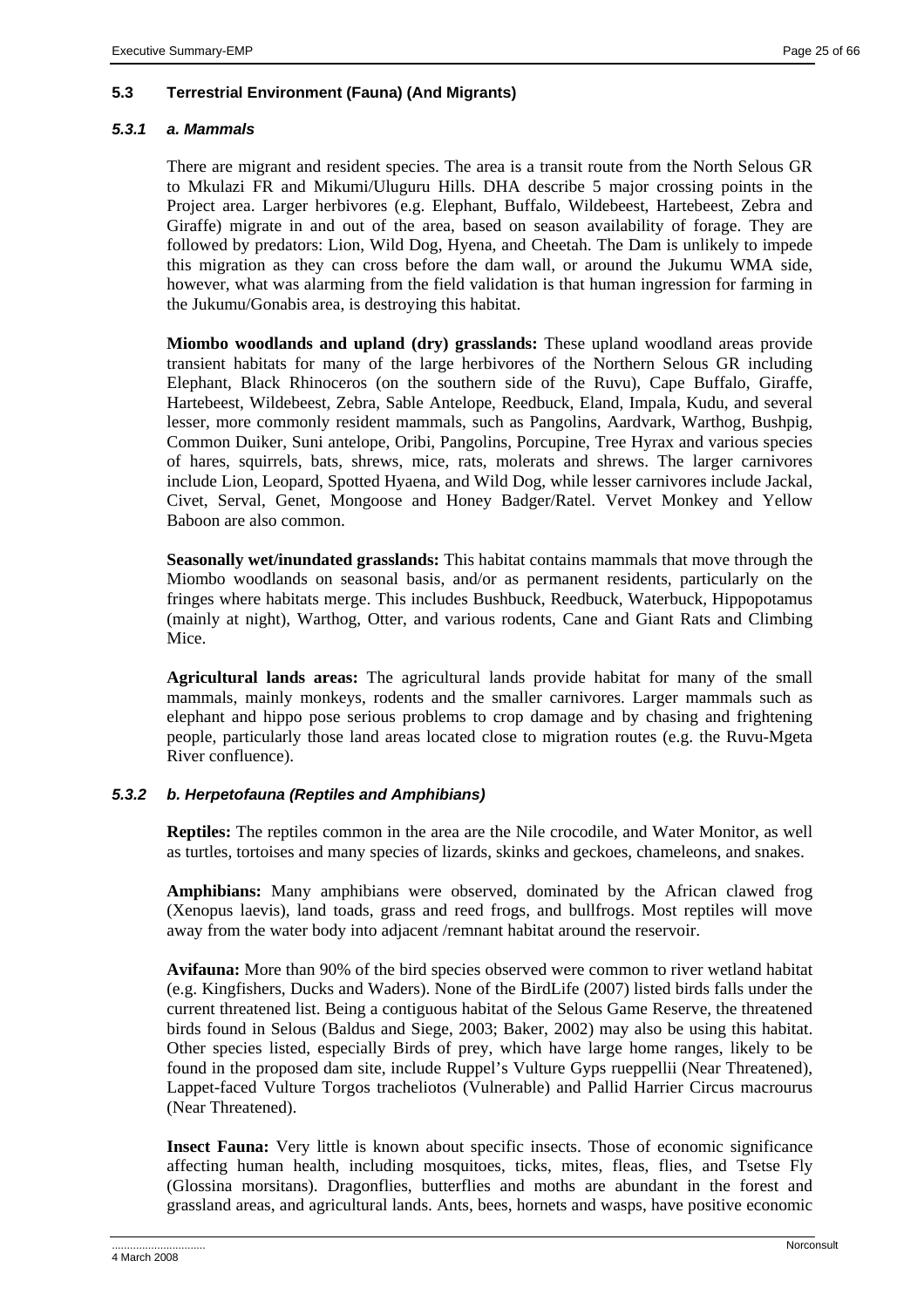### 5.3 Terrestrial Environment (Fauna) (And Migrants)

#### *5.3.1 a. Mammals*

There are migrant and resident species. The area is a transit route from the North Selous GR to Mkulazi FR and Mikumi/Uluguru Hills. DHA describe 5 major crossing points in the Project area. Larger herbivores (e.g. Elephant, Buffalo, Wildebeest, Hartebeest, Zebra and Giraffe) migrate in and out of the area, based on season availability of forage. They are followed by predators: Lion, Wild Dog, Hyena, and Cheetah. The Dam is unlikely to impede this migration as they can cross before the dam wall, or around the Jukumu WMA side, however, what was alarming from the field validation is that human ingression for farming in the Jukumu/Gonabis area, is destroying this habitat.

**Miombo woodlands and upland (dry) grasslands:** These upland woodland areas provide transient habitats for many of the large herbivores of the Northern Selous GR including Elephant, Black Rhinoceros (on the southern side of the Ruvu), Cape Buffalo, Giraffe, Hartebeest, Wildebeest, Zebra, Sable Antelope, Reedbuck, Eland, Impala, Kudu, and several lesser, more commonly resident mammals, such as Pangolins, Aardvark, Warthog, Bushpig, Common Duiker, Suni antelope, Oribi, Pangolins, Porcupine, Tree Hyrax and various species of hares, squirrels, bats, shrews, mice, rats, molerats and shrews. The larger carnivores include Lion, Leopard, Spotted Hyaena, and Wild Dog, while lesser carnivores include Jackal, Civet, Serval, Genet, Mongoose and Honey Badger/Ratel. Vervet Monkey and Yellow Baboon are also common.

**Seasonally wet/inundated grasslands:** This habitat contains mammals that move through the Miombo woodlands on seasonal basis, and/or as permanent residents, particularly on the fringes where habitats merge. This includes Bushbuck, Reedbuck, Waterbuck, Hippopotamus (mainly at night), Warthog, Otter, and various rodents, Cane and Giant Rats and Climbing Mice.

**Agricultural lands areas:** The agricultural lands provide habitat for many of the small mammals, mainly monkeys, rodents and the smaller carnivores. Larger mammals such as elephant and hippo pose serious problems to crop damage and by chasing and frightening people, particularly those land areas located close to migration routes (e.g. the Ruvu-Mgeta River confluence).

#### *5.3.2 b. Herpetofauna (Reptiles and Amphibians)*

**Reptiles:** The reptiles common in the area are the Nile crocodile, and Water Monitor, as well as turtles, tortoises and many species of lizards, skinks and geckoes, chameleons, and snakes.

**Amphibians:** Many amphibians were observed, dominated by the African clawed frog (Xenopus laevis), land toads, grass and reed frogs, and bullfrogs. Most reptiles will move away from the water body into adjacent /remnant habitat around the reservoir.

**Avifauna:** More than 90% of the bird species observed were common to river wetland habitat (e.g. Kingfishers, Ducks and Waders). None of the BirdLife (2007) listed birds falls under the current threatened list. Being a contiguous habitat of the Selous Game Reserve, the threatened birds found in Selous (Baldus and Siege, 2003; Baker, 2002) may also be using this habitat. Other species listed, especially Birds of prey, which have large home ranges, likely to be found in the proposed dam site, include Ruppel's Vulture Gyps rueppellii (Near Threatened), Lappet-faced Vulture Torgos tracheliotos (Vulnerable) and Pallid Harrier Circus macrourus (Near Threatened).

**Insect Fauna:** Very little is known about specific insects. Those of economic significance affecting human health, including mosquitoes, ticks, mites, fleas, flies, and Tsetse Fly (Glossina morsitans). Dragonflies, butterflies and moths are abundant in the forest and grassland areas, and agricultural lands. Ants, bees, hornets and wasps, have positive economic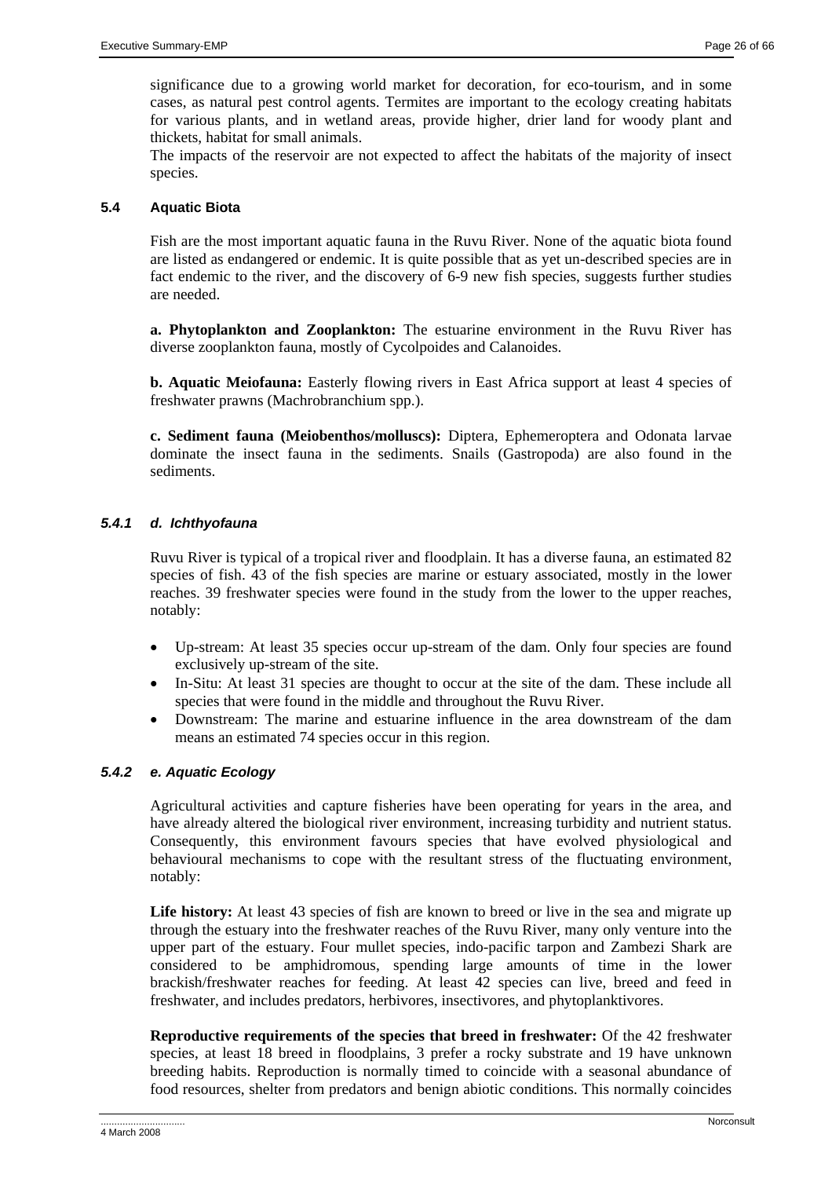significance due to a growing world market for decoration, for eco-tourism, and in some cases, as natural pest control agents. Termites are important to the ecology creating habitats for various plants, and in wetland areas, provide higher, drier land for woody plant and thickets, habitat for small animals.

The impacts of the reservoir are not expected to affect the habitats of the majority of insect species.

### 5.4 Aquatic Biota

Fish are the most important aquatic fauna in the Ruvu River. None of the aquatic biota found are listed as endangered or endemic. It is quite possible that as yet un-described species are in fact endemic to the river, and the discovery of 6-9 new fish species, suggests further studies are needed.

**a. Phytoplankton and Zooplankton:** The estuarine environment in the Ruvu River has diverse zooplankton fauna, mostly of Cycolpoides and Calanoides.

**b. Aquatic Meiofauna:** Easterly flowing rivers in East Africa support at least 4 species of freshwater prawns (Machrobranchium spp.).

**c. Sediment fauna (Meiobenthos/molluscs):** Diptera, Ephemeroptera and Odonata larvae dominate the insect fauna in the sediments. Snails (Gastropoda) are also found in the sediments.

#### *5.4.1 d. Ichthyofauna*

Ruvu River is typical of a tropical river and floodplain. It has a diverse fauna, an estimated 82 species of fish. 43 of the fish species are marine or estuary associated, mostly in the lower reaches. 39 freshwater species were found in the study from the lower to the upper reaches, notably:

- Up-stream: At least 35 species occur up-stream of the dam. Only four species are found exclusively up-stream of the site.
- In-Situ: At least 31 species are thought to occur at the site of the dam. These include all species that were found in the middle and throughout the Ruvu River.
- Downstream: The marine and estuarine influence in the area downstream of the dam means an estimated 74 species occur in this region.

#### *5.4.2 e. Aquatic Ecology*

Agricultural activities and capture fisheries have been operating for years in the area, and have already altered the biological river environment, increasing turbidity and nutrient status. Consequently, this environment favours species that have evolved physiological and behavioural mechanisms to cope with the resultant stress of the fluctuating environment, notably:

**Life history:** At least 43 species of fish are known to breed or live in the sea and migrate up through the estuary into the freshwater reaches of the Ruvu River, many only venture into the upper part of the estuary. Four mullet species, indo-pacific tarpon and Zambezi Shark are considered to be amphidromous, spending large amounts of time in the lower brackish/freshwater reaches for feeding. At least 42 species can live, breed and feed in freshwater, and includes predators, herbivores, insectivores, and phytoplanktivores.

**Reproductive requirements of the species that breed in freshwater:** Of the 42 freshwater species, at least 18 breed in floodplains, 3 prefer a rocky substrate and 19 have unknown breeding habits. Reproduction is normally timed to coincide with a seasonal abundance of food resources, shelter from predators and benign abiotic conditions. This normally coincides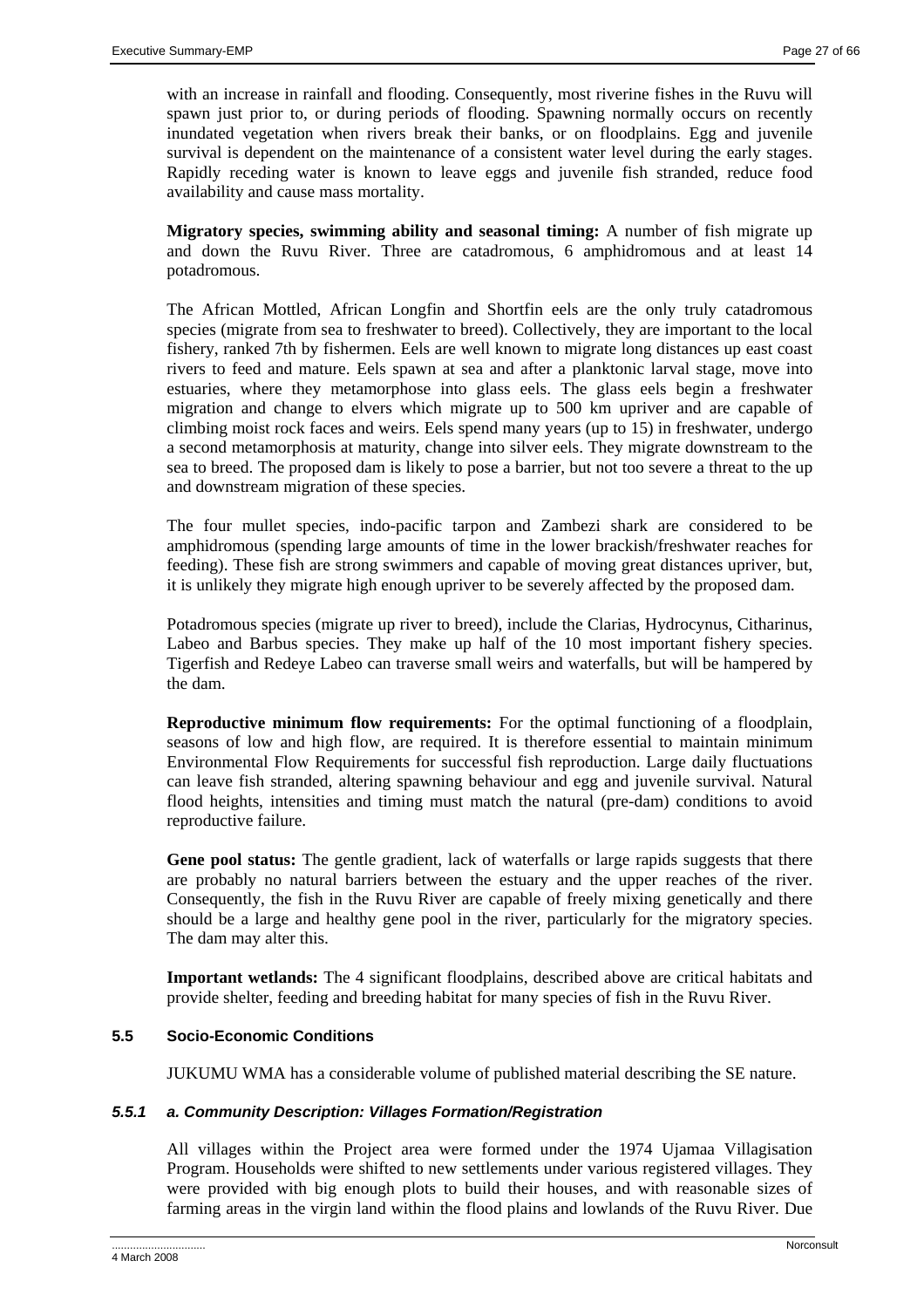with an increase in rainfall and flooding. Consequently, most riverine fishes in the Ruvu will spawn just prior to, or during periods of flooding. Spawning normally occurs on recently inundated vegetation when rivers break their banks, or on floodplains. Egg and juvenile survival is dependent on the maintenance of a consistent water level during the early stages. Rapidly receding water is known to leave eggs and juvenile fish stranded, reduce food availability and cause mass mortality.

**Migratory species, swimming ability and seasonal timing:** A number of fish migrate up and down the Ruvu River. Three are catadromous, 6 amphidromous and at least 14 potadromous.

The African Mottled, African Longfin and Shortfin eels are the only truly catadromous species (migrate from sea to freshwater to breed). Collectively, they are important to the local fishery, ranked 7th by fishermen. Eels are well known to migrate long distances up east coast rivers to feed and mature. Eels spawn at sea and after a planktonic larval stage, move into estuaries, where they metamorphose into glass eels. The glass eels begin a freshwater migration and change to elvers which migrate up to 500 km upriver and are capable of climbing moist rock faces and weirs. Eels spend many years (up to 15) in freshwater, undergo a second metamorphosis at maturity, change into silver eels. They migrate downstream to the sea to breed. The proposed dam is likely to pose a barrier, but not too severe a threat to the up and downstream migration of these species.

The four mullet species, indo-pacific tarpon and Zambezi shark are considered to be amphidromous (spending large amounts of time in the lower brackish/freshwater reaches for feeding). These fish are strong swimmers and capable of moving great distances upriver, but, it is unlikely they migrate high enough upriver to be severely affected by the proposed dam.

Potadromous species (migrate up river to breed), include the Clarias, Hydrocynus, Citharinus, Labeo and Barbus species. They make up half of the 10 most important fishery species. Tigerfish and Redeye Labeo can traverse small weirs and waterfalls, but will be hampered by the dam.

**Reproductive minimum flow requirements:** For the optimal functioning of a floodplain, seasons of low and high flow, are required. It is therefore essential to maintain minimum Environmental Flow Requirements for successful fish reproduction. Large daily fluctuations can leave fish stranded, altering spawning behaviour and egg and juvenile survival. Natural flood heights, intensities and timing must match the natural (pre-dam) conditions to avoid reproductive failure.

**Gene pool status:** The gentle gradient, lack of waterfalls or large rapids suggests that there are probably no natural barriers between the estuary and the upper reaches of the river. Consequently, the fish in the Ruvu River are capable of freely mixing genetically and there should be a large and healthy gene pool in the river, particularly for the migratory species. The dam may alter this.

**Important wetlands:** The 4 significant floodplains, described above are critical habitats and provide shelter, feeding and breeding habitat for many species of fish in the Ruvu River.

### 5.5 Socio-Economic Conditions

JUKUMU WMA has a considerable volume of published material describing the SE nature.

#### *5.5.1 a. Community Description: Villages Formation/Registration*

All villages within the Project area were formed under the 1974 Ujamaa Villagisation Program. Households were shifted to new settlements under various registered villages. They were provided with big enough plots to build their houses, and with reasonable sizes of farming areas in the virgin land within the flood plains and lowlands of the Ruvu River. Due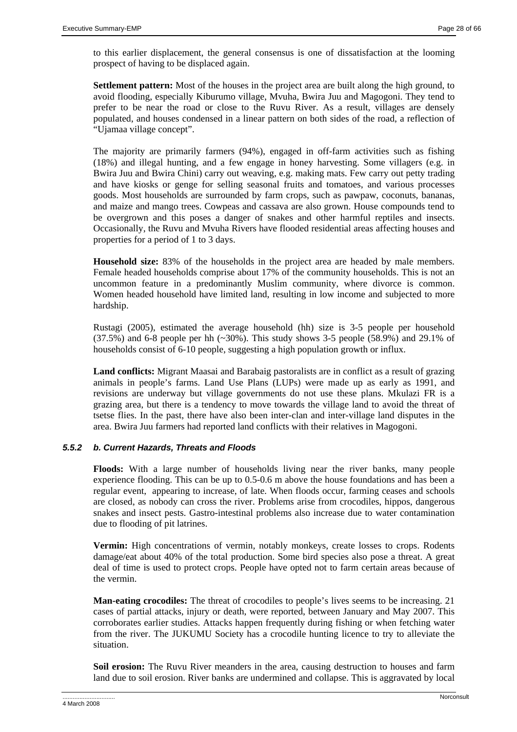to this earlier displacement, the general consensus is one of dissatisfaction at the looming prospect of having to be displaced again.

**Settlement pattern:** Most of the houses in the project area are built along the high ground, to avoid flooding, especially Kiburumo village, Mvuha, Bwira Juu and Magogoni. They tend to prefer to be near the road or close to the Ruvu River. As a result, villages are densely populated, and houses condensed in a linear pattern on both sides of the road, a reflection of "Ujamaa village concept".

The majority are primarily farmers (94%), engaged in off-farm activities such as fishing (18%) and illegal hunting, and a few engage in honey harvesting. Some villagers (e.g. in Bwira Juu and Bwira Chini) carry out weaving, e.g. making mats. Few carry out petty trading and have kiosks or genge for selling seasonal fruits and tomatoes, and various processes goods. Most households are surrounded by farm crops, such as pawpaw, coconuts, bananas, and maize and mango trees. Cowpeas and cassava are also grown. House compounds tend to be overgrown and this poses a danger of snakes and other harmful reptiles and insects. Occasionally, the Ruvu and Mvuha Rivers have flooded residential areas affecting houses and properties for a period of 1 to 3 days.

**Household size:** 83% of the households in the project area are headed by male members. Female headed households comprise about 17% of the community households. This is not an uncommon feature in a predominantly Muslim community, where divorce is common. Women headed household have limited land, resulting in low income and subjected to more hardship.

Rustagi (2005), estimated the average household (hh) size is 3-5 people per household (37.5%) and 6-8 people per hh (~30%). This study shows 3-5 people (58.9%) and 29.1% of households consist of 6-10 people, suggesting a high population growth or influx.

**Land conflicts:** Migrant Maasai and Barabaig pastoralists are in conflict as a result of grazing animals in people's farms. Land Use Plans (LUPs) were made up as early as 1991, and revisions are underway but village governments do not use these plans. Mkulazi FR is a grazing area, but there is a tendency to move towards the village land to avoid the threat of tsetse flies. In the past, there have also been inter-clan and inter-village land disputes in the area. Bwira Juu farmers had reported land conflicts with their relatives in Magogoni.

### *5.5.2 b. Current Hazards, Threats and Floods*

**Floods:** With a large number of households living near the river banks, many people experience flooding. This can be up to 0.5-0.6 m above the house foundations and has been a regular event, appearing to increase, of late. When floods occur, farming ceases and schools are closed, as nobody can cross the river. Problems arise from crocodiles, hippos, dangerous snakes and insect pests. Gastro-intestinal problems also increase due to water contamination due to flooding of pit latrines.

**Vermin:** High concentrations of vermin, notably monkeys, create losses to crops. Rodents damage/eat about 40% of the total production. Some bird species also pose a threat. A great deal of time is used to protect crops. People have opted not to farm certain areas because of the vermin.

**Man-eating crocodiles:** The threat of crocodiles to people's lives seems to be increasing. 21 cases of partial attacks, injury or death, were reported, between January and May 2007. This corroborates earlier studies. Attacks happen frequently during fishing or when fetching water from the river. The JUKUMU Society has a crocodile hunting licence to try to alleviate the situation.

**Soil erosion:** The Ruvu River meanders in the area, causing destruction to houses and farm land due to soil erosion. River banks are undermined and collapse. This is aggravated by local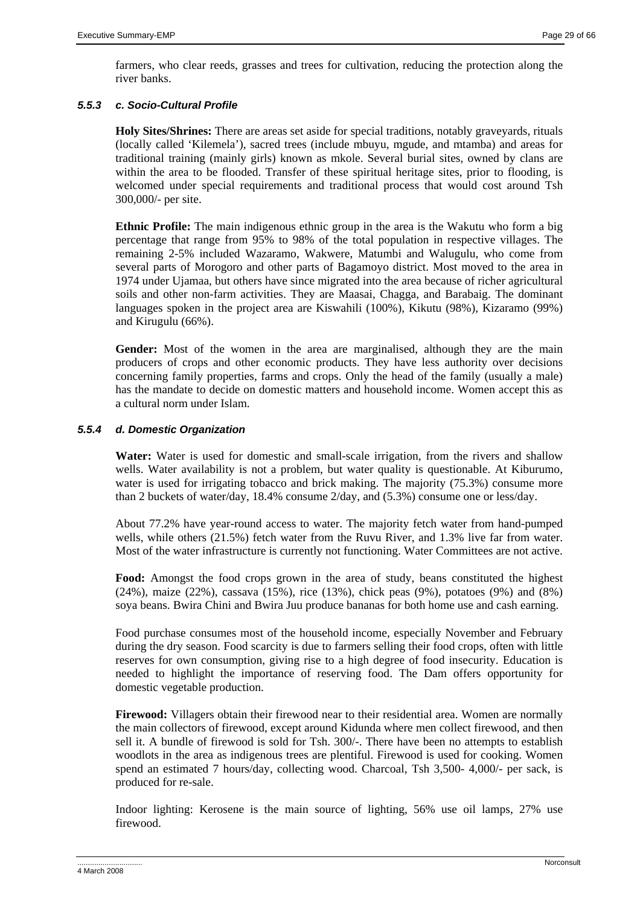farmers, who clear reeds, grasses and trees for cultivation, reducing the protection along the river banks.

### *5.5.3 c. Socio-Cultural Profile*

**Holy Sites/Shrines:** There are areas set aside for special traditions, notably graveyards, rituals (locally called 'Kilemela'), sacred trees (include mbuyu, mgude, and mtamba) and areas for traditional training (mainly girls) known as mkole. Several burial sites, owned by clans are within the area to be flooded. Transfer of these spiritual heritage sites, prior to flooding, is welcomed under special requirements and traditional process that would cost around Tsh 300,000/- per site.

**Ethnic Profile:** The main indigenous ethnic group in the area is the Wakutu who form a big percentage that range from 95% to 98% of the total population in respective villages. The remaining 2-5% included Wazaramo, Wakwere, Matumbi and Walugulu, who come from several parts of Morogoro and other parts of Bagamoyo district. Most moved to the area in 1974 under Ujamaa, but others have since migrated into the area because of richer agricultural soils and other non-farm activities. They are Maasai, Chagga, and Barabaig. The dominant languages spoken in the project area are Kiswahili (100%), Kikutu (98%), Kizaramo (99%) and Kirugulu (66%).

**Gender:** Most of the women in the area are marginalised, although they are the main producers of crops and other economic products. They have less authority over decisions concerning family properties, farms and crops. Only the head of the family (usually a male) has the mandate to decide on domestic matters and household income. Women accept this as a cultural norm under Islam.

### *5.5.4 d. Domestic Organization*

**Water:** Water is used for domestic and small-scale irrigation, from the rivers and shallow wells. Water availability is not a problem, but water quality is questionable. At Kiburumo, water is used for irrigating tobacco and brick making. The majority (75.3%) consume more than 2 buckets of water/day, 18.4% consume 2/day, and (5.3%) consume one or less/day.

About 77.2% have year-round access to water. The majority fetch water from hand-pumped wells, while others (21.5%) fetch water from the Ruvu River, and 1.3% live far from water. Most of the water infrastructure is currently not functioning. Water Committees are not active.

**Food:** Amongst the food crops grown in the area of study, beans constituted the highest (24%), maize (22%), cassava (15%), rice (13%), chick peas (9%), potatoes (9%) and (8%) soya beans. Bwira Chini and Bwira Juu produce bananas for both home use and cash earning.

Food purchase consumes most of the household income, especially November and February during the dry season. Food scarcity is due to farmers selling their food crops, often with little reserves for own consumption, giving rise to a high degree of food insecurity. Education is needed to highlight the importance of reserving food. The Dam offers opportunity for domestic vegetable production.

**Firewood:** Villagers obtain their firewood near to their residential area. Women are normally the main collectors of firewood, except around Kidunda where men collect firewood, and then sell it. A bundle of firewood is sold for Tsh. 300/-. There have been no attempts to establish woodlots in the area as indigenous trees are plentiful. Firewood is used for cooking. Women spend an estimated 7 hours/day, collecting wood. Charcoal, Tsh 3,500- 4,000/- per sack, is produced for re-sale.

Indoor lighting: Kerosene is the main source of lighting, 56% use oil lamps, 27% use firewood.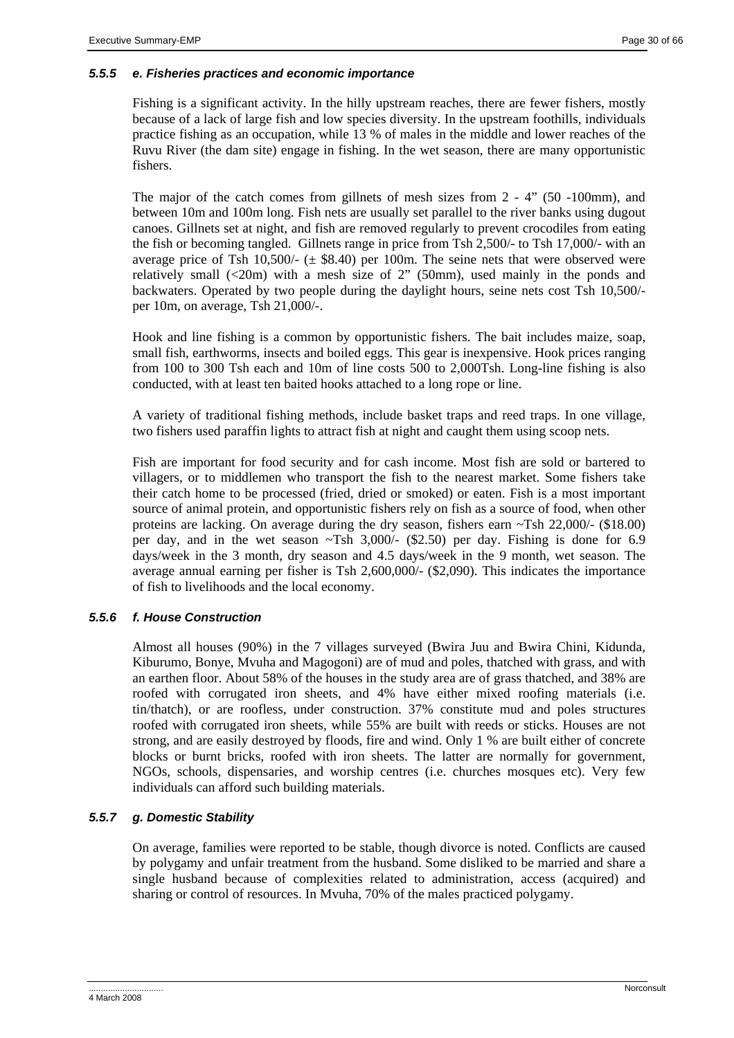### 5.5.5 *e. Fisheries practices and economic importance*

Fishing is a significant activity. In the hilly upstream reaches, there are fewer fishers, mostly because of a lack of large fish and low species diversity. In the upstream foothills, individuals practice fishing as an occupation, while 13 % of males in the middle and lower reaches of the Ruvu River (the dam site) engage in fishing. In the wet season, there are many opportunistic fishers.

The major of the catch comes from gillnets of mesh sizes from 2 - 4" (50 -100mm), and between 10m and 100m long. Fish nets are usually set parallel to the river banks using dugout canoes. Gillnets set at night, and fish are removed regularly to prevent crocodiles from eating the fish or becoming tangled. Gillnets range in price from Tsh 2,500/- to Tsh 17,000/- with an average price of Tsh 10,500/- (± $8.40) per 100m. The seine nets that were observed were relatively small (<20m) with a mesh size of 2" (50mm), used mainly in the ponds and backwaters. Operated by two people during the daylight hours, seine nets cost Tsh 10,500/- per 10m, on average, Tsh 21,000/-.

Hook and line fishing is a common by opportunistic fishers. The bait includes maize, soap, small fish, earthworms, insects and boiled eggs. This gear is inexpensive. Hook prices ranging from 100 to 300 Tsh each and 10m of line costs 500 to 2,000Tsh. Long-line fishing is also conducted, with at least ten baited hooks attached to a long rope or line.

A variety of traditional fishing methods, include basket traps and reed traps. In one village, two fishers used paraffin lights to attract fish at night and caught them using scoop nets.

Fish are important for food security and for cash income. Most fish are sold or bartered to villagers, or to middlemen who transport the fish to the nearest market. Some fishers take their catch home to be processed (fried, dried or smoked) or eaten. Fish is a most important source of animal protein, and opportunistic fishers rely on fish as a source of food, when other proteins are lacking. On average during the dry season, fishers earn ~Tsh 22,000/- ($18.00) per day, and in the wet season ~Tsh 3,000/- ($2.50) per day. Fishing is done for 6.9 days/week in the 3 month, dry season and 4.5 days/week in the 9 month, wet season. The average annual earning per fisher is Tsh 2,600,000/- ($2,090). This indicates the importance of fish to livelihoods and the local economy.

### 5.5.6 *f. House Construction*

Almost all houses (90%) in the 7 villages surveyed (Bwira Juu and Bwira Chini, Kidunda, Kiburumo, Bonye, Mvuha and Magogoni) are of mud and poles, thatched with grass, and with an earthen floor. About 58% of the houses in the study area are of grass thatched, and 38% are roofed with corrugated iron sheets, and 4% have either mixed roofing materials (i.e. tin/thatch), or are roofless, under construction. 37% constitute mud and poles structures roofed with corrugated iron sheets, while 55% are built with reeds or sticks. Houses are not strong, and are easily destroyed by floods, fire and wind. Only 1 % are built either of concrete blocks or burnt bricks, roofed with iron sheets. The latter are normally for government, NGOs, schools, dispensaries, and worship centres (i.e. churches mosques etc). Very few individuals can afford such building materials.

### 5.5.7 *g. Domestic Stability*

On average, families were reported to be stable, though divorce is noted. Conflicts are caused by polygamy and unfair treatment from the husband. Some disliked to be married and share a single husband because of complexities related to administration, access (acquired) and sharing or control of resources. In Mvuha, 70% of the males practiced polygamy.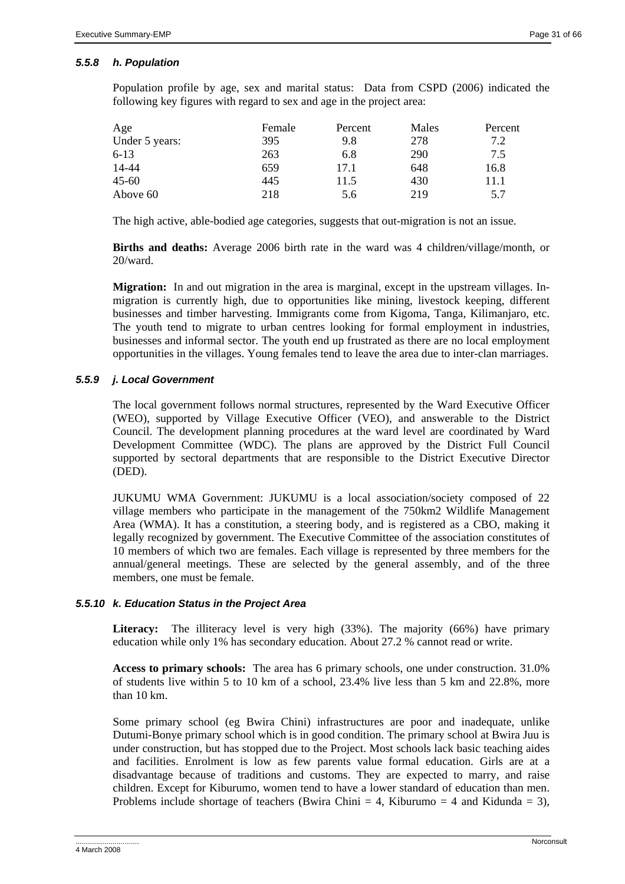### *5.5.8 h. Population*

Population profile by age, sex and marital status: Data from CSPD (2006) indicated the following key figures with regard to sex and age in the project area:

| Age | Female | Percent | Males | Percent |
|---|---|---|---|---|
| Under 5 years: | 395 | 9.8 | 278 | 7.2 |
| 6-13 | 263 | 6.8 | 290 | 7.5 |
| 14-44 | 659 | 17.1 | 648 | 16.8 |
| 45-60 | 445 | 11.5 | 430 | 11.1 |
| Above 60 | 218 | 5.6 | 219 | 5.7 |

The high active, able-bodied age categories, suggests that out-migration is not an issue.

**Births and deaths:** Average 2006 birth rate in the ward was 4 children/village/month, or 20/ward.

**Migration:** In and out migration in the area is marginal, except in the upstream villages. In-migration is currently high, due to opportunities like mining, livestock keeping, different businesses and timber harvesting. Immigrants come from Kigoma, Tanga, Kilimanjaro, etc. The youth tend to migrate to urban centres looking for formal employment in industries, businesses and informal sector. The youth end up frustrated as there are no local employment opportunities in the villages. Young females tend to leave the area due to inter-clan marriages.

### *5.5.9 j. Local Government*

The local government follows normal structures, represented by the Ward Executive Officer (WEO), supported by Village Executive Officer (VEO), and answerable to the District Council. The development planning procedures at the ward level are coordinated by Ward Development Committee (WDC). The plans are approved by the District Full Council supported by sectoral departments that are responsible to the District Executive Director (DED).

JUKUMU WMA Government: JUKUMU is a local association/society composed of 22 village members who participate in the management of the 750km2 Wildlife Management Area (WMA). It has a constitution, a steering body, and is registered as a CBO, making it legally recognized by government. The Executive Committee of the association constitutes of 10 members of which two are females. Each village is represented by three members for the annual/general meetings. These are selected by the general assembly, and of the three members, one must be female.

### *5.5.10 k. Education Status in the Project Area*

**Literacy:** The illiteracy level is very high (33%). The majority (66%) have primary education while only 1% has secondary education. About 27.2 % cannot read or write.

**Access to primary schools:** The area has 6 primary schools, one under construction. 31.0% of students live within 5 to 10 km of a school, 23.4% live less than 5 km and 22.8%, more than 10 km.

Some primary school (eg Bwira Chini) infrastructures are poor and inadequate, unlike Dutumi-Bonye primary school which is in good condition. The primary school at Bwira Juu is under construction, but has stopped due to the Project. Most schools lack basic teaching aides and facilities. Enrolment is low as few parents value formal education. Girls are at a disadvantage because of traditions and customs. They are expected to marry, and raise children. Except for Kiburumo, women tend to have a lower standard of education than men. Problems include shortage of teachers (Bwira Chini = 4, Kiburumo = 4 and Kidunda = 3),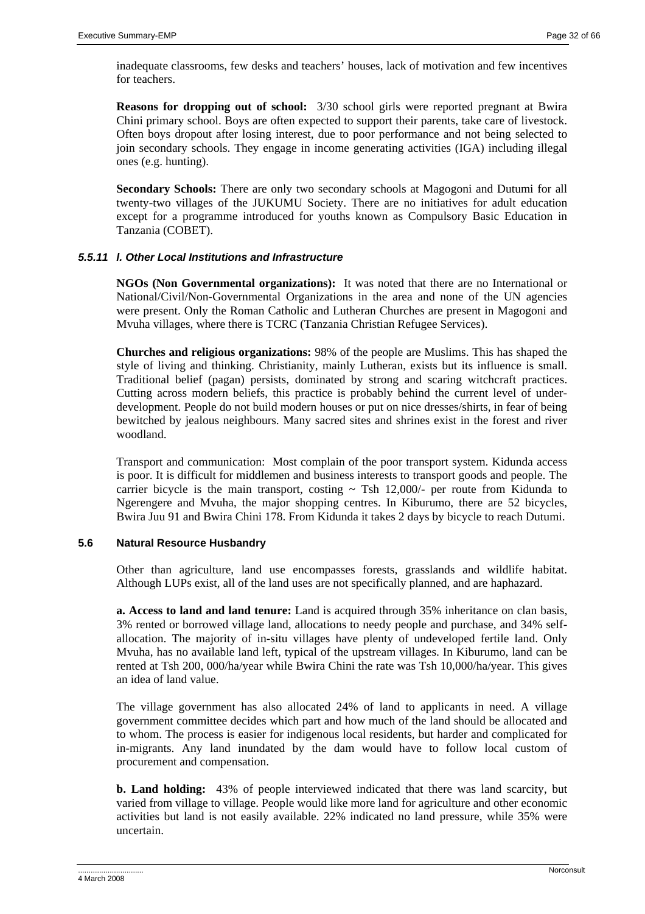inadequate classrooms, few desks and teachers' houses, lack of motivation and few incentives for teachers.

**Reasons for dropping out of school:** 3/30 school girls were reported pregnant at Bwira Chini primary school. Boys are often expected to support their parents, take care of livestock. Often boys dropout after losing interest, due to poor performance and not being selected to join secondary schools. They engage in income generating activities (IGA) including illegal ones (e.g. hunting).

**Secondary Schools:** There are only two secondary schools at Magogoni and Dutumi for all twenty-two villages of the JUKUMU Society. There are no initiatives for adult education except for a programme introduced for youths known as Compulsory Basic Education in Tanzania (COBET).

#### *5.5.11 l. Other Local Institutions and Infrastructure*

**NGOs (Non Governmental organizations):** It was noted that there are no International or National/Civil/Non-Governmental Organizations in the area and none of the UN agencies were present. Only the Roman Catholic and Lutheran Churches are present in Magogoni and Mvuha villages, where there is TCRC (Tanzania Christian Refugee Services).

**Churches and religious organizations:** 98% of the people are Muslims. This has shaped the style of living and thinking. Christianity, mainly Lutheran, exists but its influence is small. Traditional belief (pagan) persists, dominated by strong and scaring witchcraft practices. Cutting across modern beliefs, this practice is probably behind the current level of under-development. People do not build modern houses or put on nice dresses/shirts, in fear of being bewitched by jealous neighbours. Many sacred sites and shrines exist in the forest and river woodland.

Transport and communication: Most complain of the poor transport system. Kidunda access is poor. It is difficult for middlemen and business interests to transport goods and people. The carrier bicycle is the main transport, costing ~ Tsh 12,000/- per route from Kidunda to Ngerengere and Mvuha, the major shopping centres. In Kiburumo, there are 52 bicycles, Bwira Juu 91 and Bwira Chini 178. From Kidunda it takes 2 days by bicycle to reach Dutumi.

### 5.6 Natural Resource Husbandry

Other than agriculture, land use encompasses forests, grasslands and wildlife habitat. Although LUPs exist, all of the land uses are not specifically planned, and are haphazard.

**a. Access to land and land tenure:** Land is acquired through 35% inheritance on clan basis, 3% rented or borrowed village land, allocations to needy people and purchase, and 34% self-allocation. The majority of in-situ villages have plenty of undeveloped fertile land. Only Mvuha, has no available land left, typical of the upstream villages. In Kiburumo, land can be rented at Tsh 200, 000/ha/year while Bwira Chini the rate was Tsh 10,000/ha/year. This gives an idea of land value.

The village government has also allocated 24% of land to applicants in need. A village government committee decides which part and how much of the land should be allocated and to whom. The process is easier for indigenous local residents, but harder and complicated for in-migrants. Any land inundated by the dam would have to follow local custom of procurement and compensation.

**b. Land holding:** 43% of people interviewed indicated that there was land scarcity, but varied from village to village. People would like more land for agriculture and other economic activities but land is not easily available. 22% indicated no land pressure, while 35% were uncertain.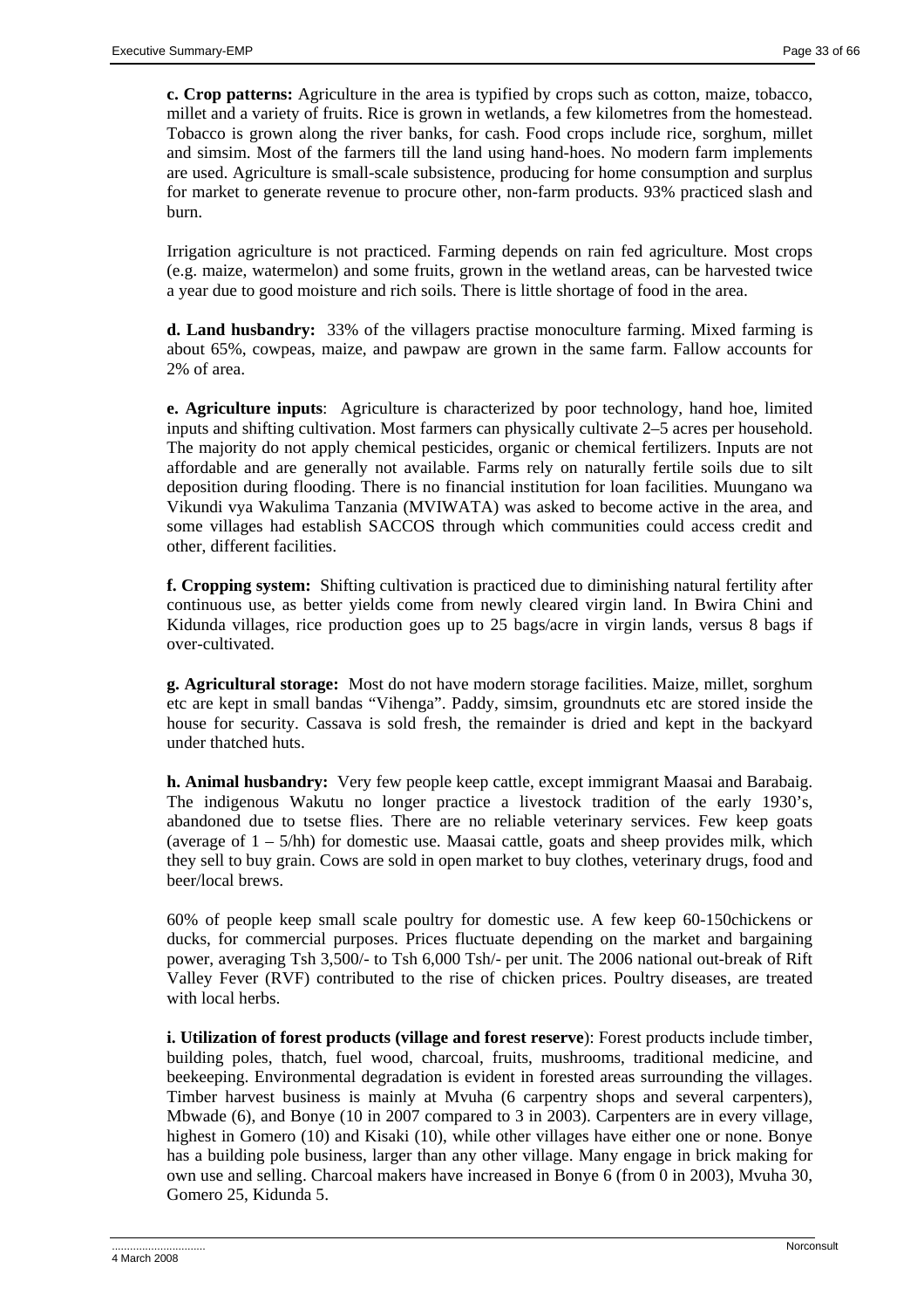**c. Crop patterns:** Agriculture in the area is typified by crops such as cotton, maize, tobacco, millet and a variety of fruits. Rice is grown in wetlands, a few kilometres from the homestead. Tobacco is grown along the river banks, for cash. Food crops include rice, sorghum, millet and simsim. Most of the farmers till the land using hand-hoes. No modern farm implements are used. Agriculture is small-scale subsistence, producing for home consumption and surplus for market to generate revenue to procure other, non-farm products. 93% practiced slash and burn.

Irrigation agriculture is not practiced. Farming depends on rain fed agriculture. Most crops (e.g. maize, watermelon) and some fruits, grown in the wetland areas, can be harvested twice a year due to good moisture and rich soils. There is little shortage of food in the area.

**d. Land husbandry:** 33% of the villagers practise monoculture farming. Mixed farming is about 65%, cowpeas, maize, and pawpaw are grown in the same farm. Fallow accounts for 2% of area.

**e. Agriculture inputs**: Agriculture is characterized by poor technology, hand hoe, limited inputs and shifting cultivation. Most farmers can physically cultivate 2–5 acres per household. The majority do not apply chemical pesticides, organic or chemical fertilizers. Inputs are not affordable and are generally not available. Farms rely on naturally fertile soils due to silt deposition during flooding. There is no financial institution for loan facilities. Muungano wa Vikundi vya Wakulima Tanzania (MVIWATA) was asked to become active in the area, and some villages had establish SACCOS through which communities could access credit and other, different facilities.

**f. Cropping system:** Shifting cultivation is practiced due to diminishing natural fertility after continuous use, as better yields come from newly cleared virgin land. In Bwira Chini and Kidunda villages, rice production goes up to 25 bags/acre in virgin lands, versus 8 bags if over-cultivated.

**g. Agricultural storage:** Most do not have modern storage facilities. Maize, millet, sorghum etc are kept in small bandas "Vihenga". Paddy, simsim, groundnuts etc are stored inside the house for security. Cassava is sold fresh, the remainder is dried and kept in the backyard under thatched huts.

**h. Animal husbandry:** Very few people keep cattle, except immigrant Maasai and Barabaig. The indigenous Wakutu no longer practice a livestock tradition of the early 1930's, abandoned due to tsetse flies. There are no reliable veterinary services. Few keep goats (average of 1 – 5/hh) for domestic use. Maasai cattle, goats and sheep provides milk, which they sell to buy grain. Cows are sold in open market to buy clothes, veterinary drugs, food and beer/local brews.

60% of people keep small scale poultry for domestic use. A few keep 60-150chickens or ducks, for commercial purposes. Prices fluctuate depending on the market and bargaining power, averaging Tsh 3,500/- to Tsh 6,000 Tsh/- per unit. The 2006 national out-break of Rift Valley Fever (RVF) contributed to the rise of chicken prices. Poultry diseases, are treated with local herbs.

**i. Utilization of forest products (village and forest reserve**): Forest products include timber, building poles, thatch, fuel wood, charcoal, fruits, mushrooms, traditional medicine, and beekeeping. Environmental degradation is evident in forested areas surrounding the villages. Timber harvest business is mainly at Mvuha (6 carpentry shops and several carpenters), Mbwade (6), and Bonye (10 in 2007 compared to 3 in 2003). Carpenters are in every village, highest in Gomero (10) and Kisaki (10), while other villages have either one or none. Bonye has a building pole business, larger than any other village. Many engage in brick making for own use and selling. Charcoal makers have increased in Bonye 6 (from 0 in 2003), Mvuha 30, Gomero 25, Kidunda 5.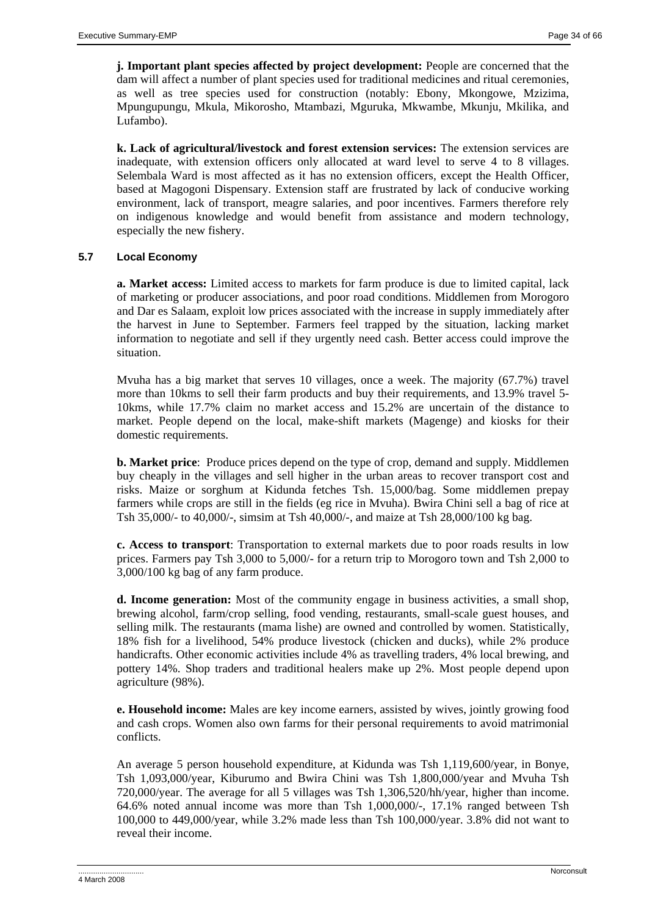**j. Important plant species affected by project development:** People are concerned that the dam will affect a number of plant species used for traditional medicines and ritual ceremonies, as well as tree species used for construction (notably: Ebony, Mkongowe, Mzizima, Mpungupungu, Mkula, Mikorosho, Mtambazi, Mguruka, Mkwambe, Mkunju, Mkilika, and Lufambo).

**k. Lack of agricultural/livestock and forest extension services:** The extension services are inadequate, with extension officers only allocated at ward level to serve 4 to 8 villages. Selembala Ward is most affected as it has no extension officers, except the Health Officer, based at Magogoni Dispensary. Extension staff are frustrated by lack of conducive working environment, lack of transport, meagre salaries, and poor incentives. Farmers therefore rely on indigenous knowledge and would benefit from assistance and modern technology, especially the new fishery.

### 5.7 Local Economy

**a. Market access:** Limited access to markets for farm produce is due to limited capital, lack of marketing or producer associations, and poor road conditions. Middlemen from Morogoro and Dar es Salaam, exploit low prices associated with the increase in supply immediately after the harvest in June to September. Farmers feel trapped by the situation, lacking market information to negotiate and sell if they urgently need cash. Better access could improve the situation.

Mvuha has a big market that serves 10 villages, once a week. The majority (67.7%) travel more than 10kms to sell their farm products and buy their requirements, and 13.9% travel 5-10kms, while 17.7% claim no market access and 15.2% are uncertain of the distance to market. People depend on the local, make-shift markets (Magenge) and kiosks for their domestic requirements.

**b. Market price**: Produce prices depend on the type of crop, demand and supply. Middlemen buy cheaply in the villages and sell higher in the urban areas to recover transport cost and risks. Maize or sorghum at Kidunda fetches Tsh. 15,000/bag. Some middlemen prepay farmers while crops are still in the fields (eg rice in Mvuha). Bwira Chini sell a bag of rice at Tsh 35,000/- to 40,000/-, simsim at Tsh 40,000/-, and maize at Tsh 28,000/100 kg bag.

**c. Access to transport**: Transportation to external markets due to poor roads results in low prices. Farmers pay Tsh 3,000 to 5,000/- for a return trip to Morogoro town and Tsh 2,000 to 3,000/100 kg bag of any farm produce.

**d. Income generation:** Most of the community engage in business activities, a small shop, brewing alcohol, farm/crop selling, food vending, restaurants, small-scale guest houses, and selling milk. The restaurants (mama lishe) are owned and controlled by women. Statistically, 18% fish for a livelihood, 54% produce livestock (chicken and ducks), while 2% produce handicrafts. Other economic activities include 4% as travelling traders, 4% local brewing, and pottery 14%. Shop traders and traditional healers make up 2%. Most people depend upon agriculture (98%).

**e. Household income:** Males are key income earners, assisted by wives, jointly growing food and cash crops. Women also own farms for their personal requirements to avoid matrimonial conflicts.

An average 5 person household expenditure, at Kidunda was Tsh 1,119,600/year, in Bonye, Tsh 1,093,000/year, Kiburumo and Bwira Chini was Tsh 1,800,000/year and Mvuha Tsh 720,000/year. The average for all 5 villages was Tsh 1,306,520/hh/year, higher than income. 64.6% noted annual income was more than Tsh 1,000,000/-, 17.1% ranged between Tsh 100,000 to 449,000/year, while 3.2% made less than Tsh 100,000/year. 3.8% did not want to reveal their income.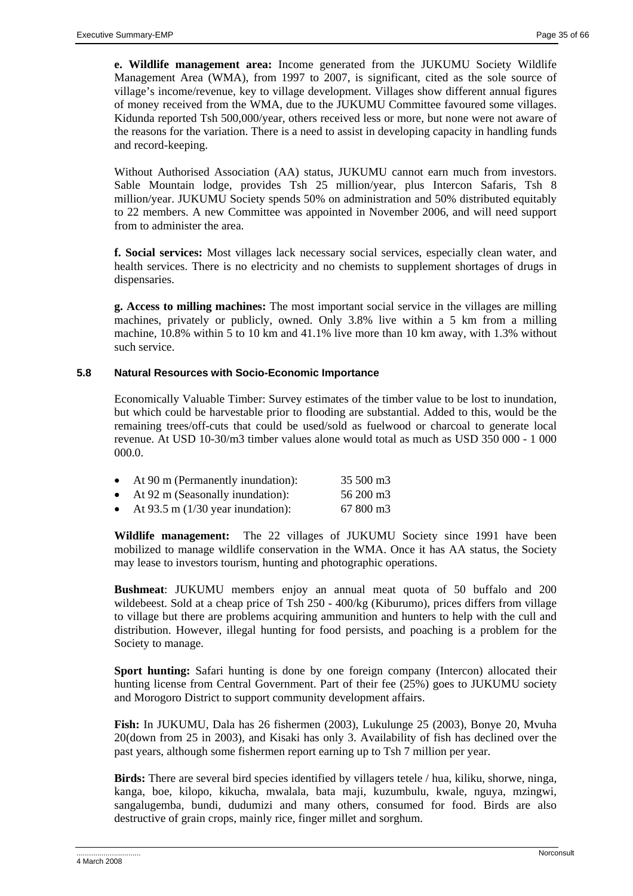**e. Wildlife management area:** Income generated from the JUKUMU Society Wildlife Management Area (WMA), from 1997 to 2007, is significant, cited as the sole source of village's income/revenue, key to village development. Villages show different annual figures of money received from the WMA, due to the JUKUMU Committee favoured some villages. Kidunda reported Tsh 500,000/year, others received less or more, but none were not aware of the reasons for the variation. There is a need to assist in developing capacity in handling funds and record-keeping.

Without Authorised Association (AA) status, JUKUMU cannot earn much from investors. Sable Mountain lodge, provides Tsh 25 million/year, plus Intercon Safaris, Tsh 8 million/year. JUKUMU Society spends 50% on administration and 50% distributed equitably to 22 members. A new Committee was appointed in November 2006, and will need support from to administer the area.

**f. Social services:** Most villages lack necessary social services, especially clean water, and health services. There is no electricity and no chemists to supplement shortages of drugs in dispensaries.

**g. Access to milling machines:** The most important social service in the villages are milling machines, privately or publicly, owned. Only 3.8% live within a 5 km from a milling machine, 10.8% within 5 to 10 km and 41.1% live more than 10 km away, with 1.3% without such service.

### 5.8 Natural Resources with Socio-Economic Importance

Economically Valuable Timber: Survey estimates of the timber value to be lost to inundation, but which could be harvestable prior to flooding are substantial. Added to this, would be the remaining trees/off-cuts that could be used/sold as fuelwood or charcoal to generate local revenue. At USD 10-30/m3 timber values alone would total as much as USD 350 000 - 1 000 000.0.

- At 90 m (Permanently inundation): 35 500 m3
- At 92 m (Seasonally inundation): 56 200 m3
- At 93.5 m (1/30 year inundation): 67 800 m3

**Wildlife management:** The 22 villages of JUKUMU Society since 1991 have been mobilized to manage wildlife conservation in the WMA. Once it has AA status, the Society may lease to investors tourism, hunting and photographic operations.

**Bushmeat**: JUKUMU members enjoy an annual meat quota of 50 buffalo and 200 wildebeest. Sold at a cheap price of Tsh 250 - 400/kg (Kiburumo), prices differs from village to village but there are problems acquiring ammunition and hunters to help with the cull and distribution. However, illegal hunting for food persists, and poaching is a problem for the Society to manage.

**Sport hunting:** Safari hunting is done by one foreign company (Intercon) allocated their hunting license from Central Government. Part of their fee (25%) goes to JUKUMU society and Morogoro District to support community development affairs.

**Fish:** In JUKUMU, Dala has 26 fishermen (2003), Lukulunge 25 (2003), Bonye 20, Mvuha 20(down from 25 in 2003), and Kisaki has only 3. Availability of fish has declined over the past years, although some fishermen report earning up to Tsh 7 million per year.

**Birds:** There are several bird species identified by villagers tetele / hua, kiliku, shorwe, ninga, kanga, boe, kilopo, kikucha, mwalala, bata maji, kuzumbulu, kwale, nguya, mzingwi, sangalugemba, bundi, dudumizi and many others, consumed for food. Birds are also destructive of grain crops, mainly rice, finger millet and sorghum.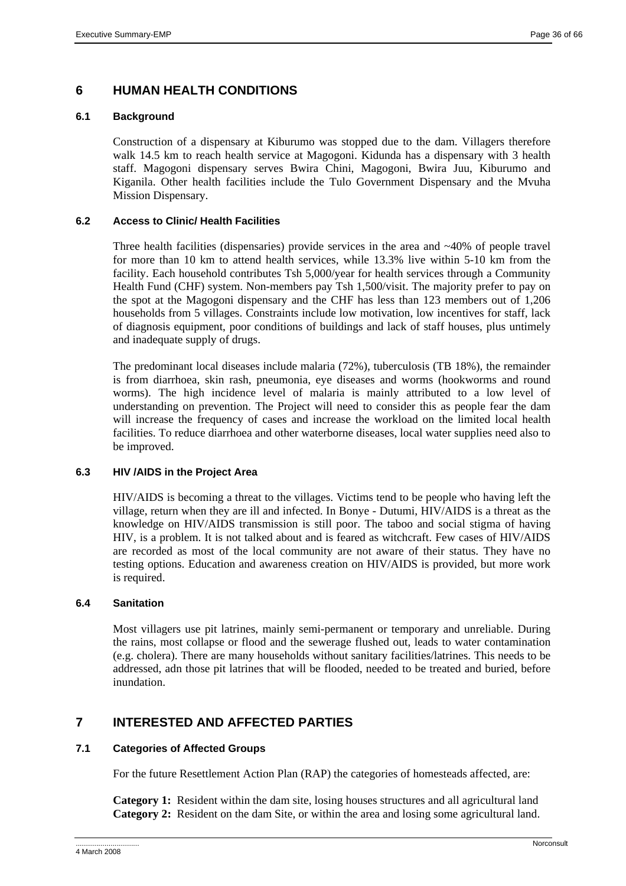# 6 HUMAN HEALTH CONDITIONS

## 6.1 Background

Construction of a dispensary at Kiburumo was stopped due to the dam. Villagers therefore walk 14.5 km to reach health service at Magogoni. Kidunda has a dispensary with 3 health staff. Magogoni dispensary serves Bwira Chini, Magogoni, Bwira Juu, Kiburumo and Kiganila. Other health facilities include the Tulo Government Dispensary and the Mvuha Mission Dispensary.

## 6.2 Access to Clinic/ Health Facilities

Three health facilities (dispensaries) provide services in the area and ~40% of people travel for more than 10 km to attend health services, while 13.3% live within 5-10 km from the facility. Each household contributes Tsh 5,000/year for health services through a Community Health Fund (CHF) system. Non-members pay Tsh 1,500/visit. The majority prefer to pay on the spot at the Magogoni dispensary and the CHF has less than 123 members out of 1,206 households from 5 villages. Constraints include low motivation, low incentives for staff, lack of diagnosis equipment, poor conditions of buildings and lack of staff houses, plus untimely and inadequate supply of drugs.

The predominant local diseases include malaria (72%), tuberculosis (TB 18%), the remainder is from diarrhoea, skin rash, pneumonia, eye diseases and worms (hookworms and round worms). The high incidence level of malaria is mainly attributed to a low level of understanding on prevention. The Project will need to consider this as people fear the dam will increase the frequency of cases and increase the workload on the limited local health facilities. To reduce diarrhoea and other waterborne diseases, local water supplies need also to be improved.

## 6.3 HIV /AIDS in the Project Area

HIV/AIDS is becoming a threat to the villages. Victims tend to be people who having left the village, return when they are ill and infected. In Bonye - Dutumi, HIV/AIDS is a threat as the knowledge on HIV/AIDS transmission is still poor. The taboo and social stigma of having HIV, is a problem. It is not talked about and is feared as witchcraft. Few cases of HIV/AIDS are recorded as most of the local community are not aware of their status. They have no testing options. Education and awareness creation on HIV/AIDS is provided, but more work is required.

## 6.4 Sanitation

Most villagers use pit latrines, mainly semi-permanent or temporary and unreliable. During the rains, most collapse or flood and the sewerage flushed out, leads to water contamination (e.g. cholera). There are many households without sanitary facilities/latrines. This needs to be addressed, adn those pit latrines that will be flooded, needed to be treated and buried, before inundation.

# 7 INTERESTED AND AFFECTED PARTIES

## 7.1 Categories of Affected Groups

For the future Resettlement Action Plan (RAP) the categories of homesteads affected, are:

**Category 1:** Resident within the dam site, losing houses structures and all agricultural land
**Category 2:** Resident on the dam Site, or within the area and losing some agricultural land.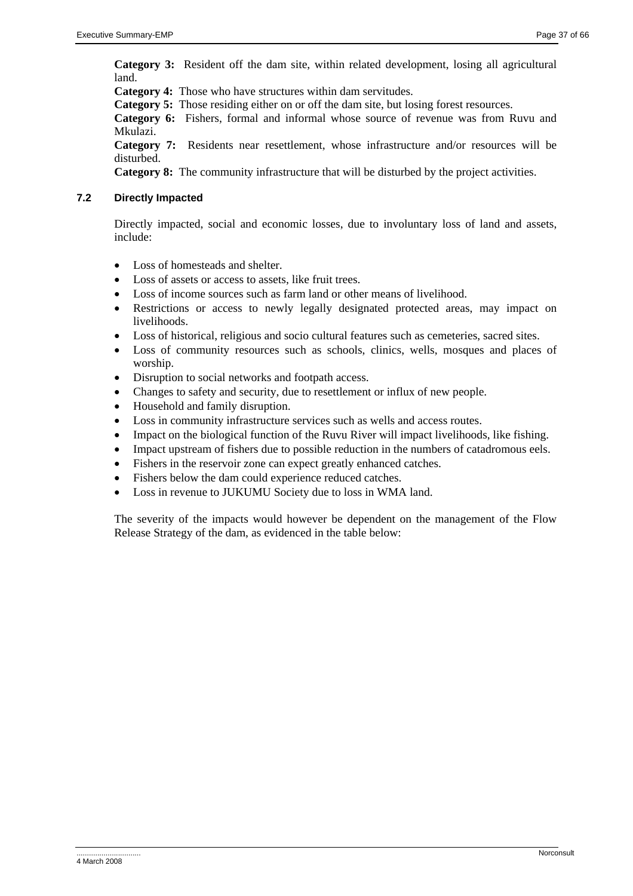**Category 3:** Resident off the dam site, within related development, losing all agricultural land.

**Category 4:** Those who have structures within dam servitudes.

**Category 5:** Those residing either on or off the dam site, but losing forest resources.

**Category 6:** Fishers, formal and informal whose source of revenue was from Ruvu and Mkulazi.

**Category 7:** Residents near resettlement, whose infrastructure and/or resources will be disturbed.

**Category 8:** The community infrastructure that will be disturbed by the project activities.

### 7.2 Directly Impacted

Directly impacted, social and economic losses, due to involuntary loss of land and assets, include:

- Loss of homesteads and shelter.
- Loss of assets or access to assets, like fruit trees.
- Loss of income sources such as farm land or other means of livelihood.
- Restrictions or access to newly legally designated protected areas, may impact on livelihoods.
- Loss of historical, religious and socio cultural features such as cemeteries, sacred sites.
- Loss of community resources such as schools, clinics, wells, mosques and places of worship.
- Disruption to social networks and footpath access.
- Changes to safety and security, due to resettlement or influx of new people.
- Household and family disruption.
- Loss in community infrastructure services such as wells and access routes.
- Impact on the biological function of the Ruvu River will impact livelihoods, like fishing.
- Impact upstream of fishers due to possible reduction in the numbers of catadromous eels.
- Fishers in the reservoir zone can expect greatly enhanced catches.
- Fishers below the dam could experience reduced catches.
- Loss in revenue to JUKUMU Society due to loss in WMA land.

The severity of the impacts would however be dependent on the management of the Flow Release Strategy of the dam, as evidenced in the table below: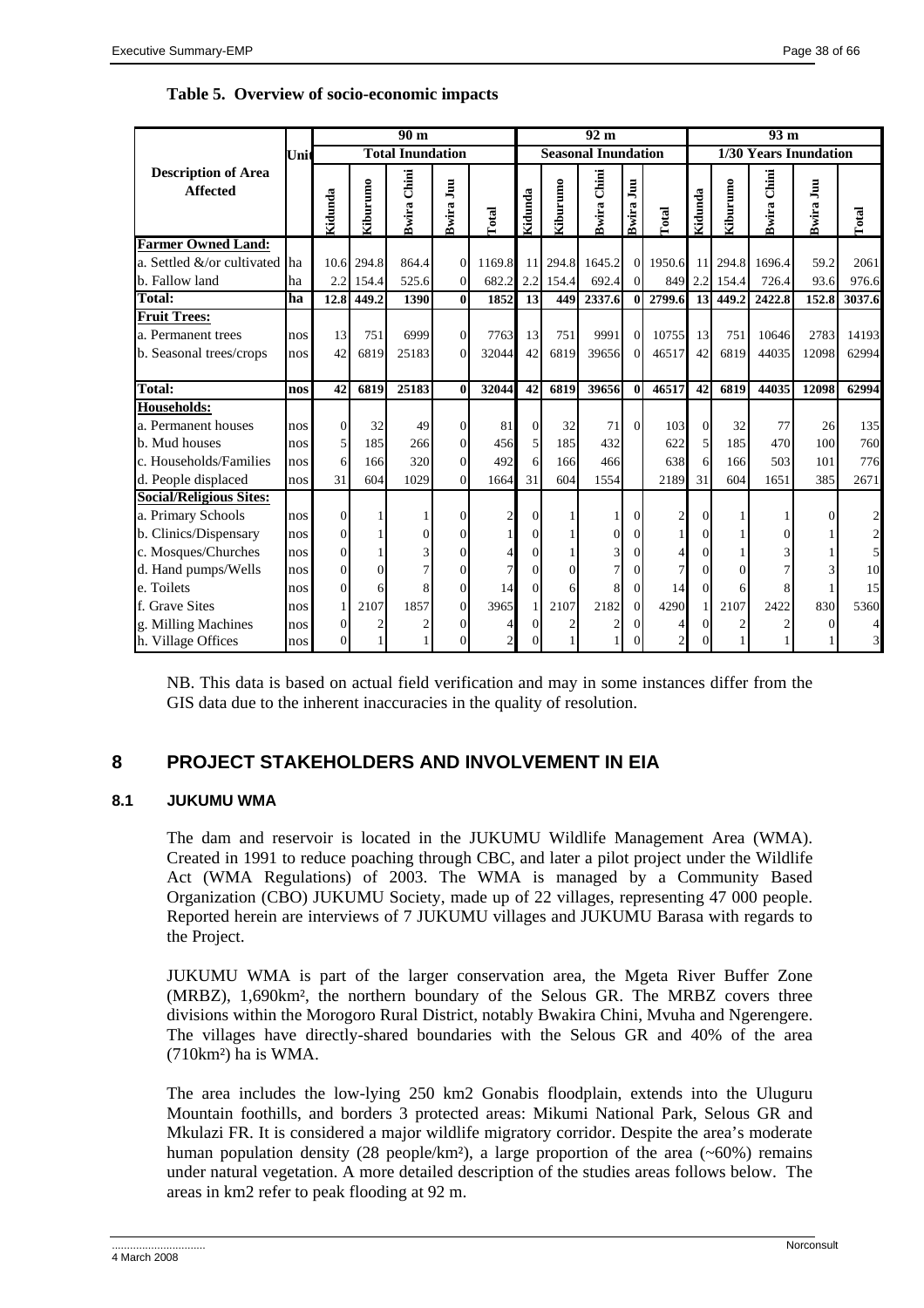**Table 5. Overview of socio-economic impacts**

| Description of Area Affected | Unit | 90 m | | | | | 92 m | | | | | 93 m | | | | |
|---|---|---|---|---|---|---|---|---|---|---|---|---|---|---|---|---|
| | | Total Inundation | | | | | Seasonal Inundation | | | | | 1/30 Years Inundation | | | | |
| | | Kidunda | Kiburumo | Bwira Chini | Bwira Juu | Total | Kidunda | Kiburumo | Bwira Chini | Bwira Juu | Total | Kidunda | Kiburumo | Bwira Chini | Bwira Juu | Total |
| **Farmer Owned Land:** | | | | | | | | | | | | | | | | |
| a. Settled &/or cultivated | ha | 10.6 | 294.8 | 864.4 | 0 | 1169.8 | 11 | 294.8 | 1645.2 | 0 | 1950.6 | 11 | 294.8 | 1696.4 | 59.2 | 2061 |
| b. Fallow land | ha | 2.2 | 154.4 | 525.6 | 0 | 682.2 | 2.2 | 154.4 | 692.4 | 0 | 849 | 2.2 | 154.4 | 726.4 | 93.6 | 976.6 |
| **Total:** | **ha** | **12.8** | **449.2** | **1390** | **0** | **1852** | **13** | **449** | **2337.6** | **0** | **2799.6** | **13** | **449.2** | **2422.8** | **152.8** | **3037.6** |
| **Fruit Trees:** | | | | | | | | | | | | | | | | |
| a. Permanent trees | nos | 13 | 751 | 6999 | 0 | 7763 | 13 | 751 | 9991 | 0 | 10755 | 13 | 751 | 10646 | 2783 | 14193 |
| b. Seasonal trees/crops | nos | 42 | 6819 | 25183 | 0 | 32044 | 42 | 6819 | 39656 | 0 | 46517 | 42 | 6819 | 44035 | 12098 | 62994 |
| **Total:** | **nos** | **42** | **6819** | **25183** | **0** | **32044** | **42** | **6819** | **39656** | **0** | **46517** | **42** | **6819** | **44035** | **12098** | **62994** |
| **Households:** | | | | | | | | | | | | | | | | |
| a. Permanent houses | nos | 0 | 32 | 49 | 0 | 81 | 0 | 32 | 71 | 0 | 103 | 0 | 32 | 77 | 26 | 135 |
| b. Mud houses | nos | 5 | 185 | 266 | 0 | 456 | 5 | 185 | 432 | | 622 | 5 | 185 | 470 | 100 | 760 |
| c. Households/Families | nos | 6 | 166 | 320 | 0 | 492 | 6 | 166 | 466 | | 638 | 6 | 166 | 503 | 101 | 776 |
| d. People displaced | nos | 31 | 604 | 1029 | 0 | 1664 | 31 | 604 | 1554 | | 2189 | 31 | 604 | 1651 | 385 | 2671 |
| **Social/Religious Sites:** | | | | | | | | | | | | | | | | |
| a. Primary Schools | nos | 0 | 1 | 1 | 0 | 2 | 0 | 1 | 1 | 0 | 2 | 0 | 1 | 1 | 0 | 2 |
| b. Clinics/Dispensary | nos | 0 | 1 | 0 | 0 | 1 | 0 | 1 | 0 | 0 | 1 | 0 | 1 | 0 | 1 | 2 |
| c. Mosques/Churches | nos | 0 | 1 | 3 | 0 | 4 | 0 | 1 | 3 | 0 | 4 | 0 | 1 | 3 | 1 | 5 |
| d. Hand pumps/Wells | nos | 0 | 0 | 7 | 0 | 7 | 0 | 0 | 7 | 0 | 7 | 0 | 0 | 7 | 3 | 10 |
| e. Toilets | nos | 0 | 6 | 8 | 0 | 14 | 0 | 6 | 8 | 0 | 14 | 0 | 6 | 8 | 1 | 15 |
| f. Grave Sites | nos | 1 | 2107 | 1857 | 0 | 3965 | 1 | 2107 | 2182 | 0 | 4290 | 1 | 2107 | 2422 | 830 | 5360 |
| g. Milling Machines | nos | 0 | 2 | 2 | 0 | 4 | 0 | 2 | 2 | 0 | 4 | 0 | 2 | 2 | 0 | 4 |
| h. Village Offices | nos | 0 | 1 | 1 | 0 | 2 | 0 | 1 | 1 | 0 | 2 | 0 | 1 | 1 | 1 | 3 |

NB. This data is based on actual field verification and may in some instances differ from the GIS data due to the inherent inaccuracies in the quality of resolution.

## 8 PROJECT STAKEHOLDERS AND INVOLVEMENT IN EIA

### 8.1 JUKUMU WMA

The dam and reservoir is located in the JUKUMU Wildlife Management Area (WMA). Created in 1991 to reduce poaching through CBC, and later a pilot project under the Wildlife Act (WMA Regulations) of 2003. The WMA is managed by a Community Based Organization (CBO) JUKUMU Society, made up of 22 villages, representing 47 000 people. Reported herein are interviews of 7 JUKUMU villages and JUKUMU Barasa with regards to the Project.

JUKUMU WMA is part of the larger conservation area, the Mgeta River Buffer Zone (MRBZ), 1,690km², the northern boundary of the Selous GR. The MRBZ covers three divisions within the Morogoro Rural District, notably Bwakira Chini, Mvuha and Ngerengere. The villages have directly-shared boundaries with the Selous GR and 40% of the area (710km²) ha is WMA.

The area includes the low-lying 250 km2 Gonabis floodplain, extends into the Uluguru Mountain foothills, and borders 3 protected areas: Mikumi National Park, Selous GR and Mkulazi FR. It is considered a major wildlife migratory corridor. Despite the area's moderate human population density (28 people/km²), a large proportion of the area (~60%) remains under natural vegetation. A more detailed description of the studies areas follows below. The areas in km2 refer to peak flooding at 92 m.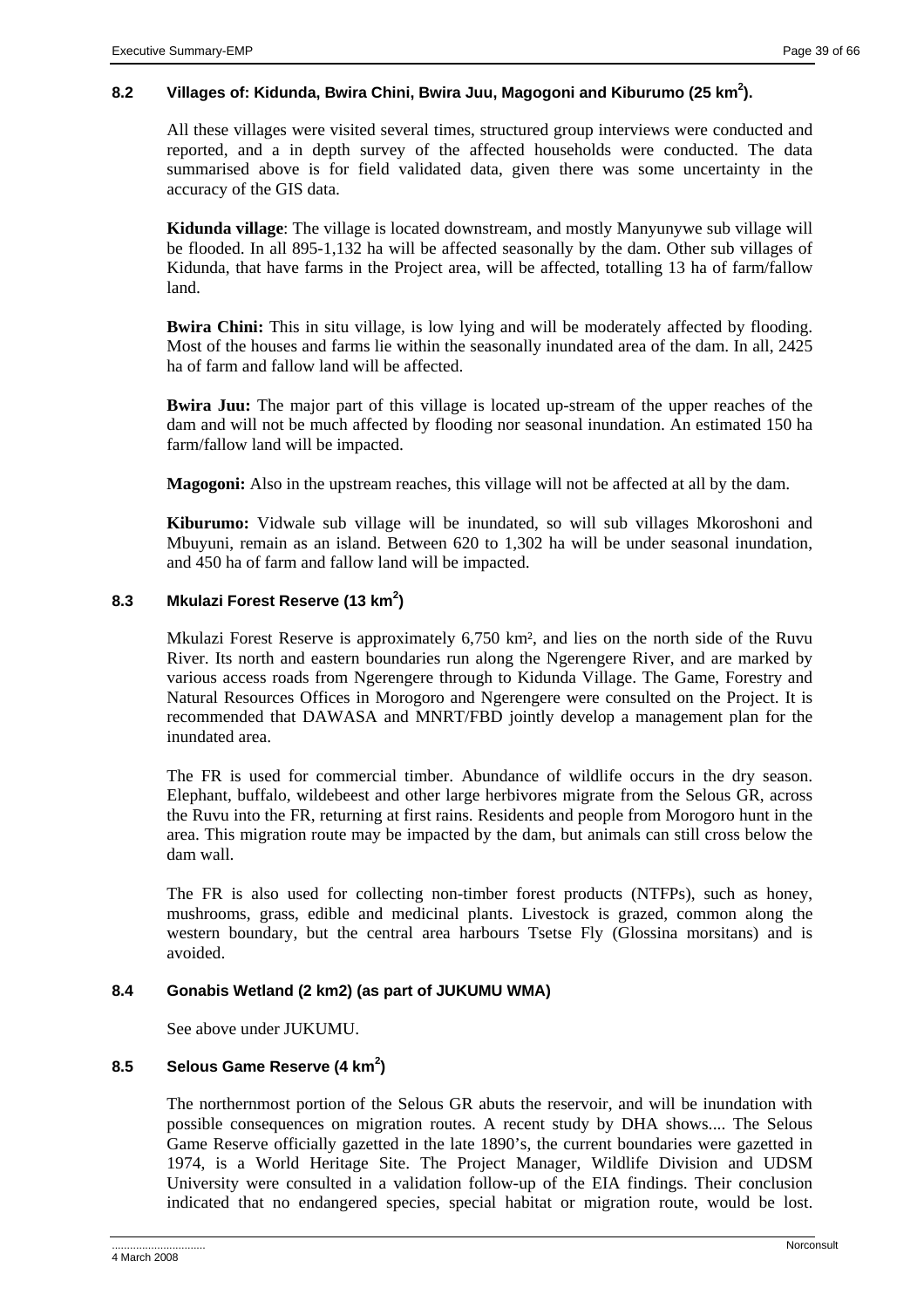## 8.2 Villages of: Kidunda, Bwira Chini, Bwira Juu, Magogoni and Kiburumo (25 km$^2$).

All these villages were visited several times, structured group interviews were conducted and reported, and a in depth survey of the affected households were conducted. The data summarised above is for field validated data, given there was some uncertainty in the accuracy of the GIS data.

**Kidunda village**: The village is located downstream, and mostly Manyunywe sub village will be flooded. In all 895-1,132 ha will be affected seasonally by the dam. Other sub villages of Kidunda, that have farms in the Project area, will be affected, totalling 13 ha of farm/fallow land.

**Bwira Chini:** This in situ village, is low lying and will be moderately affected by flooding. Most of the houses and farms lie within the seasonally inundated area of the dam. In all, 2425 ha of farm and fallow land will be affected.

**Bwira Juu:** The major part of this village is located up-stream of the upper reaches of the dam and will not be much affected by flooding nor seasonal inundation. An estimated 150 ha farm/fallow land will be impacted.

**Magogoni:** Also in the upstream reaches, this village will not be affected at all by the dam.

**Kiburumo:** Vidwale sub village will be inundated, so will sub villages Mkoroshoni and Mbuyuni, remain as an island. Between 620 to 1,302 ha will be under seasonal inundation, and 450 ha of farm and fallow land will be impacted.

## 8.3 Mkulazi Forest Reserve (13 km$^2$)

Mkulazi Forest Reserve is approximately 6,750 km², and lies on the north side of the Ruvu River. Its north and eastern boundaries run along the Ngerengere River, and are marked by various access roads from Ngerengere through to Kidunda Village. The Game, Forestry and Natural Resources Offices in Morogoro and Ngerengere were consulted on the Project. It is recommended that DAWASA and MNRT/FBD jointly develop a management plan for the inundated area.

The FR is used for commercial timber. Abundance of wildlife occurs in the dry season. Elephant, buffalo, wildebeest and other large herbivores migrate from the Selous GR, across the Ruvu into the FR, returning at first rains. Residents and people from Morogoro hunt in the area. This migration route may be impacted by the dam, but animals can still cross below the dam wall.

The FR is also used for collecting non-timber forest products (NTFPs), such as honey, mushrooms, grass, edible and medicinal plants. Livestock is grazed, common along the western boundary, but the central area harbours Tsetse Fly (Glossina morsitans) and is avoided.

## 8.4 Gonabis Wetland (2 km2) (as part of JUKUMU WMA)

See above under JUKUMU.

## 8.5 Selous Game Reserve (4 km$^2$)

The northernmost portion of the Selous GR abuts the reservoir, and will be inundation with possible consequences on migration routes. A recent study by DHA shows.... The Selous Game Reserve officially gazetted in the late 1890's, the current boundaries were gazetted in 1974, is a World Heritage Site. The Project Manager, Wildlife Division and UDSM University were consulted in a validation follow-up of the EIA findings. Their conclusion indicated that no endangered species, special habitat or migration route, would be lost.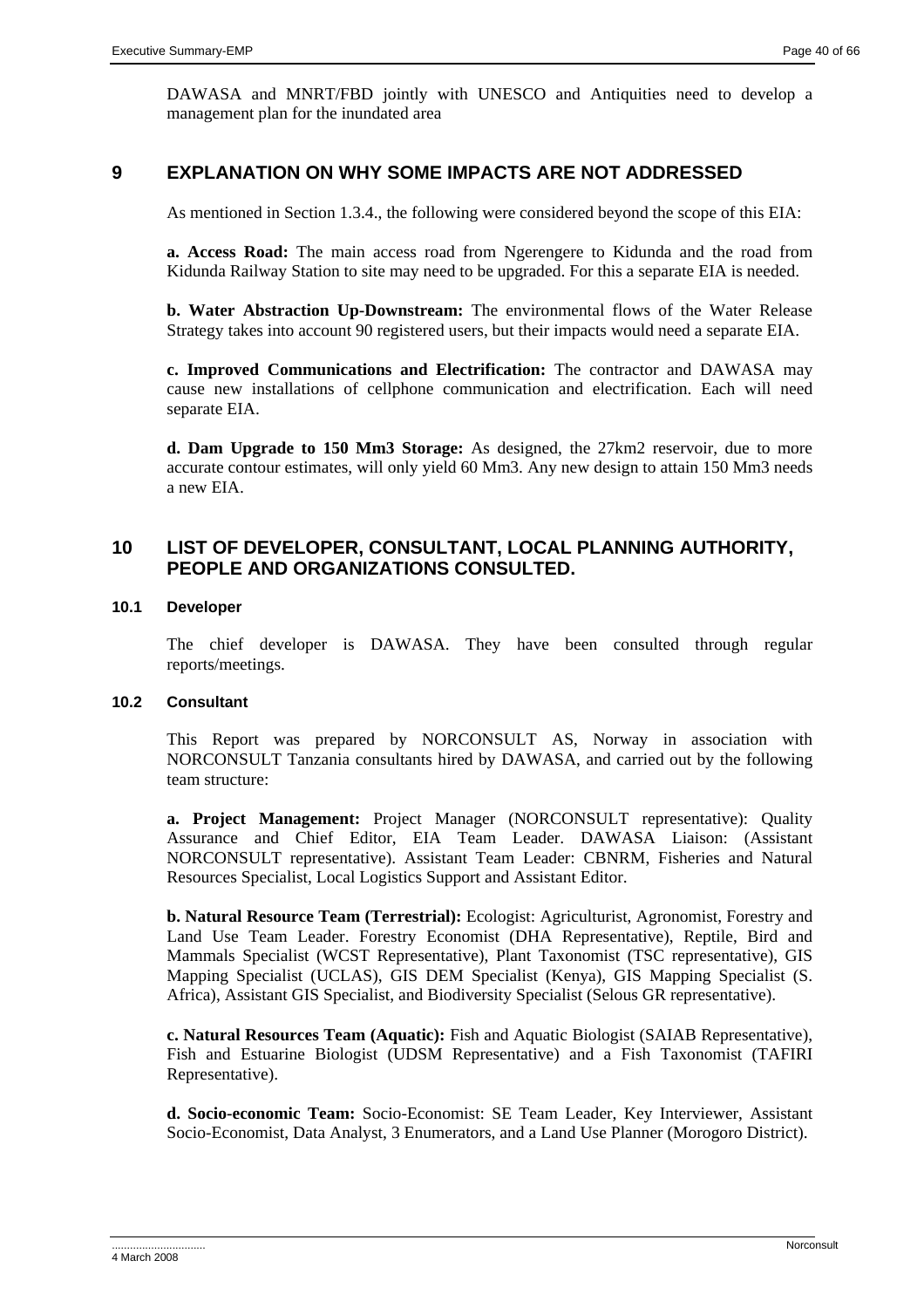DAWASA and MNRT/FBD jointly with UNESCO and Antiquities need to develop a management plan for the inundated area

# 9 EXPLANATION ON WHY SOME IMPACTS ARE NOT ADDRESSED

As mentioned in Section 1.3.4., the following were considered beyond the scope of this EIA:

**a. Access Road:** The main access road from Ngerengere to Kidunda and the road from Kidunda Railway Station to site may need to be upgraded. For this a separate EIA is needed.

**b. Water Abstraction Up-Downstream:** The environmental flows of the Water Release Strategy takes into account 90 registered users, but their impacts would need a separate EIA.

**c. Improved Communications and Electrification:** The contractor and DAWASA may cause new installations of cellphone communication and electrification. Each will need separate EIA.

**d. Dam Upgrade to 150 Mm3 Storage:** As designed, the 27km2 reservoir, due to more accurate contour estimates, will only yield 60 Mm3. Any new design to attain 150 Mm3 needs a new EIA.

# 10 LIST OF DEVELOPER, CONSULTANT, LOCAL PLANNING AUTHORITY, PEOPLE AND ORGANIZATIONS CONSULTED.

## 10.1 Developer

The chief developer is DAWASA. They have been consulted through regular reports/meetings.

## 10.2 Consultant

This Report was prepared by NORCONSULT AS, Norway in association with NORCONSULT Tanzania consultants hired by DAWASA, and carried out by the following team structure:

**a. Project Management:** Project Manager (NORCONSULT representative): Quality Assurance and Chief Editor, EIA Team Leader. DAWASA Liaison: (Assistant NORCONSULT representative). Assistant Team Leader: CBNRM, Fisheries and Natural Resources Specialist, Local Logistics Support and Assistant Editor.

**b. Natural Resource Team (Terrestrial):** Ecologist: Agriculturist, Agronomist, Forestry and Land Use Team Leader. Forestry Economist (DHA Representative), Reptile, Bird and Mammals Specialist (WCST Representative), Plant Taxonomist (TSC representative), GIS Mapping Specialist (UCLAS), GIS DEM Specialist (Kenya), GIS Mapping Specialist (S. Africa), Assistant GIS Specialist, and Biodiversity Specialist (Selous GR representative).

**c. Natural Resources Team (Aquatic):** Fish and Aquatic Biologist (SAIAB Representative), Fish and Estuarine Biologist (UDSM Representative) and a Fish Taxonomist (TAFIRI Representative).

**d. Socio-economic Team:** Socio-Economist: SE Team Leader, Key Interviewer, Assistant Socio-Economist, Data Analyst, 3 Enumerators, and a Land Use Planner (Morogoro District).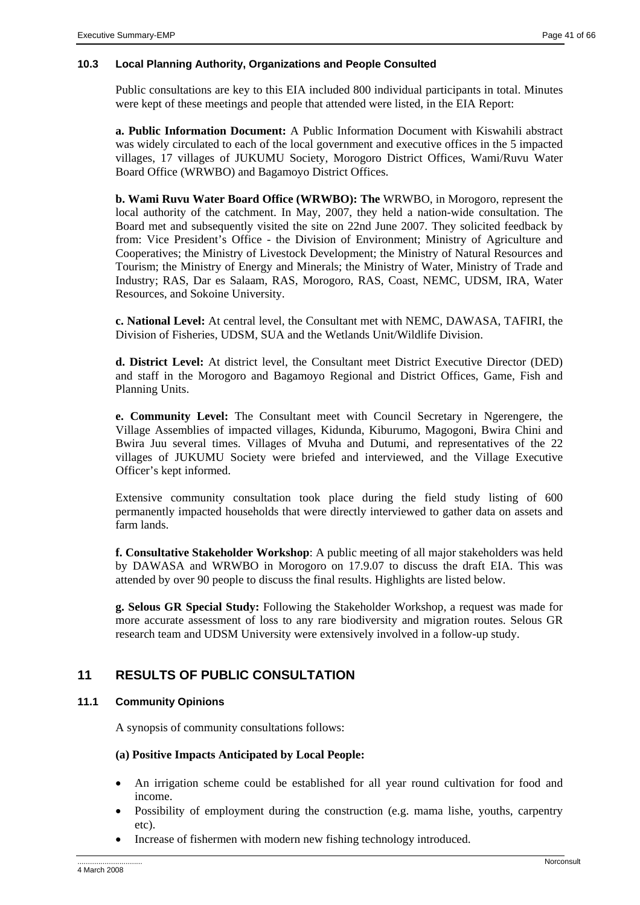### 10.3 Local Planning Authority, Organizations and People Consulted

Public consultations are key to this EIA included 800 individual participants in total. Minutes were kept of these meetings and people that attended were listed, in the EIA Report:

**a. Public Information Document:** A Public Information Document with Kiswahili abstract was widely circulated to each of the local government and executive offices in the 5 impacted villages, 17 villages of JUKUMU Society, Morogoro District Offices, Wami/Ruvu Water Board Office (WRWBO) and Bagamoyo District Offices.

**b. Wami Ruvu Water Board Office (WRWBO): The** WRWBO, in Morogoro, represent the local authority of the catchment. In May, 2007, they held a nation-wide consultation. The Board met and subsequently visited the site on 22nd June 2007. They solicited feedback by from: Vice President's Office - the Division of Environment; Ministry of Agriculture and Cooperatives; the Ministry of Livestock Development; the Ministry of Natural Resources and Tourism; the Ministry of Energy and Minerals; the Ministry of Water, Ministry of Trade and Industry; RAS, Dar es Salaam, RAS, Morogoro, RAS, Coast, NEMC, UDSM, IRA, Water Resources, and Sokoine University.

**c. National Level:** At central level, the Consultant met with NEMC, DAWASA, TAFIRI, the Division of Fisheries, UDSM, SUA and the Wetlands Unit/Wildlife Division.

**d. District Level:** At district level, the Consultant meet District Executive Director (DED) and staff in the Morogoro and Bagamoyo Regional and District Offices, Game, Fish and Planning Units.

**e. Community Level:** The Consultant meet with Council Secretary in Ngerengere, the Village Assemblies of impacted villages, Kidunda, Kiburumo, Magogoni, Bwira Chini and Bwira Juu several times. Villages of Mvuha and Dutumi, and representatives of the 22 villages of JUKUMU Society were briefed and interviewed, and the Village Executive Officer's kept informed.

Extensive community consultation took place during the field study listing of 600 permanently impacted households that were directly interviewed to gather data on assets and farm lands.

**f. Consultative Stakeholder Workshop**: A public meeting of all major stakeholders was held by DAWASA and WRWBO in Morogoro on 17.9.07 to discuss the draft EIA. This was attended by over 90 people to discuss the final results. Highlights are listed below.

**g. Selous GR Special Study:** Following the Stakeholder Workshop, a request was made for more accurate assessment of loss to any rare biodiversity and migration routes. Selous GR research team and UDSM University were extensively involved in a follow-up study.

## 11 RESULTS OF PUBLIC CONSULTATION

### 11.1 Community Opinions

A synopsis of community consultations follows:

**(a) Positive Impacts Anticipated by Local People:**

- An irrigation scheme could be established for all year round cultivation for food and income.
- Possibility of employment during the construction (e.g. mama lishe, youths, carpentry etc).
- Increase of fishermen with modern new fishing technology introduced.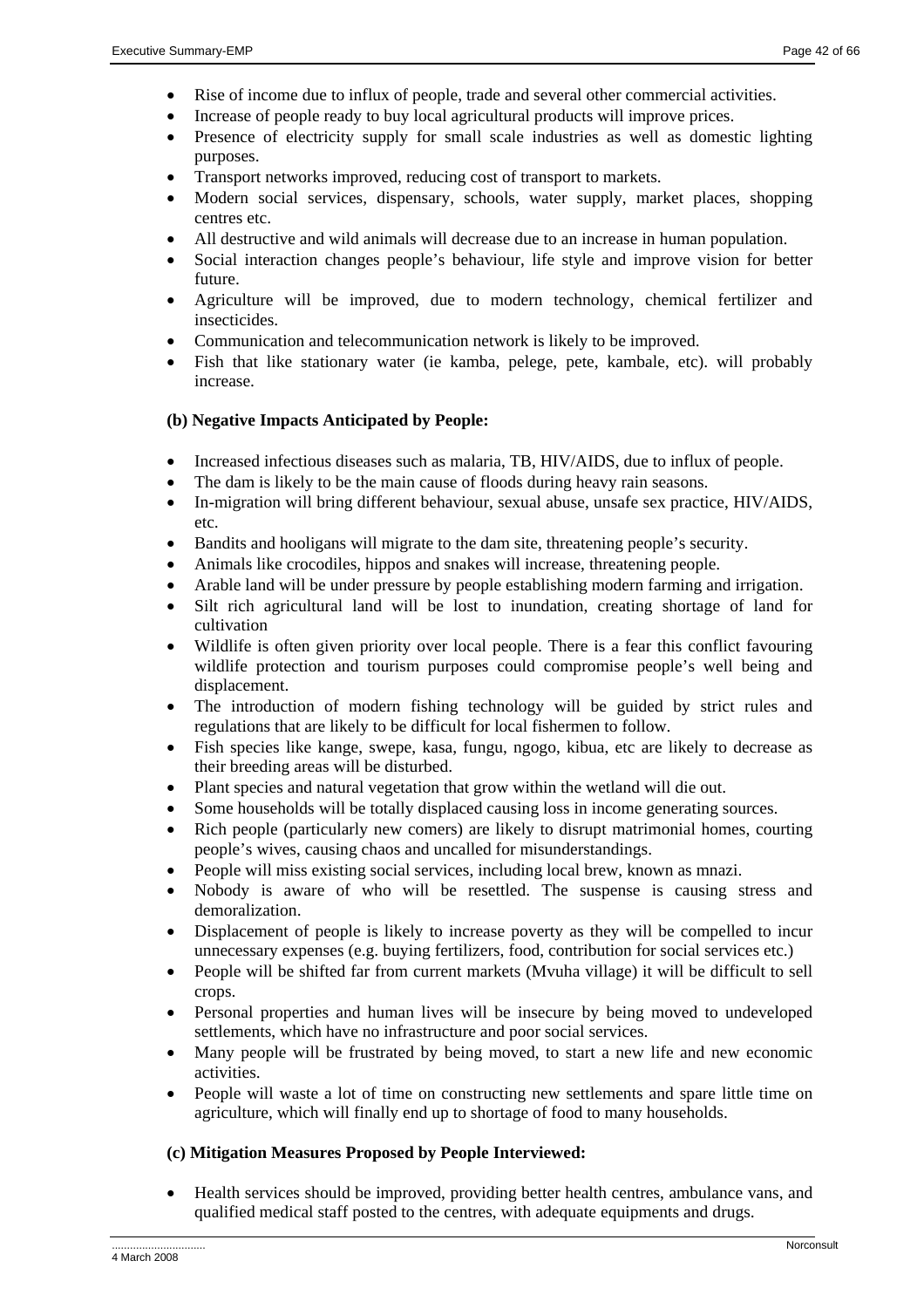- Rise of income due to influx of people, trade and several other commercial activities.
- Increase of people ready to buy local agricultural products will improve prices.
- Presence of electricity supply for small scale industries as well as domestic lighting purposes.
- Transport networks improved, reducing cost of transport to markets.
- Modern social services, dispensary, schools, water supply, market places, shopping centres etc.
- All destructive and wild animals will decrease due to an increase in human population.
- Social interaction changes people's behaviour, life style and improve vision for better future.
- Agriculture will be improved, due to modern technology, chemical fertilizer and insecticides.
- Communication and telecommunication network is likely to be improved.
- Fish that like stationary water (ie kamba, pelege, pete, kambale, etc). will probably increase.

**(b) Negative Impacts Anticipated by People:**

- Increased infectious diseases such as malaria, TB, HIV/AIDS, due to influx of people.
- The dam is likely to be the main cause of floods during heavy rain seasons.
- In-migration will bring different behaviour, sexual abuse, unsafe sex practice, HIV/AIDS, etc.
- Bandits and hooligans will migrate to the dam site, threatening people's security.
- Animals like crocodiles, hippos and snakes will increase, threatening people.
- Arable land will be under pressure by people establishing modern farming and irrigation.
- Silt rich agricultural land will be lost to inundation, creating shortage of land for cultivation
- Wildlife is often given priority over local people. There is a fear this conflict favouring wildlife protection and tourism purposes could compromise people's well being and displacement.
- The introduction of modern fishing technology will be guided by strict rules and regulations that are likely to be difficult for local fishermen to follow.
- Fish species like kange, swepe, kasa, fungu, ngogo, kibua, etc are likely to decrease as their breeding areas will be disturbed.
- Plant species and natural vegetation that grow within the wetland will die out.
- Some households will be totally displaced causing loss in income generating sources.
- Rich people (particularly new comers) are likely to disrupt matrimonial homes, courting people's wives, causing chaos and uncalled for misunderstandings.
- People will miss existing social services, including local brew, known as mnazi.
- Nobody is aware of who will be resettled. The suspense is causing stress and demoralization.
- Displacement of people is likely to increase poverty as they will be compelled to incur unnecessary expenses (e.g. buying fertilizers, food, contribution for social services etc.)
- People will be shifted far from current markets (Mvuha village) it will be difficult to sell crops.
- Personal properties and human lives will be insecure by being moved to undeveloped settlements, which have no infrastructure and poor social services.
- Many people will be frustrated by being moved, to start a new life and new economic activities.
- People will waste a lot of time on constructing new settlements and spare little time on agriculture, which will finally end up to shortage of food to many households.

**(c) Mitigation Measures Proposed by People Interviewed:**

- Health services should be improved, providing better health centres, ambulance vans, and qualified medical staff posted to the centres, with adequate equipments and drugs.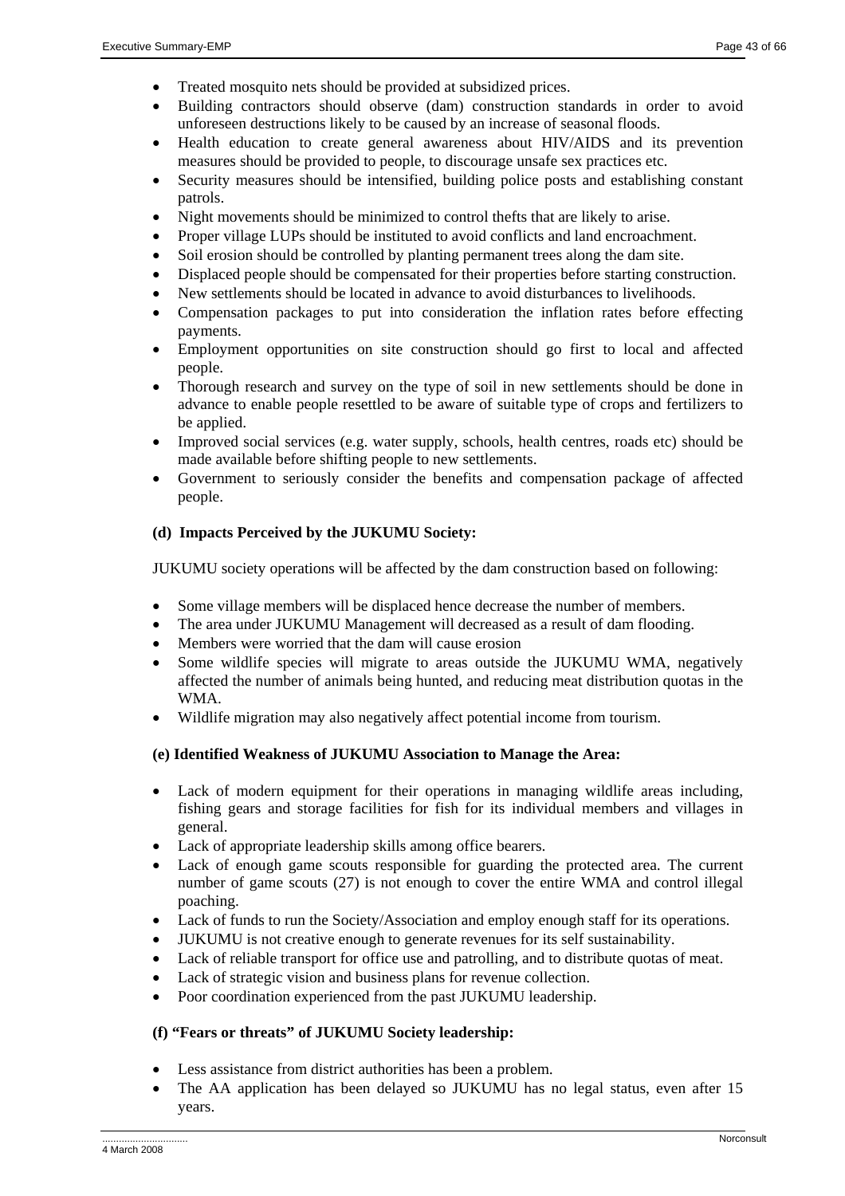- Treated mosquito nets should be provided at subsidized prices.
- Building contractors should observe (dam) construction standards in order to avoid unforeseen destructions likely to be caused by an increase of seasonal floods.
- Health education to create general awareness about HIV/AIDS and its prevention measures should be provided to people, to discourage unsafe sex practices etc.
- Security measures should be intensified, building police posts and establishing constant patrols.
- Night movements should be minimized to control thefts that are likely to arise.
- Proper village LUPs should be instituted to avoid conflicts and land encroachment.
- Soil erosion should be controlled by planting permanent trees along the dam site.
- Displaced people should be compensated for their properties before starting construction.
- New settlements should be located in advance to avoid disturbances to livelihoods.
- Compensation packages to put into consideration the inflation rates before effecting payments.
- Employment opportunities on site construction should go first to local and affected people.
- Thorough research and survey on the type of soil in new settlements should be done in advance to enable people resettled to be aware of suitable type of crops and fertilizers to be applied.
- Improved social services (e.g. water supply, schools, health centres, roads etc) should be made available before shifting people to new settlements.
- Government to seriously consider the benefits and compensation package of affected people.

**(d) Impacts Perceived by the JUKUMU Society:**

JUKUMU society operations will be affected by the dam construction based on following:

- Some village members will be displaced hence decrease the number of members.
- The area under JUKUMU Management will decreased as a result of dam flooding.
- Members were worried that the dam will cause erosion
- Some wildlife species will migrate to areas outside the JUKUMU WMA, negatively affected the number of animals being hunted, and reducing meat distribution quotas in the WMA.
- Wildlife migration may also negatively affect potential income from tourism.

**(e) Identified Weakness of JUKUMU Association to Manage the Area:**

- Lack of modern equipment for their operations in managing wildlife areas including, fishing gears and storage facilities for fish for its individual members and villages in general.
- Lack of appropriate leadership skills among office bearers.
- Lack of enough game scouts responsible for guarding the protected area. The current number of game scouts (27) is not enough to cover the entire WMA and control illegal poaching.
- Lack of funds to run the Society/Association and employ enough staff for its operations.
- JUKUMU is not creative enough to generate revenues for its self sustainability.
- Lack of reliable transport for office use and patrolling, and to distribute quotas of meat.
- Lack of strategic vision and business plans for revenue collection.
- Poor coordination experienced from the past JUKUMU leadership.

**(f) "Fears or threats" of JUKUMU Society leadership:**

- Less assistance from district authorities has been a problem.
- The AA application has been delayed so JUKUMU has no legal status, even after 15 years.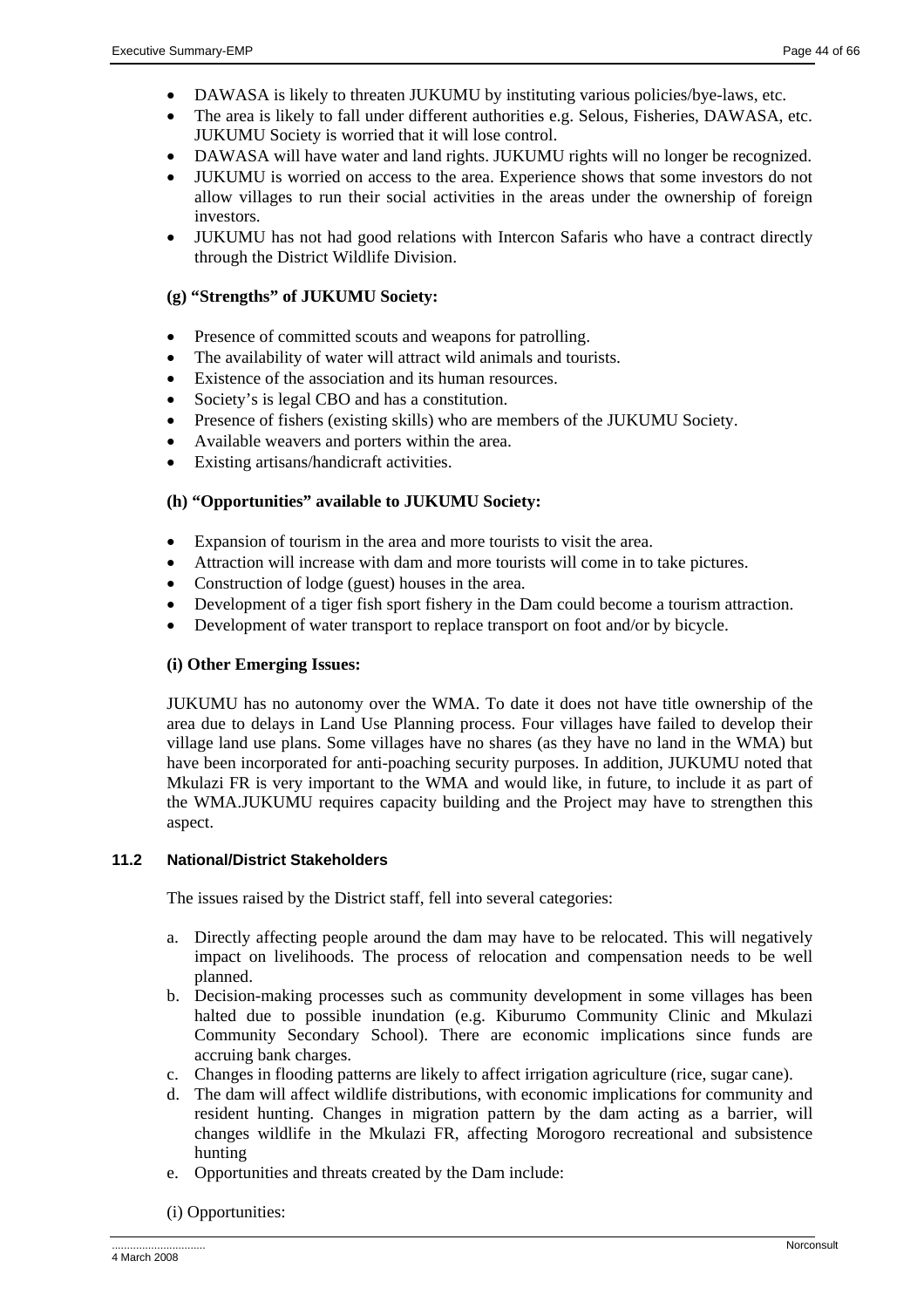- DAWASA is likely to threaten JUKUMU by instituting various policies/bye-laws, etc.
- The area is likely to fall under different authorities e.g. Selous, Fisheries, DAWASA, etc. JUKUMU Society is worried that it will lose control.
- DAWASA will have water and land rights. JUKUMU rights will no longer be recognized.
- JUKUMU is worried on access to the area. Experience shows that some investors do not allow villages to run their social activities in the areas under the ownership of foreign investors.
- JUKUMU has not had good relations with Intercon Safaris who have a contract directly through the District Wildlife Division.

**(g) "Strengths" of JUKUMU Society:**

- Presence of committed scouts and weapons for patrolling.
- The availability of water will attract wild animals and tourists.
- Existence of the association and its human resources.
- Society's is legal CBO and has a constitution.
- Presence of fishers (existing skills) who are members of the JUKUMU Society.
- Available weavers and porters within the area.
- Existing artisans/handicraft activities.

**(h) "Opportunities" available to JUKUMU Society:**

- Expansion of tourism in the area and more tourists to visit the area.
- Attraction will increase with dam and more tourists will come in to take pictures.
- Construction of lodge (guest) houses in the area.
- Development of a tiger fish sport fishery in the Dam could become a tourism attraction.
- Development of water transport to replace transport on foot and/or by bicycle.

**(i) Other Emerging Issues:**

JUKUMU has no autonomy over the WMA. To date it does not have title ownership of the area due to delays in Land Use Planning process. Four villages have failed to develop their village land use plans. Some villages have no shares (as they have no land in the WMA) but have been incorporated for anti-poaching security purposes. In addition, JUKUMU noted that Mkulazi FR is very important to the WMA and would like, in future, to include it as part of the WMA.JUKUMU requires capacity building and the Project may have to strengthen this aspect.

### 11.2 National/District Stakeholders

The issues raised by the District staff, fell into several categories:

a. Directly affecting people around the dam may have to be relocated. This will negatively impact on livelihoods. The process of relocation and compensation needs to be well planned.
b. Decision-making processes such as community development in some villages has been halted due to possible inundation (e.g. Kiburumo Community Clinic and Mkulazi Community Secondary School). There are economic implications since funds are accruing bank charges.
c. Changes in flooding patterns are likely to affect irrigation agriculture (rice, sugar cane).
d. The dam will affect wildlife distributions, with economic implications for community and resident hunting. Changes in migration pattern by the dam acting as a barrier, will changes wildlife in the Mkulazi FR, affecting Morogoro recreational and subsistence hunting
e. Opportunities and threats created by the Dam include:

(i) Opportunities: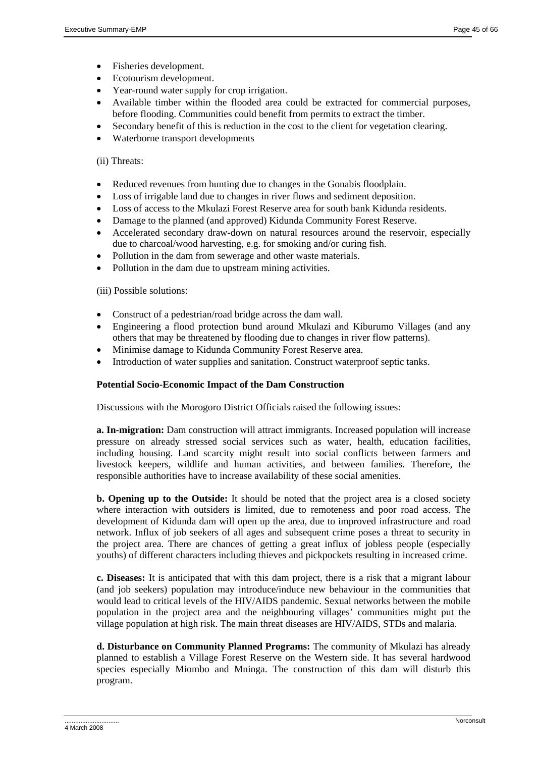- Fisheries development.
- Ecotourism development.
- Year-round water supply for crop irrigation.
- Available timber within the flooded area could be extracted for commercial purposes, before flooding. Communities could benefit from permits to extract the timber.
- Secondary benefit of this is reduction in the cost to the client for vegetation clearing.
- Waterborne transport developments

(ii) Threats:

- Reduced revenues from hunting due to changes in the Gonabis floodplain.
- Loss of irrigable land due to changes in river flows and sediment deposition.
- Loss of access to the Mkulazi Forest Reserve area for south bank Kidunda residents.
- Damage to the planned (and approved) Kidunda Community Forest Reserve.
- Accelerated secondary draw-down on natural resources around the reservoir, especially due to charcoal/wood harvesting, e.g. for smoking and/or curing fish.
- Pollution in the dam from sewerage and other waste materials.
- Pollution in the dam due to upstream mining activities.

(iii) Possible solutions:

- Construct of a pedestrian/road bridge across the dam wall.
- Engineering a flood protection bund around Mkulazi and Kiburumo Villages (and any others that may be threatened by flooding due to changes in river flow patterns).
- Minimise damage to Kidunda Community Forest Reserve area.
- Introduction of water supplies and sanitation. Construct waterproof septic tanks.

**Potential Socio-Economic Impact of the Dam Construction**

Discussions with the Morogoro District Officials raised the following issues:

**a. In-migration:** Dam construction will attract immigrants. Increased population will increase pressure on already stressed social services such as water, health, education facilities, including housing. Land scarcity might result into social conflicts between farmers and livestock keepers, wildlife and human activities, and between families. Therefore, the responsible authorities have to increase availability of these social amenities.

**b. Opening up to the Outside:** It should be noted that the project area is a closed society where interaction with outsiders is limited, due to remoteness and poor road access. The development of Kidunda dam will open up the area, due to improved infrastructure and road network. Influx of job seekers of all ages and subsequent crime poses a threat to security in the project area. There are chances of getting a great influx of jobless people (especially youths) of different characters including thieves and pickpockets resulting in increased crime.

**c. Diseases:** It is anticipated that with this dam project, there is a risk that a migrant labour (and job seekers) population may introduce/induce new behaviour in the communities that would lead to critical levels of the HIV/AIDS pandemic. Sexual networks between the mobile population in the project area and the neighbouring villages' communities might put the village population at high risk. The main threat diseases are HIV/AIDS, STDs and malaria.

**d. Disturbance on Community Planned Programs:** The community of Mkulazi has already planned to establish a Village Forest Reserve on the Western side. It has several hardwood species especially Miombo and Mninga. The construction of this dam will disturb this program.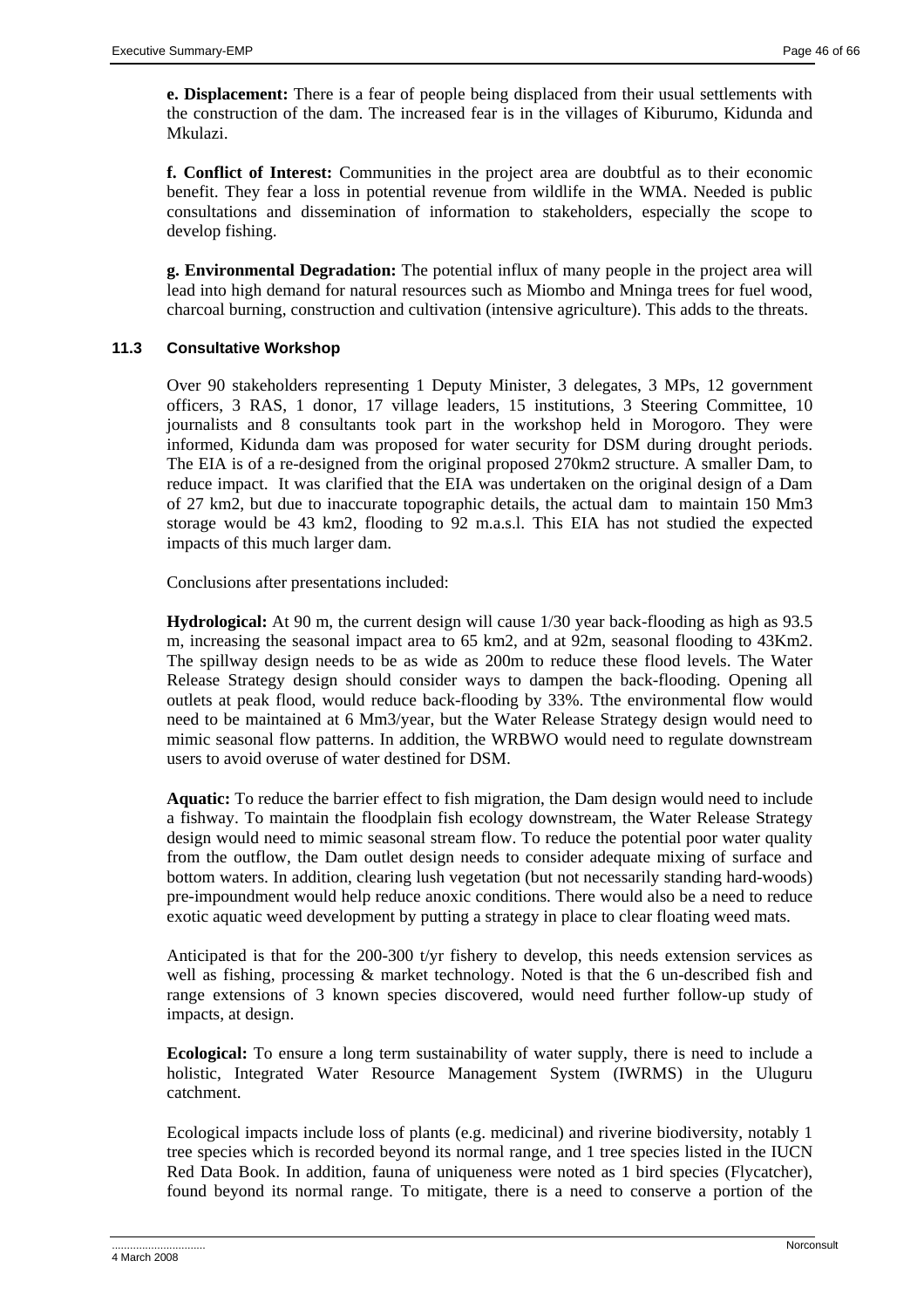**e. Displacement:** There is a fear of people being displaced from their usual settlements with the construction of the dam. The increased fear is in the villages of Kiburumo, Kidunda and Mkulazi.

**f. Conflict of Interest:** Communities in the project area are doubtful as to their economic benefit. They fear a loss in potential revenue from wildlife in the WMA. Needed is public consultations and dissemination of information to stakeholders, especially the scope to develop fishing.

**g. Environmental Degradation:** The potential influx of many people in the project area will lead into high demand for natural resources such as Miombo and Mninga trees for fuel wood, charcoal burning, construction and cultivation (intensive agriculture). This adds to the threats.

### 11.3 Consultative Workshop

Over 90 stakeholders representing 1 Deputy Minister, 3 delegates, 3 MPs, 12 government officers, 3 RAS, 1 donor, 17 village leaders, 15 institutions, 3 Steering Committee, 10 journalists and 8 consultants took part in the workshop held in Morogoro. They were informed, Kidunda dam was proposed for water security for DSM during drought periods. The EIA is of a re-designed from the original proposed 270km2 structure. A smaller Dam, to reduce impact. It was clarified that the EIA was undertaken on the original design of a Dam of 27 km2, but due to inaccurate topographic details, the actual dam to maintain 150 Mm3 storage would be 43 km2, flooding to 92 m.a.s.l. This EIA has not studied the expected impacts of this much larger dam.

Conclusions after presentations included:

**Hydrological:** At 90 m, the current design will cause 1/30 year back-flooding as high as 93.5 m, increasing the seasonal impact area to 65 km2, and at 92m, seasonal flooding to 43Km2. The spillway design needs to be as wide as 200m to reduce these flood levels. The Water Release Strategy design should consider ways to dampen the back-flooding. Opening all outlets at peak flood, would reduce back-flooding by 33%. Tthe environmental flow would need to be maintained at 6 Mm3/year, but the Water Release Strategy design would need to mimic seasonal flow patterns. In addition, the WRBWO would need to regulate downstream users to avoid overuse of water destined for DSM.

**Aquatic:** To reduce the barrier effect to fish migration, the Dam design would need to include a fishway. To maintain the floodplain fish ecology downstream, the Water Release Strategy design would need to mimic seasonal stream flow. To reduce the potential poor water quality from the outflow, the Dam outlet design needs to consider adequate mixing of surface and bottom waters. In addition, clearing lush vegetation (but not necessarily standing hard-woods) pre-impoundment would help reduce anoxic conditions. There would also be a need to reduce exotic aquatic weed development by putting a strategy in place to clear floating weed mats.

Anticipated is that for the 200-300 t/yr fishery to develop, this needs extension services as well as fishing, processing & market technology. Noted is that the 6 un-described fish and range extensions of 3 known species discovered, would need further follow-up study of impacts, at design.

**Ecological:** To ensure a long term sustainability of water supply, there is need to include a holistic, Integrated Water Resource Management System (IWRMS) in the Uluguru catchment.

Ecological impacts include loss of plants (e.g. medicinal) and riverine biodiversity, notably 1 tree species which is recorded beyond its normal range, and 1 tree species listed in the IUCN Red Data Book. In addition, fauna of uniqueness were noted as 1 bird species (Flycatcher), found beyond its normal range. To mitigate, there is a need to conserve a portion of the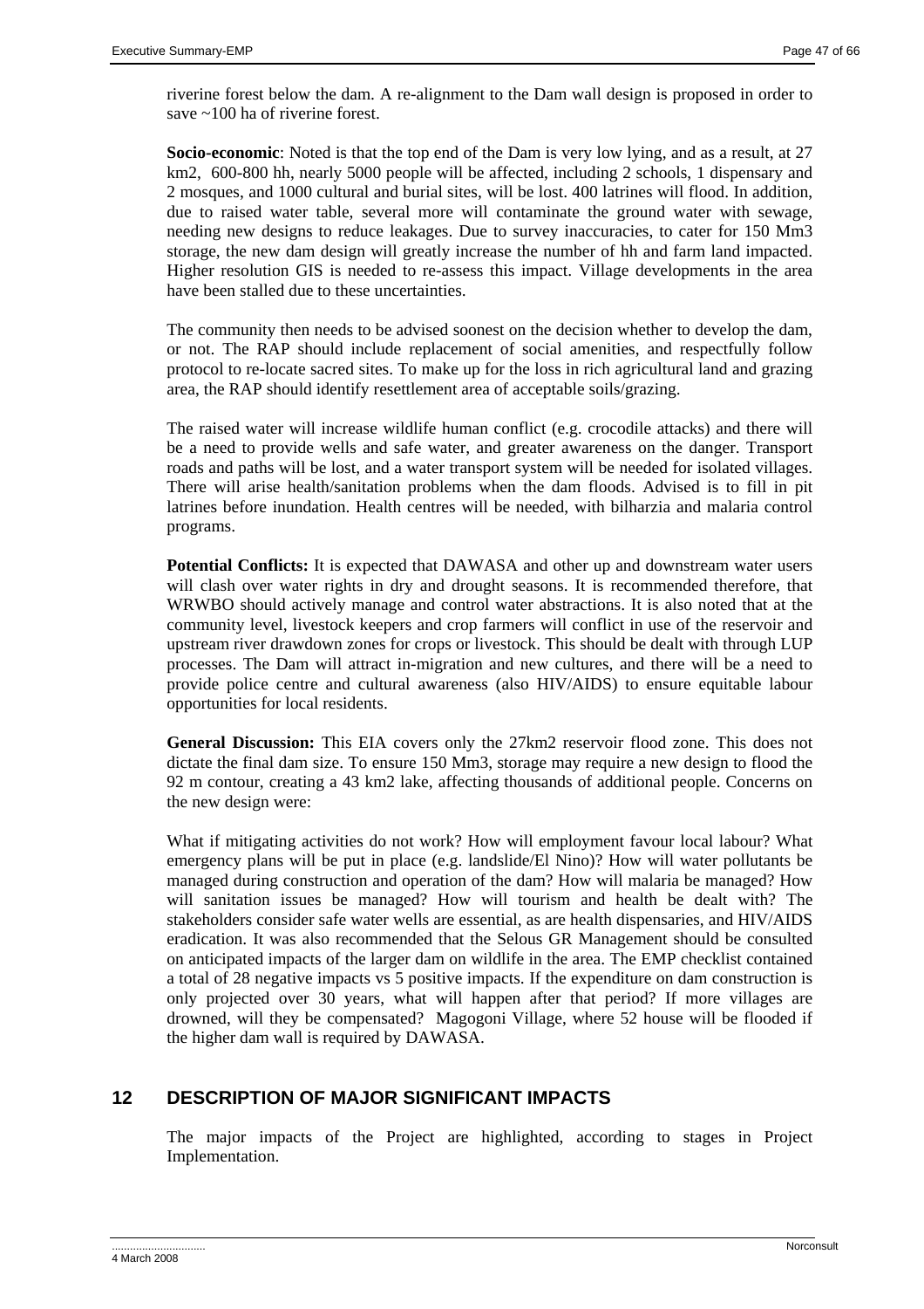riverine forest below the dam. A re-alignment to the Dam wall design is proposed in order to save ~100 ha of riverine forest.

**Socio-economic**: Noted is that the top end of the Dam is very low lying, and as a result, at 27 km2, 600-800 hh, nearly 5000 people will be affected, including 2 schools, 1 dispensary and 2 mosques, and 1000 cultural and burial sites, will be lost. 400 latrines will flood. In addition, due to raised water table, several more will contaminate the ground water with sewage, needing new designs to reduce leakages. Due to survey inaccuracies, to cater for 150 Mm3 storage, the new dam design will greatly increase the number of hh and farm land impacted. Higher resolution GIS is needed to re-assess this impact. Village developments in the area have been stalled due to these uncertainties.

The community then needs to be advised soonest on the decision whether to develop the dam, or not. The RAP should include replacement of social amenities, and respectfully follow protocol to re-locate sacred sites. To make up for the loss in rich agricultural land and grazing area, the RAP should identify resettlement area of acceptable soils/grazing.

The raised water will increase wildlife human conflict (e.g. crocodile attacks) and there will be a need to provide wells and safe water, and greater awareness on the danger. Transport roads and paths will be lost, and a water transport system will be needed for isolated villages. There will arise health/sanitation problems when the dam floods. Advised is to fill in pit latrines before inundation. Health centres will be needed, with bilharzia and malaria control programs.

**Potential Conflicts:** It is expected that DAWASA and other up and downstream water users will clash over water rights in dry and drought seasons. It is recommended therefore, that WRWBO should actively manage and control water abstractions. It is also noted that at the community level, livestock keepers and crop farmers will conflict in use of the reservoir and upstream river drawdown zones for crops or livestock. This should be dealt with through LUP processes. The Dam will attract in-migration and new cultures, and there will be a need to provide police centre and cultural awareness (also HIV/AIDS) to ensure equitable labour opportunities for local residents.

**General Discussion:** This EIA covers only the 27km2 reservoir flood zone. This does not dictate the final dam size. To ensure 150 Mm3, storage may require a new design to flood the 92 m contour, creating a 43 km2 lake, affecting thousands of additional people. Concerns on the new design were:

What if mitigating activities do not work? How will employment favour local labour? What emergency plans will be put in place (e.g. landslide/El Nino)? How will water pollutants be managed during construction and operation of the dam? How will malaria be managed? How will sanitation issues be managed? How will tourism and health be dealt with? The stakeholders consider safe water wells are essential, as are health dispensaries, and HIV/AIDS eradication. It was also recommended that the Selous GR Management should be consulted on anticipated impacts of the larger dam on wildlife in the area. The EMP checklist contained a total of 28 negative impacts vs 5 positive impacts. If the expenditure on dam construction is only projected over 30 years, what will happen after that period? If more villages are drowned, will they be compensated? Magogoni Village, where 52 house will be flooded if the higher dam wall is required by DAWASA.

## 12 DESCRIPTION OF MAJOR SIGNIFICANT IMPACTS

The major impacts of the Project are highlighted, according to stages in Project Implementation.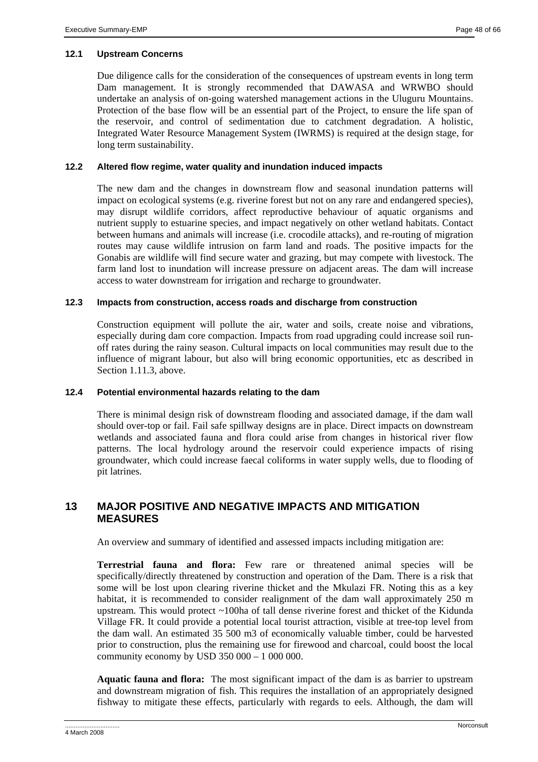### 12.1 Upstream Concerns

Due diligence calls for the consideration of the consequences of upstream events in long term Dam management. It is strongly recommended that DAWASA and WRWBO should undertake an analysis of on-going watershed management actions in the Uluguru Mountains. Protection of the base flow will be an essential part of the Project, to ensure the life span of the reservoir, and control of sedimentation due to catchment degradation. A holistic, Integrated Water Resource Management System (IWRMS) is required at the design stage, for long term sustainability.

### 12.2 Altered flow regime, water quality and inundation induced impacts

The new dam and the changes in downstream flow and seasonal inundation patterns will impact on ecological systems (e.g. riverine forest but not on any rare and endangered species), may disrupt wildlife corridors, affect reproductive behaviour of aquatic organisms and nutrient supply to estuarine species, and impact negatively on other wetland habitats. Contact between humans and animals will increase (i.e. crocodile attacks), and re-routing of migration routes may cause wildlife intrusion on farm land and roads. The positive impacts for the Gonabis are wildlife will find secure water and grazing, but may compete with livestock. The farm land lost to inundation will increase pressure on adjacent areas. The dam will increase access to water downstream for irrigation and recharge to groundwater.

### 12.3 Impacts from construction, access roads and discharge from construction

Construction equipment will pollute the air, water and soils, create noise and vibrations, especially during dam core compaction. Impacts from road upgrading could increase soil run-off rates during the rainy season. Cultural impacts on local communities may result due to the influence of migrant labour, but also will bring economic opportunities, etc as described in Section 1.11.3, above.

### 12.4 Potential environmental hazards relating to the dam

There is minimal design risk of downstream flooding and associated damage, if the dam wall should over-top or fail. Fail safe spillway designs are in place. Direct impacts on downstream wetlands and associated fauna and flora could arise from changes in historical river flow patterns. The local hydrology around the reservoir could experience impacts of rising groundwater, which could increase faecal coliforms in water supply wells, due to flooding of pit latrines.

## 13 MAJOR POSITIVE AND NEGATIVE IMPACTS AND MITIGATION MEASURES

An overview and summary of identified and assessed impacts including mitigation are:

**Terrestrial fauna and flora:** Few rare or threatened animal species will be specifically/directly threatened by construction and operation of the Dam. There is a risk that some will be lost upon clearing riverine thicket and the Mkulazi FR. Noting this as a key habitat, it is recommended to consider realignment of the dam wall approximately 250 m upstream. This would protect ~100ha of tall dense riverine forest and thicket of the Kidunda Village FR. It could provide a potential local tourist attraction, visible at tree-top level from the dam wall. An estimated 35 500 m3 of economically valuable timber, could be harvested prior to construction, plus the remaining use for firewood and charcoal, could boost the local community economy by USD 350 000 – 1 000 000.

**Aquatic fauna and flora:** The most significant impact of the dam is as barrier to upstream and downstream migration of fish. This requires the installation of an appropriately designed fishway to mitigate these effects, particularly with regards to eels. Although, the dam will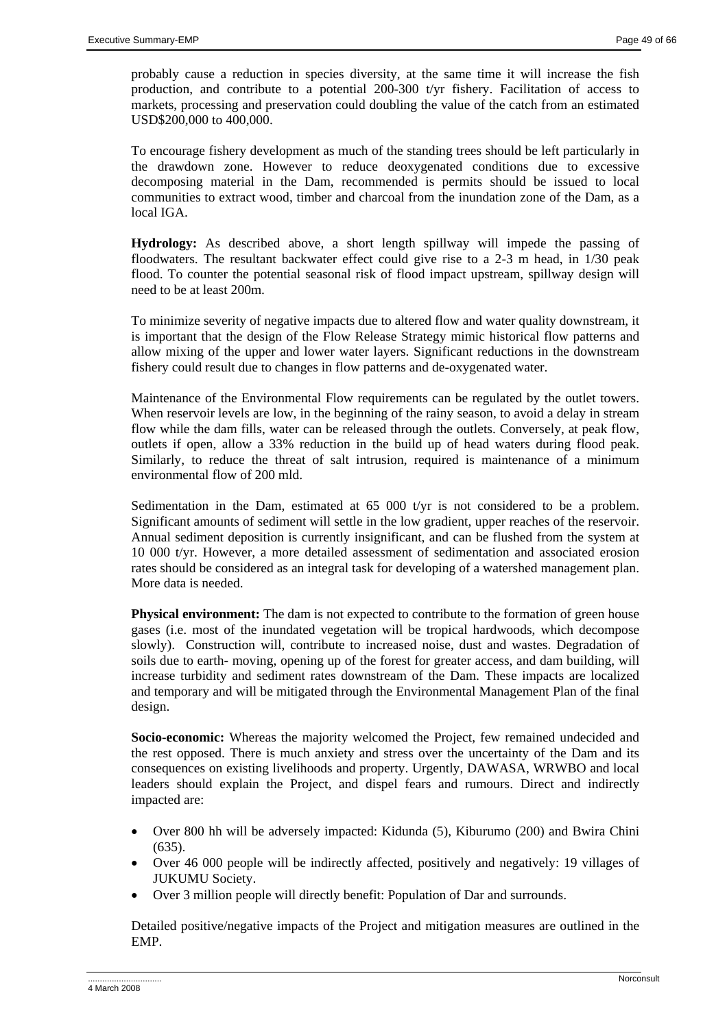probably cause a reduction in species diversity, at the same time it will increase the fish production, and contribute to a potential 200-300 t/yr fishery. Facilitation of access to markets, processing and preservation could doubling the value of the catch from an estimated USD$200,000 to 400,000.

To encourage fishery development as much of the standing trees should be left particularly in the drawdown zone. However to reduce deoxygenated conditions due to excessive decomposing material in the Dam, recommended is permits should be issued to local communities to extract wood, timber and charcoal from the inundation zone of the Dam, as a local IGA.

**Hydrology:** As described above, a short length spillway will impede the passing of floodwaters. The resultant backwater effect could give rise to a 2-3 m head, in 1/30 peak flood. To counter the potential seasonal risk of flood impact upstream, spillway design will need to be at least 200m.

To minimize severity of negative impacts due to altered flow and water quality downstream, it is important that the design of the Flow Release Strategy mimic historical flow patterns and allow mixing of the upper and lower water layers. Significant reductions in the downstream fishery could result due to changes in flow patterns and de-oxygenated water.

Maintenance of the Environmental Flow requirements can be regulated by the outlet towers. When reservoir levels are low, in the beginning of the rainy season, to avoid a delay in stream flow while the dam fills, water can be released through the outlets. Conversely, at peak flow, outlets if open, allow a 33% reduction in the build up of head waters during flood peak. Similarly, to reduce the threat of salt intrusion, required is maintenance of a minimum environmental flow of 200 mld.

Sedimentation in the Dam, estimated at 65 000 t/yr is not considered to be a problem. Significant amounts of sediment will settle in the low gradient, upper reaches of the reservoir. Annual sediment deposition is currently insignificant, and can be flushed from the system at 10 000 t/yr. However, a more detailed assessment of sedimentation and associated erosion rates should be considered as an integral task for developing of a watershed management plan. More data is needed.

**Physical environment:** The dam is not expected to contribute to the formation of green house gases (i.e. most of the inundated vegetation will be tropical hardwoods, which decompose slowly). Construction will, contribute to increased noise, dust and wastes. Degradation of soils due to earth- moving, opening up of the forest for greater access, and dam building, will increase turbidity and sediment rates downstream of the Dam. These impacts are localized and temporary and will be mitigated through the Environmental Management Plan of the final design.

**Socio-economic:** Whereas the majority welcomed the Project, few remained undecided and the rest opposed. There is much anxiety and stress over the uncertainty of the Dam and its consequences on existing livelihoods and property. Urgently, DAWASA, WRWBO and local leaders should explain the Project, and dispel fears and rumours. Direct and indirectly impacted are:

- Over 800 hh will be adversely impacted: Kidunda (5), Kiburumo (200) and Bwira Chini (635).
- Over 46 000 people will be indirectly affected, positively and negatively: 19 villages of JUKUMU Society.
- Over 3 million people will directly benefit: Population of Dar and surrounds.

Detailed positive/negative impacts of the Project and mitigation measures are outlined in the EMP.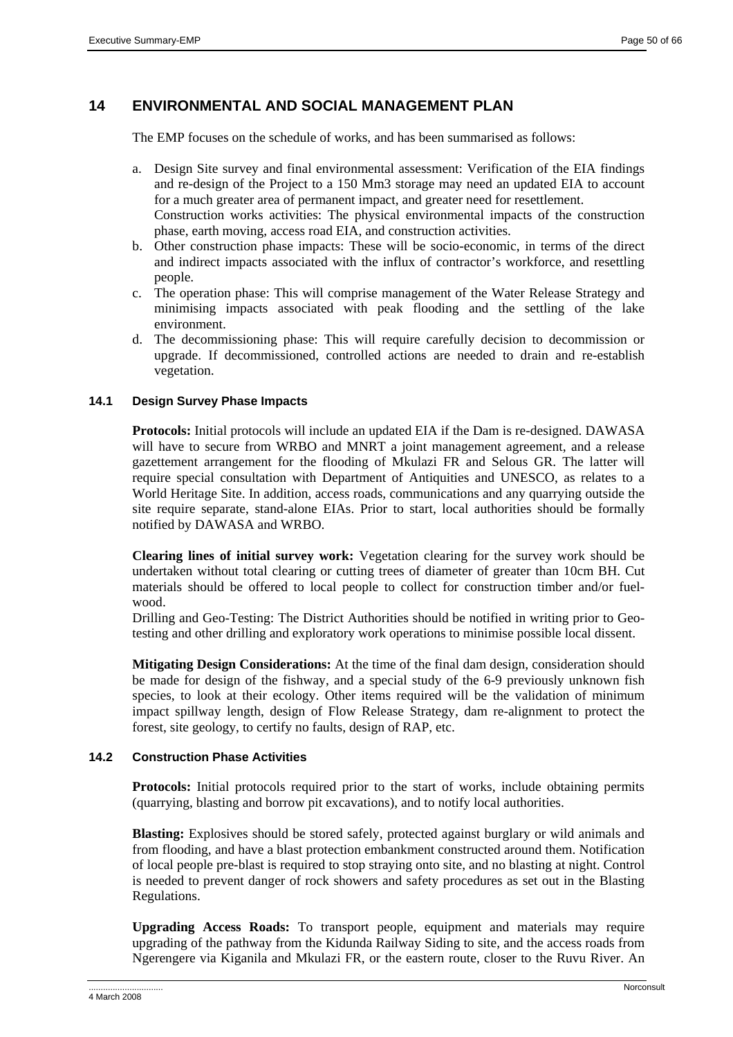## 14 ENVIRONMENTAL AND SOCIAL MANAGEMENT PLAN

The EMP focuses on the schedule of works, and has been summarised as follows:

a. Design Site survey and final environmental assessment: Verification of the EIA findings and re-design of the Project to a 150 Mm3 storage may need an updated EIA to account for a much greater area of permanent impact, and greater need for resettlement.
   Construction works activities: The physical environmental impacts of the construction phase, earth moving, access road EIA, and construction activities.
b. Other construction phase impacts: These will be socio-economic, in terms of the direct and indirect impacts associated with the influx of contractor's workforce, and resettling people.
c. The operation phase: This will comprise management of the Water Release Strategy and minimising impacts associated with peak flooding and the settling of the lake environment.
d. The decommissioning phase: This will require carefully decision to decommission or upgrade. If decommissioned, controlled actions are needed to drain and re-establish vegetation.

### 14.1 Design Survey Phase Impacts

**Protocols:** Initial protocols will include an updated EIA if the Dam is re-designed. DAWASA will have to secure from WRBO and MNRT a joint management agreement, and a release gazettement arrangement for the flooding of Mkulazi FR and Selous GR. The latter will require special consultation with Department of Antiquities and UNESCO, as relates to a World Heritage Site. In addition, access roads, communications and any quarrying outside the site require separate, stand-alone EIAs. Prior to start, local authorities should be formally notified by DAWASA and WRBO.

**Clearing lines of initial survey work:** Vegetation clearing for the survey work should be undertaken without total clearing or cutting trees of diameter of greater than 10cm BH. Cut materials should be offered to local people to collect for construction timber and/or fuel-wood.
Drilling and Geo-Testing: The District Authorities should be notified in writing prior to Geo-testing and other drilling and exploratory work operations to minimise possible local dissent.

**Mitigating Design Considerations:** At the time of the final dam design, consideration should be made for design of the fishway, and a special study of the 6-9 previously unknown fish species, to look at their ecology. Other items required will be the validation of minimum impact spillway length, design of Flow Release Strategy, dam re-alignment to protect the forest, site geology, to certify no faults, design of RAP, etc.

### 14.2 Construction Phase Activities

**Protocols:** Initial protocols required prior to the start of works, include obtaining permits (quarrying, blasting and borrow pit excavations), and to notify local authorities.

**Blasting:** Explosives should be stored safely, protected against burglary or wild animals and from flooding, and have a blast protection embankment constructed around them. Notification of local people pre-blast is required to stop straying onto site, and no blasting at night. Control is needed to prevent danger of rock showers and safety procedures as set out in the Blasting Regulations.

**Upgrading Access Roads:** To transport people, equipment and materials may require upgrading of the pathway from the Kidunda Railway Siding to site, and the access roads from Ngerengere via Kiganila and Mkulazi FR, or the eastern route, closer to the Ruvu River. An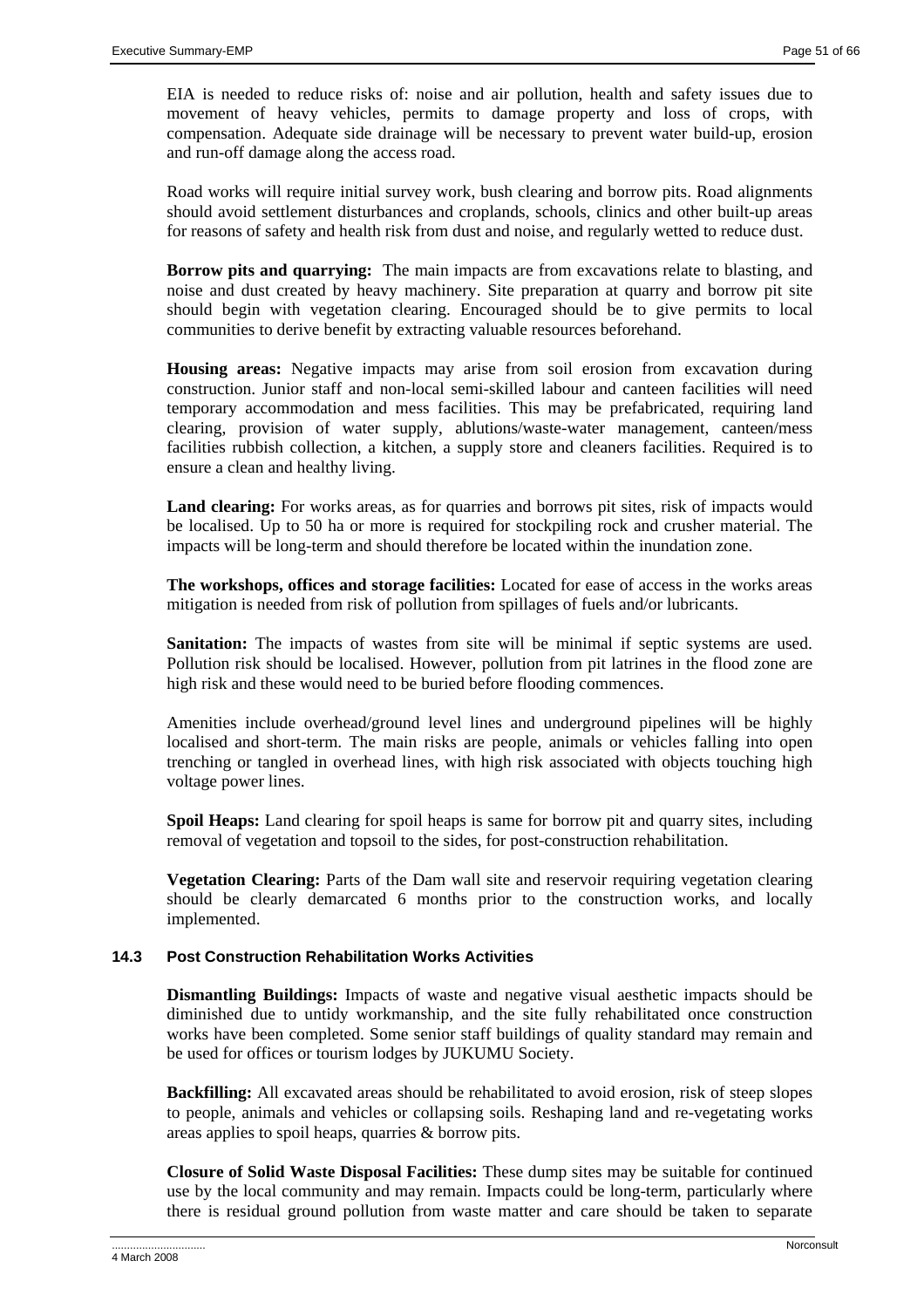EIA is needed to reduce risks of: noise and air pollution, health and safety issues due to movement of heavy vehicles, permits to damage property and loss of crops, with compensation. Adequate side drainage will be necessary to prevent water build-up, erosion and run-off damage along the access road.

Road works will require initial survey work, bush clearing and borrow pits. Road alignments should avoid settlement disturbances and croplands, schools, clinics and other built-up areas for reasons of safety and health risk from dust and noise, and regularly wetted to reduce dust.

**Borrow pits and quarrying:** The main impacts are from excavations relate to blasting, and noise and dust created by heavy machinery. Site preparation at quarry and borrow pit site should begin with vegetation clearing. Encouraged should be to give permits to local communities to derive benefit by extracting valuable resources beforehand.

**Housing areas:** Negative impacts may arise from soil erosion from excavation during construction. Junior staff and non-local semi-skilled labour and canteen facilities will need temporary accommodation and mess facilities. This may be prefabricated, requiring land clearing, provision of water supply, ablutions/waste-water management, canteen/mess facilities rubbish collection, a kitchen, a supply store and cleaners facilities. Required is to ensure a clean and healthy living.

**Land clearing:** For works areas, as for quarries and borrows pit sites, risk of impacts would be localised. Up to 50 ha or more is required for stockpiling rock and crusher material. The impacts will be long-term and should therefore be located within the inundation zone.

**The workshops, offices and storage facilities:** Located for ease of access in the works areas mitigation is needed from risk of pollution from spillages of fuels and/or lubricants.

**Sanitation:** The impacts of wastes from site will be minimal if septic systems are used. Pollution risk should be localised. However, pollution from pit latrines in the flood zone are high risk and these would need to be buried before flooding commences.

Amenities include overhead/ground level lines and underground pipelines will be highly localised and short-term. The main risks are people, animals or vehicles falling into open trenching or tangled in overhead lines, with high risk associated with objects touching high voltage power lines.

**Spoil Heaps:** Land clearing for spoil heaps is same for borrow pit and quarry sites, including removal of vegetation and topsoil to the sides, for post-construction rehabilitation.

**Vegetation Clearing:** Parts of the Dam wall site and reservoir requiring vegetation clearing should be clearly demarcated 6 months prior to the construction works, and locally implemented.

### 14.3 Post Construction Rehabilitation Works Activities

**Dismantling Buildings:** Impacts of waste and negative visual aesthetic impacts should be diminished due to untidy workmanship, and the site fully rehabilitated once construction works have been completed. Some senior staff buildings of quality standard may remain and be used for offices or tourism lodges by JUKUMU Society.

**Backfilling:** All excavated areas should be rehabilitated to avoid erosion, risk of steep slopes to people, animals and vehicles or collapsing soils. Reshaping land and re-vegetating works areas applies to spoil heaps, quarries & borrow pits.

**Closure of Solid Waste Disposal Facilities:** These dump sites may be suitable for continued use by the local community and may remain. Impacts could be long-term, particularly where there is residual ground pollution from waste matter and care should be taken to separate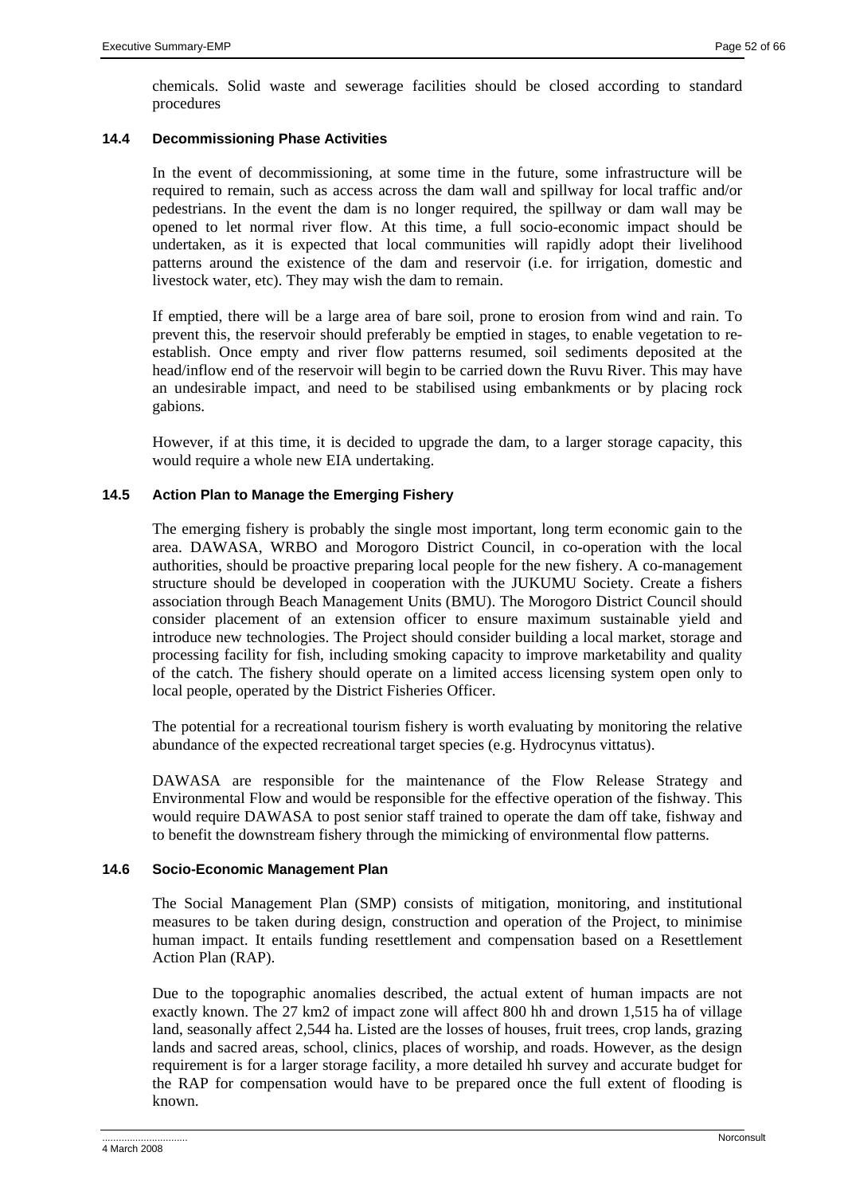chemicals. Solid waste and sewerage facilities should be closed according to standard procedures

### 14.4 Decommissioning Phase Activities

In the event of decommissioning, at some time in the future, some infrastructure will be required to remain, such as access across the dam wall and spillway for local traffic and/or pedestrians. In the event the dam is no longer required, the spillway or dam wall may be opened to let normal river flow. At this time, a full socio-economic impact should be undertaken, as it is expected that local communities will rapidly adopt their livelihood patterns around the existence of the dam and reservoir (i.e. for irrigation, domestic and livestock water, etc). They may wish the dam to remain.

If emptied, there will be a large area of bare soil, prone to erosion from wind and rain. To prevent this, the reservoir should preferably be emptied in stages, to enable vegetation to re-establish. Once empty and river flow patterns resumed, soil sediments deposited at the head/inflow end of the reservoir will begin to be carried down the Ruvu River. This may have an undesirable impact, and need to be stabilised using embankments or by placing rock gabions.

However, if at this time, it is decided to upgrade the dam, to a larger storage capacity, this would require a whole new EIA undertaking.

### 14.5 Action Plan to Manage the Emerging Fishery

The emerging fishery is probably the single most important, long term economic gain to the area. DAWASA, WRBO and Morogoro District Council, in co-operation with the local authorities, should be proactive preparing local people for the new fishery. A co-management structure should be developed in cooperation with the JUKUMU Society. Create a fishers association through Beach Management Units (BMU). The Morogoro District Council should consider placement of an extension officer to ensure maximum sustainable yield and introduce new technologies. The Project should consider building a local market, storage and processing facility for fish, including smoking capacity to improve marketability and quality of the catch. The fishery should operate on a limited access licensing system open only to local people, operated by the District Fisheries Officer.

The potential for a recreational tourism fishery is worth evaluating by monitoring the relative abundance of the expected recreational target species (e.g. Hydrocynus vittatus).

DAWASA are responsible for the maintenance of the Flow Release Strategy and Environmental Flow and would be responsible for the effective operation of the fishway. This would require DAWASA to post senior staff trained to operate the dam off take, fishway and to benefit the downstream fishery through the mimicking of environmental flow patterns.

### 14.6 Socio-Economic Management Plan

The Social Management Plan (SMP) consists of mitigation, monitoring, and institutional measures to be taken during design, construction and operation of the Project, to minimise human impact. It entails funding resettlement and compensation based on a Resettlement Action Plan (RAP).

Due to the topographic anomalies described, the actual extent of human impacts are not exactly known. The 27 km2 of impact zone will affect 800 hh and drown 1,515 ha of village land, seasonally affect 2,544 ha. Listed are the losses of houses, fruit trees, crop lands, grazing lands and sacred areas, school, clinics, places of worship, and roads. However, as the design requirement is for a larger storage facility, a more detailed hh survey and accurate budget for the RAP for compensation would have to be prepared once the full extent of flooding is known.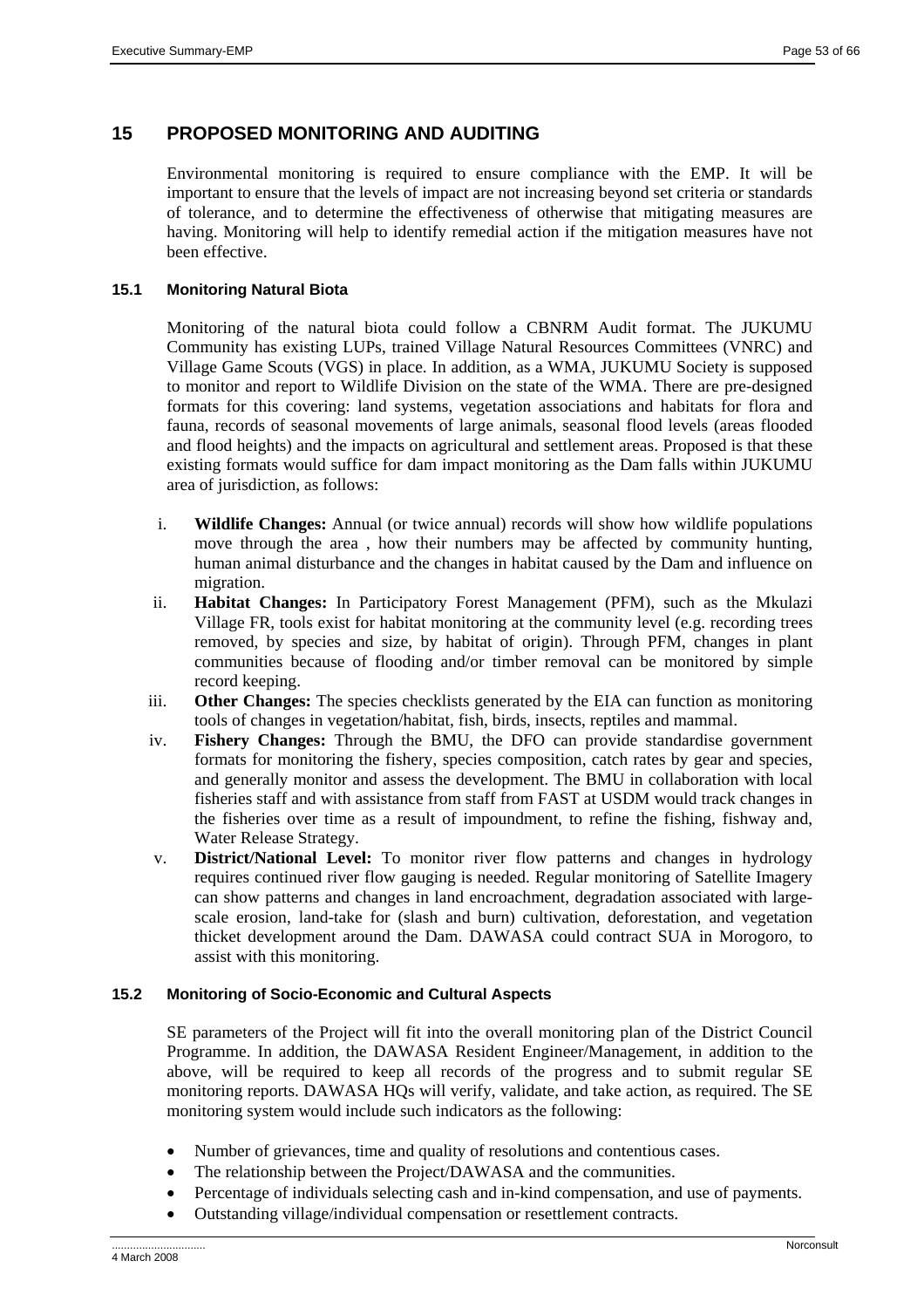# 15 PROPOSED MONITORING AND AUDITING

Environmental monitoring is required to ensure compliance with the EMP. It will be important to ensure that the levels of impact are not increasing beyond set criteria or standards of tolerance, and to determine the effectiveness of otherwise that mitigating measures are having. Monitoring will help to identify remedial action if the mitigation measures have not been effective.

## 15.1 Monitoring Natural Biota

Monitoring of the natural biota could follow a CBNRM Audit format. The JUKUMU Community has existing LUPs, trained Village Natural Resources Committees (VNRC) and Village Game Scouts (VGS) in place. In addition, as a WMA, JUKUMU Society is supposed to monitor and report to Wildlife Division on the state of the WMA. There are pre-designed formats for this covering: land systems, vegetation associations and habitats for flora and fauna, records of seasonal movements of large animals, seasonal flood levels (areas flooded and flood heights) and the impacts on agricultural and settlement areas. Proposed is that these existing formats would suffice for dam impact monitoring as the Dam falls within JUKUMU area of jurisdiction, as follows:

i. **Wildlife Changes:** Annual (or twice annual) records will show how wildlife populations move through the area , how their numbers may be affected by community hunting, human animal disturbance and the changes in habitat caused by the Dam and influence on migration.
ii. **Habitat Changes:** In Participatory Forest Management (PFM), such as the Mkulazi Village FR, tools exist for habitat monitoring at the community level (e.g. recording trees removed, by species and size, by habitat of origin). Through PFM, changes in plant communities because of flooding and/or timber removal can be monitored by simple record keeping.
iii. **Other Changes:** The species checklists generated by the EIA can function as monitoring tools of changes in vegetation/habitat, fish, birds, insects, reptiles and mammal.
iv. **Fishery Changes:** Through the BMU, the DFO can provide standardise government formats for monitoring the fishery, species composition, catch rates by gear and species, and generally monitor and assess the development. The BMU in collaboration with local fisheries staff and with assistance from staff from FAST at USDM would track changes in the fisheries over time as a result of impoundment, to refine the fishing, fishway and, Water Release Strategy.
v. **District/National Level:** To monitor river flow patterns and changes in hydrology requires continued river flow gauging is needed. Regular monitoring of Satellite Imagery can show patterns and changes in land encroachment, degradation associated with large-scale erosion, land-take for (slash and burn) cultivation, deforestation, and vegetation thicket development around the Dam. DAWASA could contract SUA in Morogoro, to assist with this monitoring.

## 15.2 Monitoring of Socio-Economic and Cultural Aspects

SE parameters of the Project will fit into the overall monitoring plan of the District Council Programme. In addition, the DAWASA Resident Engineer/Management, in addition to the above, will be required to keep all records of the progress and to submit regular SE monitoring reports. DAWASA HQs will verify, validate, and take action, as required. The SE monitoring system would include such indicators as the following:

- Number of grievances, time and quality of resolutions and contentious cases.
- The relationship between the Project/DAWASA and the communities.
- Percentage of individuals selecting cash and in-kind compensation, and use of payments.
- Outstanding village/individual compensation or resettlement contracts.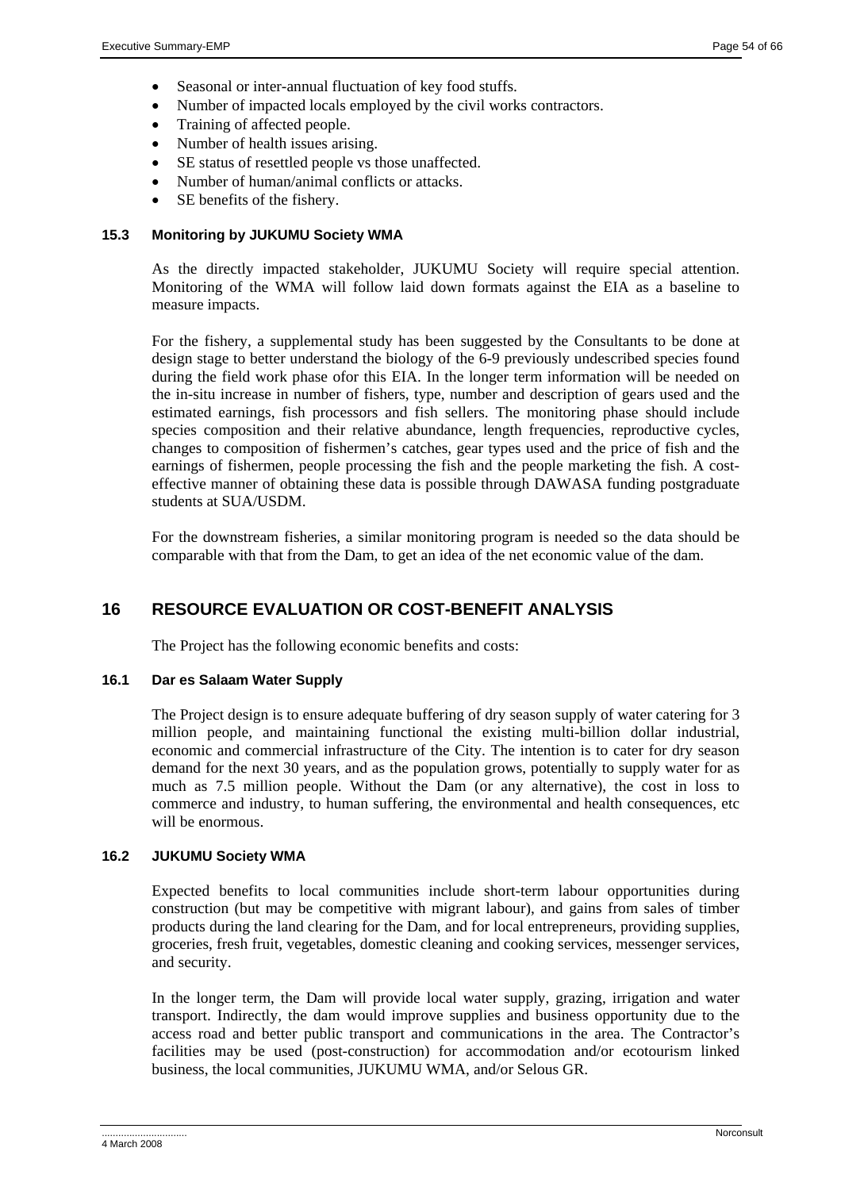- Seasonal or inter-annual fluctuation of key food stuffs.
- Number of impacted locals employed by the civil works contractors.
- Training of affected people.
- Number of health issues arising.
- SE status of resettled people vs those unaffected.
- Number of human/animal conflicts or attacks.
- SE benefits of the fishery.

### 15.3 Monitoring by JUKUMU Society WMA

As the directly impacted stakeholder, JUKUMU Society will require special attention. Monitoring of the WMA will follow laid down formats against the EIA as a baseline to measure impacts.

For the fishery, a supplemental study has been suggested by the Consultants to be done at design stage to better understand the biology of the 6-9 previously undescribed species found during the field work phase ofor this EIA. In the longer term information will be needed on the in-situ increase in number of fishers, type, number and description of gears used and the estimated earnings, fish processors and fish sellers. The monitoring phase should include species composition and their relative abundance, length frequencies, reproductive cycles, changes to composition of fishermen's catches, gear types used and the price of fish and the earnings of fishermen, people processing the fish and the people marketing the fish. A cost-effective manner of obtaining these data is possible through DAWASA funding postgraduate students at SUA/USDM.

For the downstream fisheries, a similar monitoring program is needed so the data should be comparable with that from the Dam, to get an idea of the net economic value of the dam.

## 16 RESOURCE EVALUATION OR COST-BENEFIT ANALYSIS

The Project has the following economic benefits and costs:

### 16.1 Dar es Salaam Water Supply

The Project design is to ensure adequate buffering of dry season supply of water catering for 3 million people, and maintaining functional the existing multi-billion dollar industrial, economic and commercial infrastructure of the City. The intention is to cater for dry season demand for the next 30 years, and as the population grows, potentially to supply water for as much as 7.5 million people. Without the Dam (or any alternative), the cost in loss to commerce and industry, to human suffering, the environmental and health consequences, etc will be enormous.

### 16.2 JUKUMU Society WMA

Expected benefits to local communities include short-term labour opportunities during construction (but may be competitive with migrant labour), and gains from sales of timber products during the land clearing for the Dam, and for local entrepreneurs, providing supplies, groceries, fresh fruit, vegetables, domestic cleaning and cooking services, messenger services, and security.

In the longer term, the Dam will provide local water supply, grazing, irrigation and water transport. Indirectly, the dam would improve supplies and business opportunity due to the access road and better public transport and communications in the area. The Contractor's facilities may be used (post-construction) for accommodation and/or ecotourism linked business, the local communities, JUKUMU WMA, and/or Selous GR.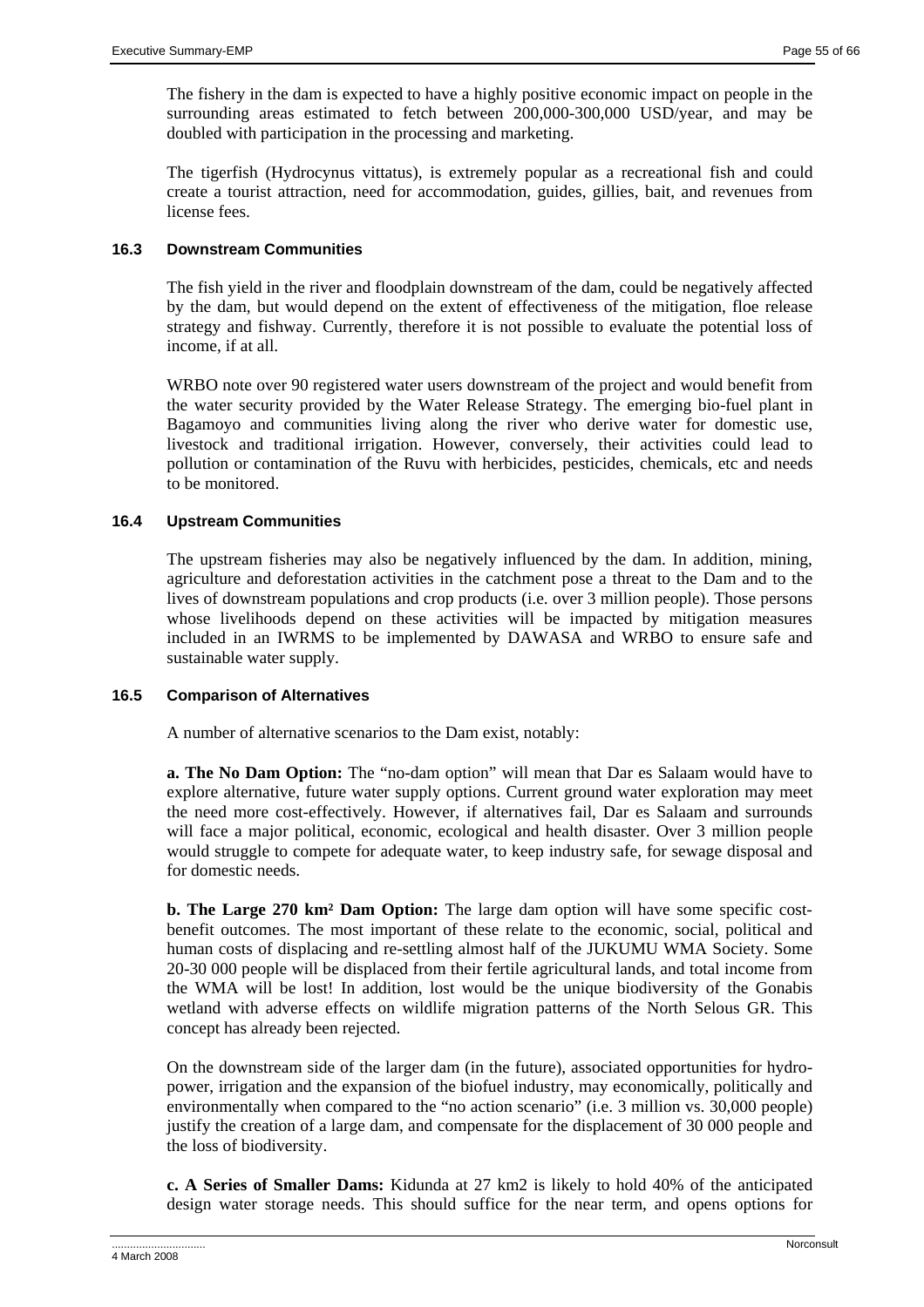The fishery in the dam is expected to have a highly positive economic impact on people in the surrounding areas estimated to fetch between 200,000-300,000 USD/year, and may be doubled with participation in the processing and marketing.

The tigerfish (Hydrocynus vittatus), is extremely popular as a recreational fish and could create a tourist attraction, need for accommodation, guides, gillies, bait, and revenues from license fees.

### 16.3 Downstream Communities

The fish yield in the river and floodplain downstream of the dam, could be negatively affected by the dam, but would depend on the extent of effectiveness of the mitigation, floe release strategy and fishway. Currently, therefore it is not possible to evaluate the potential loss of income, if at all.

WRBO note over 90 registered water users downstream of the project and would benefit from the water security provided by the Water Release Strategy. The emerging bio-fuel plant in Bagamoyo and communities living along the river who derive water for domestic use, livestock and traditional irrigation. However, conversely, their activities could lead to pollution or contamination of the Ruvu with herbicides, pesticides, chemicals, etc and needs to be monitored.

### 16.4 Upstream Communities

The upstream fisheries may also be negatively influenced by the dam. In addition, mining, agriculture and deforestation activities in the catchment pose a threat to the Dam and to the lives of downstream populations and crop products (i.e. over 3 million people). Those persons whose livelihoods depend on these activities will be impacted by mitigation measures included in an IWRMS to be implemented by DAWASA and WRBO to ensure safe and sustainable water supply.

### 16.5 Comparison of Alternatives

A number of alternative scenarios to the Dam exist, notably:

**a. The No Dam Option:** The "no-dam option" will mean that Dar es Salaam would have to explore alternative, future water supply options. Current ground water exploration may meet the need more cost-effectively. However, if alternatives fail, Dar es Salaam and surrounds will face a major political, economic, ecological and health disaster. Over 3 million people would struggle to compete for adequate water, to keep industry safe, for sewage disposal and for domestic needs.

**b. The Large 270 km² Dam Option:** The large dam option will have some specific cost-benefit outcomes. The most important of these relate to the economic, social, political and human costs of displacing and re-settling almost half of the JUKUMU WMA Society. Some 20-30 000 people will be displaced from their fertile agricultural lands, and total income from the WMA will be lost! In addition, lost would be the unique biodiversity of the Gonabis wetland with adverse effects on wildlife migration patterns of the North Selous GR. This concept has already been rejected.

On the downstream side of the larger dam (in the future), associated opportunities for hydro-power, irrigation and the expansion of the biofuel industry, may economically, politically and environmentally when compared to the "no action scenario" (i.e. 3 million vs. 30,000 people) justify the creation of a large dam, and compensate for the displacement of 30 000 people and the loss of biodiversity.

**c. A Series of Smaller Dams:** Kidunda at 27 km2 is likely to hold 40% of the anticipated design water storage needs. This should suffice for the near term, and opens options for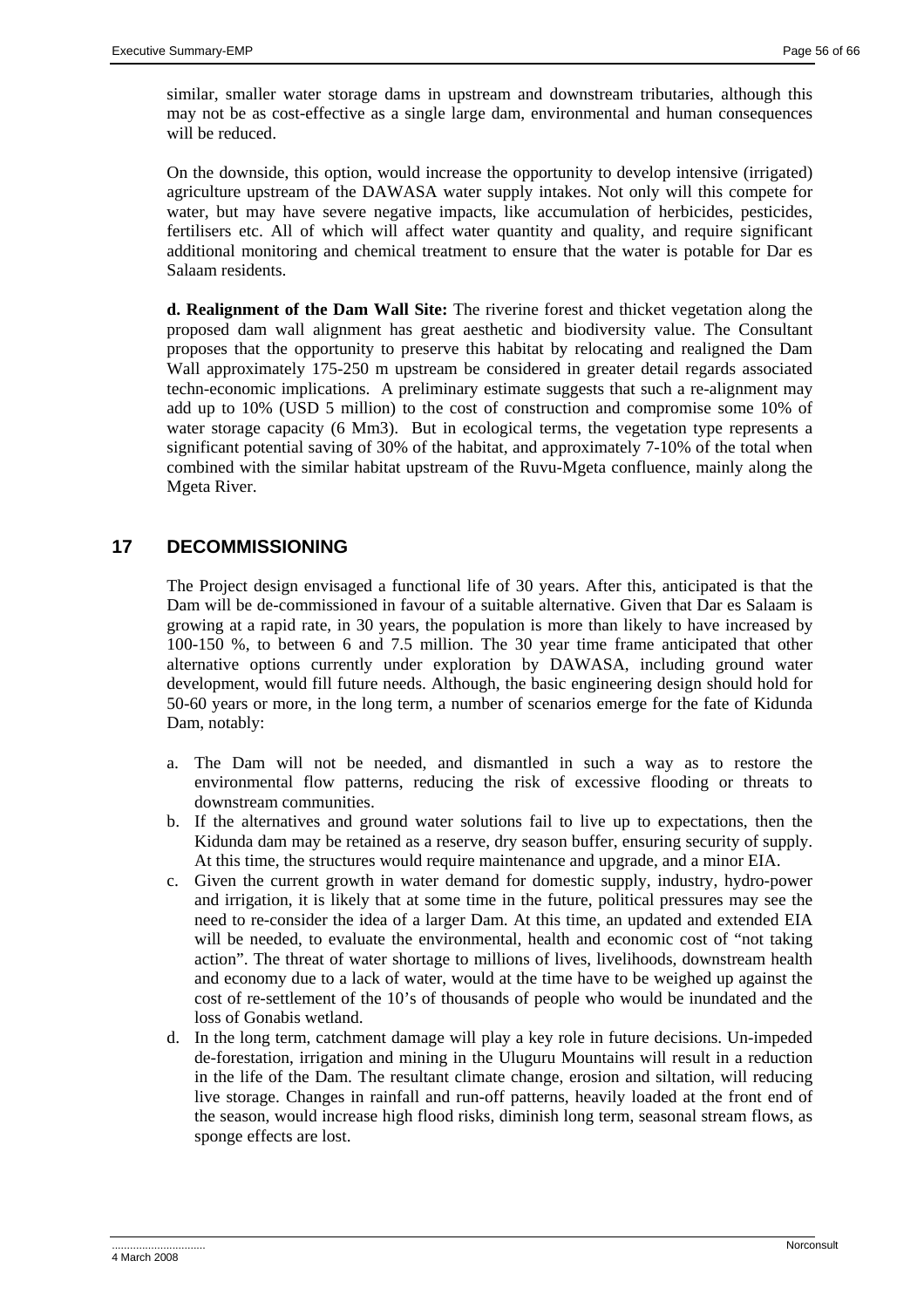similar, smaller water storage dams in upstream and downstream tributaries, although this may not be as cost-effective as a single large dam, environmental and human consequences will be reduced.

On the downside, this option, would increase the opportunity to develop intensive (irrigated) agriculture upstream of the DAWASA water supply intakes. Not only will this compete for water, but may have severe negative impacts, like accumulation of herbicides, pesticides, fertilisers etc. All of which will affect water quantity and quality, and require significant additional monitoring and chemical treatment to ensure that the water is potable for Dar es Salaam residents.

**d. Realignment of the Dam Wall Site:** The riverine forest and thicket vegetation along the proposed dam wall alignment has great aesthetic and biodiversity value. The Consultant proposes that the opportunity to preserve this habitat by relocating and realigned the Dam Wall approximately 175-250 m upstream be considered in greater detail regards associated techn-economic implications. A preliminary estimate suggests that such a re-alignment may add up to 10% (USD 5 million) to the cost of construction and compromise some 10% of water storage capacity (6 Mm3). But in ecological terms, the vegetation type represents a significant potential saving of 30% of the habitat, and approximately 7-10% of the total when combined with the similar habitat upstream of the Ruvu-Mgeta confluence, mainly along the Mgeta River.

## 17 DECOMMISSIONING

The Project design envisaged a functional life of 30 years. After this, anticipated is that the Dam will be de-commissioned in favour of a suitable alternative. Given that Dar es Salaam is growing at a rapid rate, in 30 years, the population is more than likely to have increased by 100-150 %, to between 6 and 7.5 million. The 30 year time frame anticipated that other alternative options currently under exploration by DAWASA, including ground water development, would fill future needs. Although, the basic engineering design should hold for 50-60 years or more, in the long term, a number of scenarios emerge for the fate of Kidunda Dam, notably:

a. The Dam will not be needed, and dismantled in such a way as to restore the environmental flow patterns, reducing the risk of excessive flooding or threats to downstream communities.
b. If the alternatives and ground water solutions fail to live up to expectations, then the Kidunda dam may be retained as a reserve, dry season buffer, ensuring security of supply. At this time, the structures would require maintenance and upgrade, and a minor EIA.
c. Given the current growth in water demand for domestic supply, industry, hydro-power and irrigation, it is likely that at some time in the future, political pressures may see the need to re-consider the idea of a larger Dam. At this time, an updated and extended EIA will be needed, to evaluate the environmental, health and economic cost of "not taking action". The threat of water shortage to millions of lives, livelihoods, downstream health and economy due to a lack of water, would at the time have to be weighed up against the cost of re-settlement of the 10's of thousands of people who would be inundated and the loss of Gonabis wetland.
d. In the long term, catchment damage will play a key role in future decisions. Un-impeded de-forestation, irrigation and mining in the Uluguru Mountains will result in a reduction in the life of the Dam. The resultant climate change, erosion and siltation, will reducing live storage. Changes in rainfall and run-off patterns, heavily loaded at the front end of the season, would increase high flood risks, diminish long term, seasonal stream flows, as sponge effects are lost.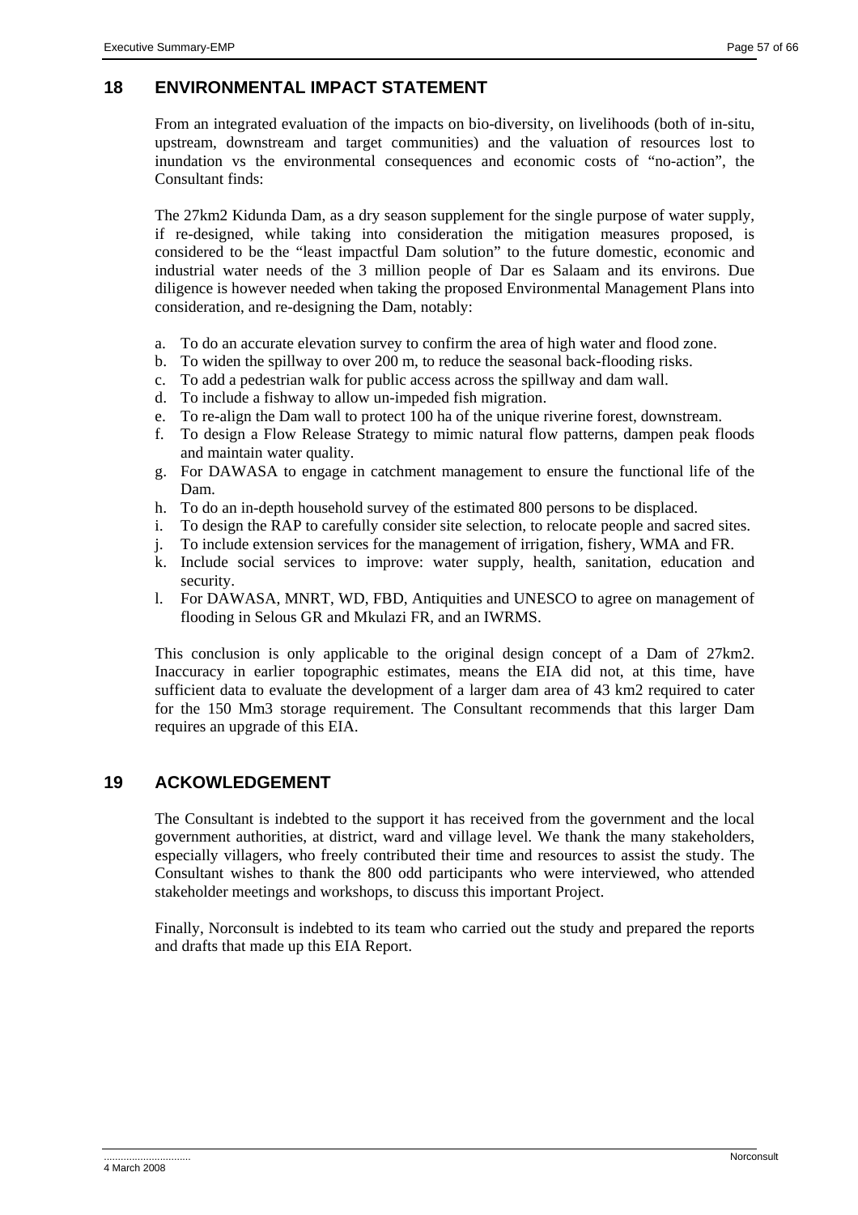## 18 ENVIRONMENTAL IMPACT STATEMENT

From an integrated evaluation of the impacts on bio-diversity, on livelihoods (both of in-situ, upstream, downstream and target communities) and the valuation of resources lost to inundation vs the environmental consequences and economic costs of "no-action", the Consultant finds:

The 27km2 Kidunda Dam, as a dry season supplement for the single purpose of water supply, if re-designed, while taking into consideration the mitigation measures proposed, is considered to be the "least impactful Dam solution" to the future domestic, economic and industrial water needs of the 3 million people of Dar es Salaam and its environs. Due diligence is however needed when taking the proposed Environmental Management Plans into consideration, and re-designing the Dam, notably:

a. To do an accurate elevation survey to confirm the area of high water and flood zone.
b. To widen the spillway to over 200 m, to reduce the seasonal back-flooding risks.
c. To add a pedestrian walk for public access across the spillway and dam wall.
d. To include a fishway to allow un-impeded fish migration.
e. To re-align the Dam wall to protect 100 ha of the unique riverine forest, downstream.
f. To design a Flow Release Strategy to mimic natural flow patterns, dampen peak floods and maintain water quality.
g. For DAWASA to engage in catchment management to ensure the functional life of the Dam.
h. To do an in-depth household survey of the estimated 800 persons to be displaced.
i. To design the RAP to carefully consider site selection, to relocate people and sacred sites.
j. To include extension services for the management of irrigation, fishery, WMA and FR.
k. Include social services to improve: water supply, health, sanitation, education and security.
l. For DAWASA, MNRT, WD, FBD, Antiquities and UNESCO to agree on management of flooding in Selous GR and Mkulazi FR, and an IWRMS.

This conclusion is only applicable to the original design concept of a Dam of 27km2. Inaccuracy in earlier topographic estimates, means the EIA did not, at this time, have sufficient data to evaluate the development of a larger dam area of 43 km2 required to cater for the 150 Mm3 storage requirement. The Consultant recommends that this larger Dam requires an upgrade of this EIA.

## 19 ACKOWLEDGEMENT

The Consultant is indebted to the support it has received from the government and the local government authorities, at district, ward and village level. We thank the many stakeholders, especially villagers, who freely contributed their time and resources to assist the study. The Consultant wishes to thank the 800 odd participants who were interviewed, who attended stakeholder meetings and workshops, to discuss this important Project.

Finally, Norconsult is indebted to its team who carried out the study and prepared the reports and drafts that made up this EIA Report.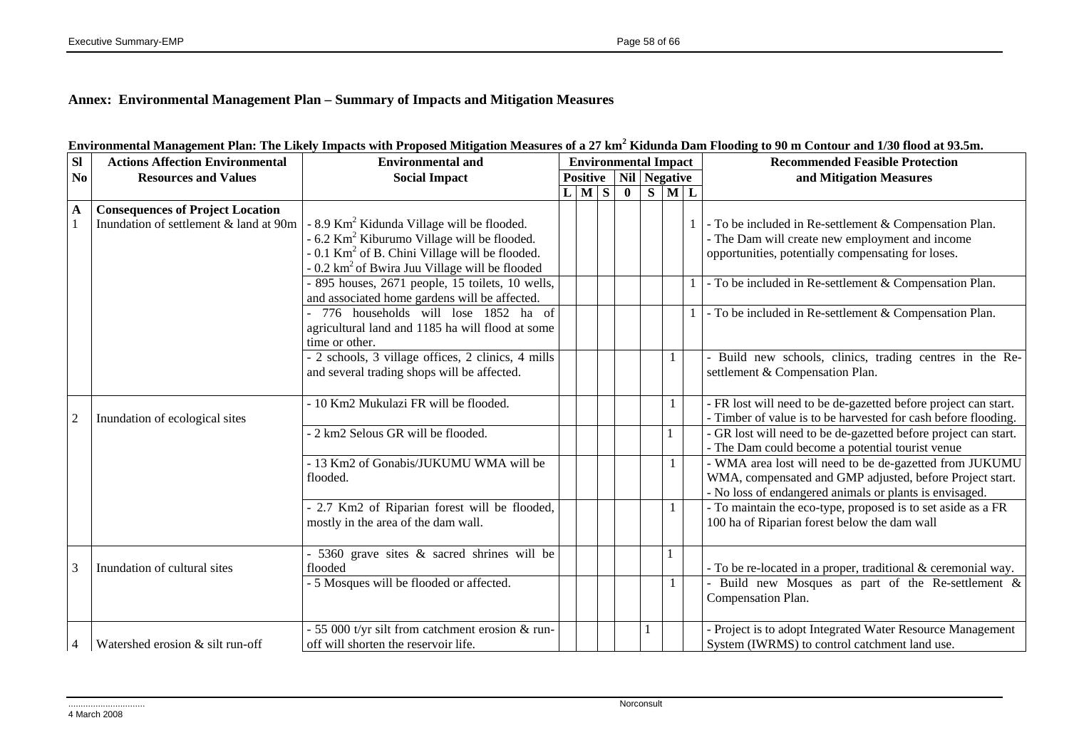## Annex: Environmental Management Plan – Summary of Impacts and Mitigation Measures

**Environmental Management Plan: The Likely Impacts with Proposed Mitigation Measures of a 27 $km^2$ Kidunda Dam Flooding to 90 m Contour and 1/30 flood at 93.5m.**

| Sl No | Actions Affection Environmental Resources and Values | Environmental and Social Impact | Environmental Impact | | | | | | | Recommended Feasible Protection and Mitigation Measures |
|---|---|---|---|---|---|---|---|---|---|---|
| | | | Positive | | | Nil | Negative | | | |
| | | | L | M | S | 0 | S | M | L | |
| **A** | **Consequences of Project Location** | | | | | | | | | |
| 1 | Inundation of settlement & land at 90m | - 8.9 $Km^2$ Kidunda Village will be flooded.<br>- 6.2 $Km^2$ Kiburumo Village will be flooded.<br>- 0.1 $Km^2$ of B. Chini Village will be flooded.<br>- 0.2 $km^2$ of Bwira Juu Village will be flooded | | | | | | | 1 | - To be included in Re-settlement & Compensation Plan.<br>- The Dam will create new employment and income opportunities, potentially compensating for loses. |
| | | - 895 houses, 2671 people, 15 toilets, 10 wells, and associated home gardens will be affected. | | | | | | | 1 | - To be included in Re-settlement & Compensation Plan. |
| | | - 776 households will lose 1852 ha of agricultural land and 1185 ha will flood at some time or other. | | | | | | | 1 | - To be included in Re-settlement & Compensation Plan. |
| | | - 2 schools, 3 village offices, 2 clinics, 4 mills and several trading shops will be affected. | | | | | | 1 | | - Build new schools, clinics, trading centres in the Re-settlement & Compensation Plan. |
| 2 | Inundation of ecological sites | - 10 Km2 Mukulazi FR will be flooded. | | | | | | 1 | | - FR lost will need to be de-gazetted before project can start.<br>- Timber of value is to be harvested for cash before flooding. |
| | | - 2 km2 Selous GR will be flooded. | | | | | | 1 | | - GR lost will need to be de-gazetted before project can start.<br>- The Dam could become a potential tourist venue |
| | | - 13 Km2 of Gonabis/JUKUMU WMA will be flooded. | | | | | | 1 | | - WMA area lost will need to be de-gazetted from JUKUMU WMA, compensated and GMP adjusted, before Project start.<br>- No loss of endangered animals or plants is envisaged. |
| | | - 2.7 Km2 of Riparian forest will be flooded, mostly in the area of the dam wall. | | | | | | 1 | | - To maintain the eco-type, proposed is to set aside as a FR 100 ha of Riparian forest below the dam wall |
| 3 | Inundation of cultural sites | - 5360 grave sites & sacred shrines will be flooded | | | | | | 1 | | - To be re-located in a proper, traditional & ceremonial way. |
| | | - 5 Mosques will be flooded or affected. | | | | | | 1 | | - Build new Mosques as part of the Re-settlement & Compensation Plan. |
| 4 | Watershed erosion & silt run-off | - 55 000 t/yr silt from catchment erosion & run-off will shorten the reservoir life. | | | | | 1 | | | - Project is to adopt Integrated Water Resource Management System (IWRMS) to control catchment land use. |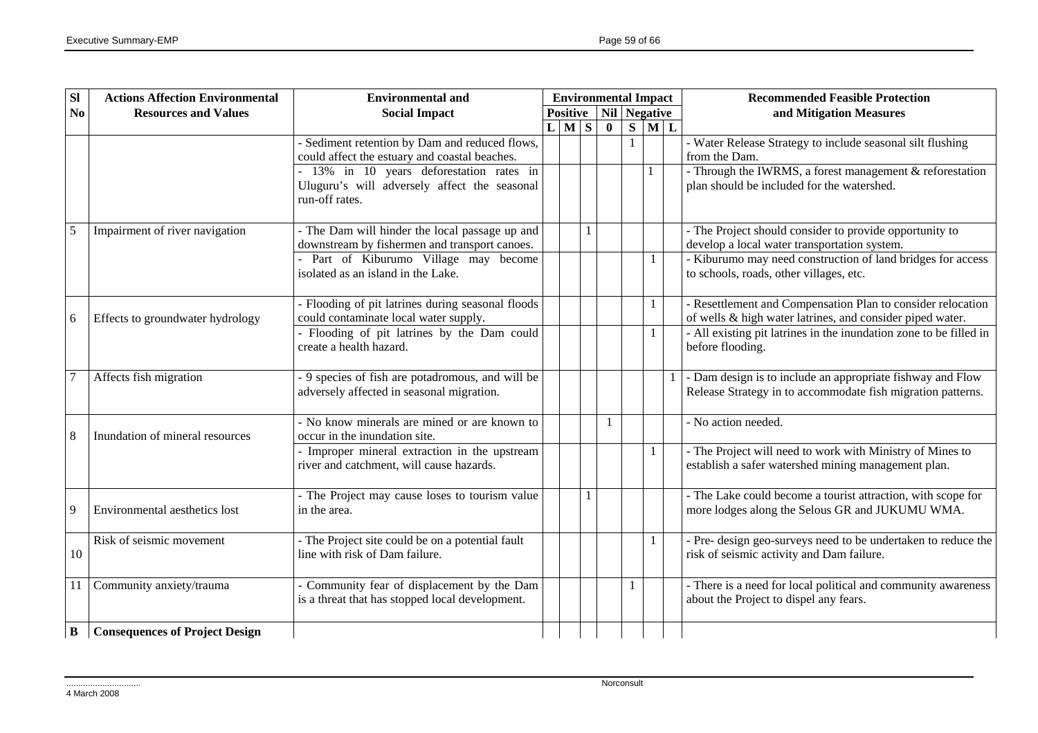| Sl No | Actions Affection Environmental Resources and Values | Environmental and Social Impact | Environmental Impact | | | | | | | Recommended Feasible Protection and Mitigation Measures |
|---|---|---|---|---|---|---|---|---|---|---|
| | | | Positive | | | Nil | Negative | | | |
| | | | L | M | S | 0 | S | M | L | |
| | | - Sediment retention by Dam and reduced flows, could affect the estuary and coastal beaches. | | | | | 1 | | | - Water Release Strategy to include seasonal silt flushing from the Dam. |
| | | - 13% in 10 years deforestation rates in Uluguru's will adversely affect the seasonal run-off rates. | | | | | | 1 | | - Through the IWRMS, a forest management & reforestation plan should be included for the watershed. |
| 5 | Impairment of river navigation | - The Dam will hinder the local passage up and downstream by fishermen and transport canoes. | | | 1 | | | | | - The Project should consider to provide opportunity to develop a local water transportation system. |
| | | - Part of Kiburumo Village may become isolated as an island in the Lake. | | | | | | 1 | | - Kiburumo may need construction of land bridges for access to schools, roads, other villages, etc. |
| 6 | Effects to groundwater hydrology | - Flooding of pit latrines during seasonal floods could contaminate local water supply. | | | | | | 1 | | - Resettlement and Compensation Plan to consider relocation of wells & high water latrines, and consider piped water. |
| | | - Flooding of pit latrines by the Dam could create a health hazard. | | | | | | 1 | | - All existing pit latrines in the inundation zone to be filled in before flooding. |
| 7 | Affects fish migration | - 9 species of fish are potadromous, and will be adversely affected in seasonal migration. | | | | | | | 1 | - Dam design is to include an appropriate fishway and Flow Release Strategy in to accommodate fish migration patterns. |
| 8 | Inundation of mineral resources | - No know minerals are mined or are known to occur in the inundation site. | | | | 1 | | | | - No action needed. |
| | | - Improper mineral extraction in the upstream river and catchment, will cause hazards. | | | | | | 1 | | - The Project will need to work with Ministry of Mines to establish a safer watershed mining management plan. |
| 9 | Environmental aesthetics lost | - The Project may cause loses to tourism value in the area. | | | 1 | | | | | - The Lake could become a tourist attraction, with scope for more lodges along the Selous GR and JUKUMU WMA. |
| 10 | Risk of seismic movement | - The Project site could be on a potential fault line with risk of Dam failure. | | | | | | 1 | | - Pre- design geo-surveys need to be undertaken to reduce the risk of seismic activity and Dam failure. |
| 11 | Community anxiety/trauma | - Community fear of displacement by the Dam is a threat that has stopped local development. | | | | | 1 | | | - There is a need for local political and community awareness about the Project to dispel any fears. |
| **B** | **Consequences of Project Design** | | | | | | | | | |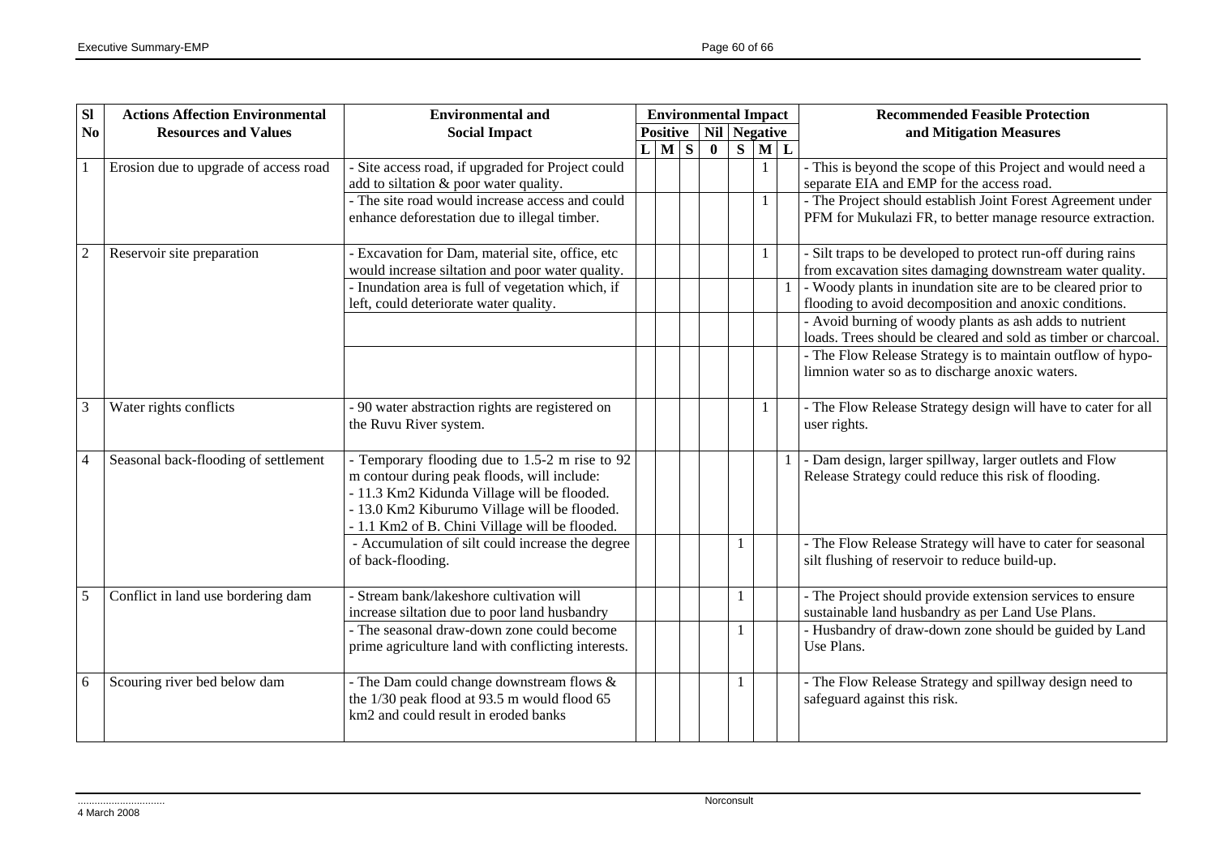| Sl No | Actions Affection Environmental Resources and Values | Environmental and Social Impact | Environmental Impact | | | | | | | Recommended Feasible Protection and Mitigation Measures |
|---|---|---|---|---|---|---|---|---|---|---|
| | | | Positive | | | Nil | Negative | | | |
| | | | L | M | S | 0 | S | M | L | |
| 1 | Erosion due to upgrade of access road | - Site access road, if upgraded for Project could add to siltation & poor water quality. | | | | | | 1 | | - This is beyond the scope of this Project and would need a separate EIA and EMP for the access road. |
| | | - The site road would increase access and could enhance deforestation due to illegal timber. | | | | | | 1 | | - The Project should establish Joint Forest Agreement under PFM for Mukulazi FR, to better manage resource extraction. |
| 2 | Reservoir site preparation | - Excavation for Dam, material site, office, etc would increase siltation and poor water quality. | | | | | | 1 | | - Silt traps to be developed to protect run-off during rains from excavation sites damaging downstream water quality. |
| | | - Inundation area is full of vegetation which, if left, could deteriorate water quality. | | | | | | | 1 | - Woody plants in inundation site are to be cleared prior to flooding to avoid decomposition and anoxic conditions. |
| | | | | | | | | | | - Avoid burning of woody plants as ash adds to nutrient loads. Trees should be cleared and sold as timber or charcoal. |
| | | | | | | | | | | - The Flow Release Strategy is to maintain outflow of hypo-limnion water so as to discharge anoxic waters. |
| 3 | Water rights conflicts | - 90 water abstraction rights are registered on the Ruvu River system. | | | | | | 1 | | - The Flow Release Strategy design will have to cater for all user rights. |
| 4 | Seasonal back-flooding of settlement | - Temporary flooding due to 1.5-2 m rise to 92 m contour during peak floods, will include:<br>- 11.3 Km2 Kidunda Village will be flooded.<br>- 13.0 Km2 Kiburumo Village will be flooded.<br>- 1.1 Km2 of B. Chini Village will be flooded. | | | | | | | 1 | - Dam design, larger spillway, larger outlets and Flow Release Strategy could reduce this risk of flooding. |
| | | - Accumulation of silt could increase the degree of back-flooding. | | | | | 1 | | | - The Flow Release Strategy will have to cater for seasonal silt flushing of reservoir to reduce build-up. |
| 5 | Conflict in land use bordering dam | - Stream bank/lakeshore cultivation will increase siltation due to poor land husbandry | | | | | 1 | | | - The Project should provide extension services to ensure sustainable land husbandry as per Land Use Plans. |
| | | - The seasonal draw-down zone could become prime agriculture land with conflicting interests. | | | | | 1 | | | - Husbandry of draw-down zone should be guided by Land Use Plans. |
| 6 | Scouring river bed below dam | - The Dam could change downstream flows & the 1/30 peak flood at 93.5 m would flood 65 km2 and could result in eroded banks | | | | | 1 | | | - The Flow Release Strategy and spillway design need to safeguard against this risk. |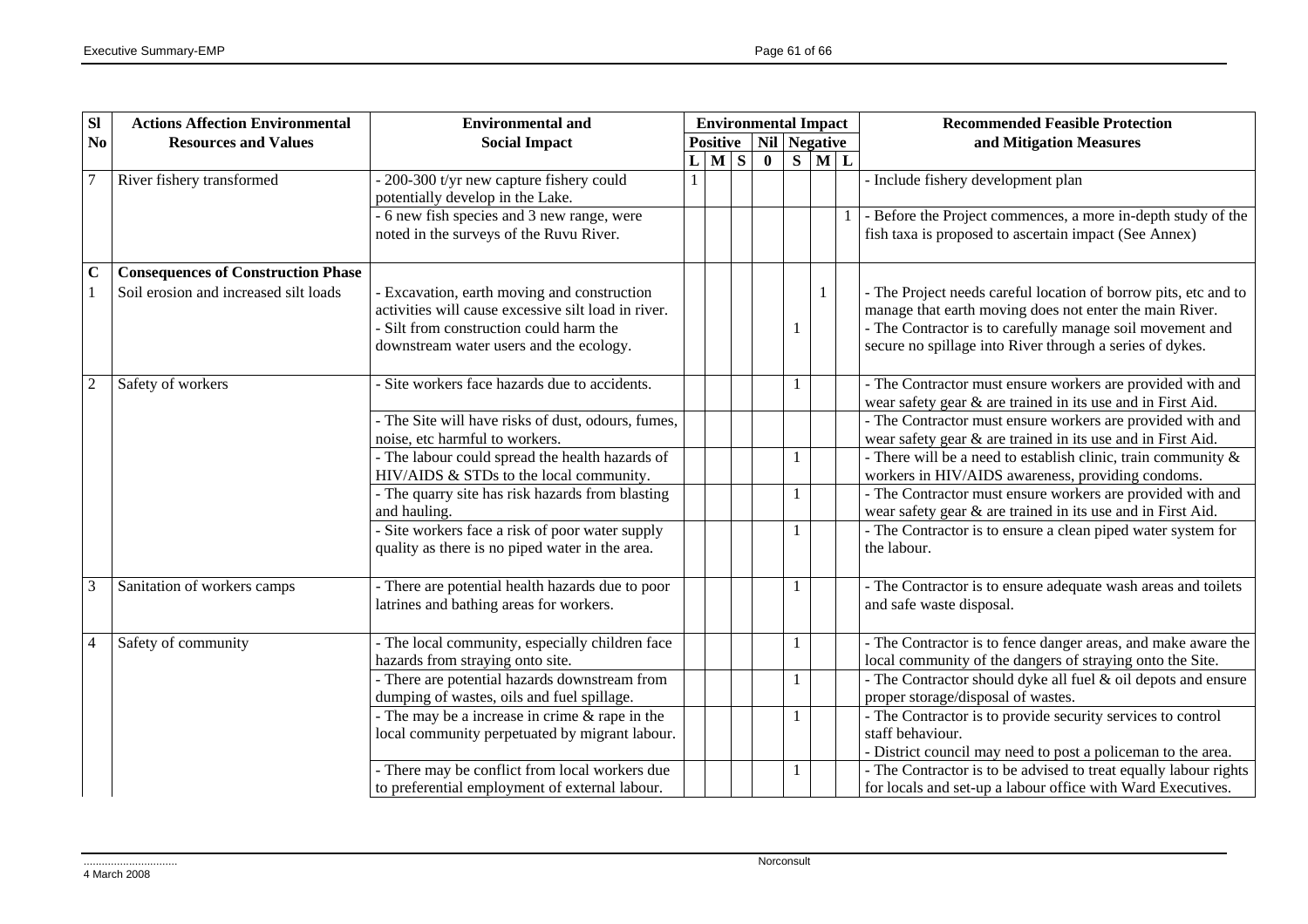| Sl No | Actions Affection Environmental Resources and Values | Environmental and Social Impact | Environmental Impact | | | | | | | Recommended Feasible Protection and Mitigation Measures |
|---|---|---|---|---|---|---|---|---|---|---|
| | | | Positive | | | Nil | Negative | | | |
| | | | L | M | S | 0 | S | M | L | |
| 7 | River fishery transformed | - 200-300 t/yr new capture fishery could potentially develop in the Lake. | 1 | | | | | | | - Include fishery development plan |
| | | - 6 new fish species and 3 new range, were noted in the surveys of the Ruvu River. | | | | | | | 1 | - Before the Project commences, a more in-depth study of the fish taxa is proposed to ascertain impact (See Annex) |
| **C** | **Consequences of Construction Phase** | | | | | | | | | |
| 1 | Soil erosion and increased silt loads | - Excavation, earth moving and construction activities will cause excessive silt load in river. | | | | | | 1 | | - The Project needs careful location of borrow pits, etc and to manage that earth moving does not enter the main River. |
| | | - Silt from construction could harm the downstream water users and the ecology. | | | | | 1 | | | - The Contractor is to carefully manage soil movement and secure no spillage into River through a series of dykes. |
| 2 | Safety of workers | - Site workers face hazards due to accidents. | | | | | 1 | | | - The Contractor must ensure workers are provided with and wear safety gear & are trained in its use and in First Aid. |
| | | - The Site will have risks of dust, odours, fumes, noise, etc harmful to workers. | | | | | | | | - The Contractor must ensure workers are provided with and wear safety gear & are trained in its use and in First Aid. |
| | | - The labour could spread the health hazards of HIV/AIDS & STDs to the local community. | | | | | 1 | | | - There will be a need to establish clinic, train community & workers in HIV/AIDS awareness, providing condoms. |
| | | - The quarry site has risk hazards from blasting and hauling. | | | | | 1 | | | - The Contractor must ensure workers are provided with and wear safety gear & are trained in its use and in First Aid. |
| | | - Site workers face a risk of poor water supply quality as there is no piped water in the area. | | | | | 1 | | | - The Contractor is to ensure a clean piped water system for the labour. |
| 3 | Sanitation of workers camps | - There are potential health hazards due to poor latrines and bathing areas for workers. | | | | | 1 | | | - The Contractor is to ensure adequate wash areas and toilets and safe waste disposal. |
| 4 | Safety of community | - The local community, especially children face hazards from straying onto site. | | | | | 1 | | | - The Contractor is to fence danger areas, and make aware the local community of the dangers of straying onto the Site. |
| | | - There are potential hazards downstream from dumping of wastes, oils and fuel spillage. | | | | | 1 | | | - The Contractor should dyke all fuel & oil depots and ensure proper storage/disposal of wastes. |
| | | - The may be a increase in crime & rape in the local community perpetuated by migrant labour. | | | | | 1 | | | - The Contractor is to provide security services to control staff behaviour.<br>- District council may need to post a policeman to the area. |
| | | - There may be conflict from local workers due to preferential employment of external labour. | | | | | 1 | | | - The Contractor is to be advised to treat equally labour rights for locals and set-up a labour office with Ward Executives. |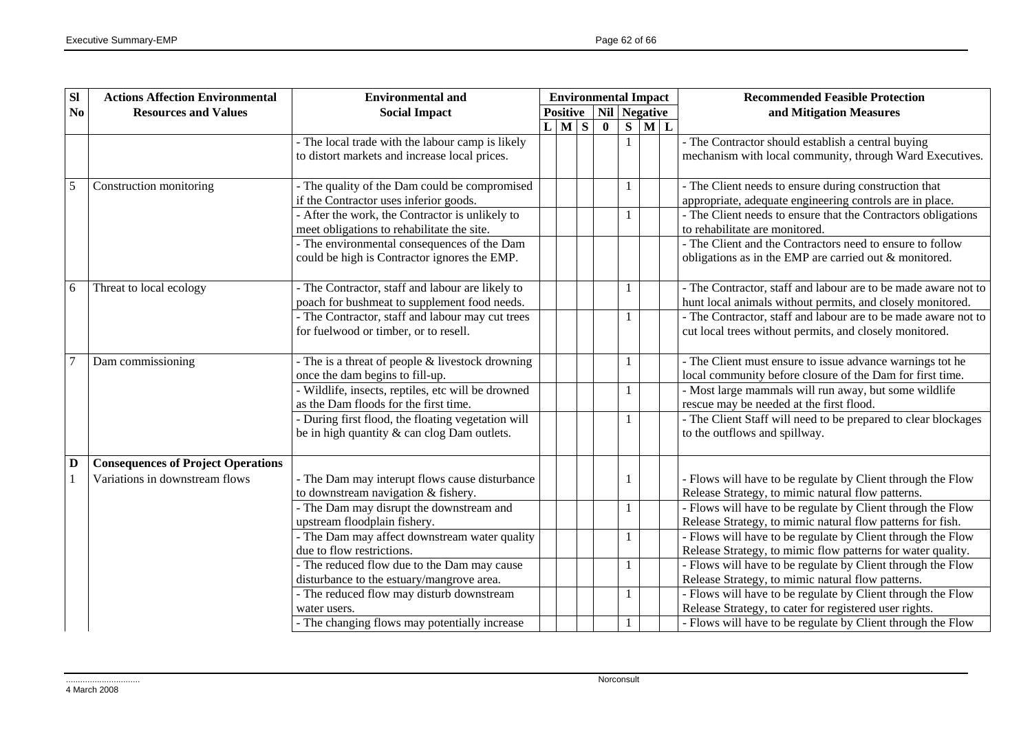| Sl No | Actions Affection Environmental Resources and Values | Environmental and Social Impact | Environmental Impact | | | | | | | Recommended Feasible Protection and Mitigation Measures |
|---|---|---|---|---|---|---|---|---|---|---|
| | | | Positive | | | Nil | Negative | | | |
| | | | L | M | S | 0 | S | M | L | |
| | | - The local trade with the labour camp is likely to distort markets and increase local prices. | | | | | 1 | | | - The Contractor should establish a central buying mechanism with local community, through Ward Executives. |
| 5 | Construction monitoring | - The quality of the Dam could be compromised if the Contractor uses inferior goods. | | | | | 1 | | | - The Client needs to ensure during construction that appropriate, adequate engineering controls are in place. |
| | | - After the work, the Contractor is unlikely to meet obligations to rehabilitate the site. | | | | | 1 | | | - The Client needs to ensure that the Contractors obligations to rehabilitate are monitored. |
| | | - The environmental consequences of the Dam could be high is Contractor ignores the EMP. | | | | | | | | - The Client and the Contractors need to ensure to follow obligations as in the EMP are carried out & monitored. |
| 6 | Threat to local ecology | - The Contractor, staff and labour are likely to poach for bushmeat to supplement food needs. | | | | | 1 | | | - The Contractor, staff and labour are to be made aware not to hunt local animals without permits, and closely monitored. |
| | | - The Contractor, staff and labour may cut trees for fuelwood or timber, or to resell. | | | | | 1 | | | - The Contractor, staff and labour are to be made aware not to cut local trees without permits, and closely monitored. |
| 7 | Dam commissioning | - The is a threat of people & livestock drowning once the dam begins to fill-up. | | | | | 1 | | | - The Client must ensure to issue advance warnings tot he local community before closure of the Dam for first time. |
| | | - Wildlife, insects, reptiles, etc will be drowned as the Dam floods for the first time. | | | | | 1 | | | - Most large mammals will run away, but some wildlife rescue may be needed at the first flood. |
| | | - During first flood, the floating vegetation will be in high quantity & can clog Dam outlets. | | | | | 1 | | | - The Client Staff will need to be prepared to clear blockages to the outflows and spillway. |
| D | **Consequences of Project Operations** | | | | | | | | | |
| 1 | Variations in downstream flows | - The Dam may interupt flows cause disturbance to downstream navigation & fishery. | | | | | 1 | | | - Flows will have to be regulate by Client through the Flow Release Strategy, to mimic natural flow patterns. |
| | | - The Dam may disrupt the downstream and upstream floodplain fishery. | | | | | 1 | | | - Flows will have to be regulate by Client through the Flow Release Strategy, to mimic natural flow patterns for fish. |
| | | - The Dam may affect downstream water quality due to flow restrictions. | | | | | 1 | | | - Flows will have to be regulate by Client through the Flow Release Strategy, to mimic flow patterns for water quality. |
| | | - The reduced flow due to the Dam may cause disturbance to the estuary/mangrove area. | | | | | 1 | | | - Flows will have to be regulate by Client through the Flow Release Strategy, to mimic natural flow patterns. |
| | | - The reduced flow may disturb downstream water users. | | | | | 1 | | | - Flows will have to be regulate by Client through the Flow Release Strategy, to cater for registered user rights. |
| | | - The changing flows may potentially increase | | | | | 1 | | | - Flows will have to be regulate by Client through the Flow |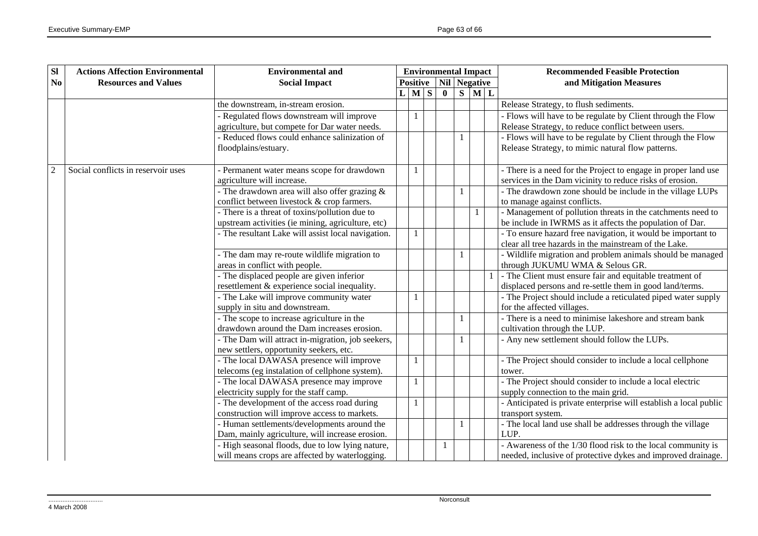| Sl No | Actions Affection Environmental Resources and Values | Environmental and Social Impact | Environmental Impact | | | | | | | Recommended Feasible Protection and Mitigation Measures |
|---|---|---|---|---|---|---|---|---|---|---|
| | | | Positive | | | Nil | Negative | | | |
| | | | L | M | S | 0 | S | M | L | |
| | | the downstream, in-stream erosion. | | | | | | | | Release Strategy, to flush sediments. |
| | | - Regulated flows downstream will improve agriculture, but compete for Dar water needs. | | 1 | | | | | | - Flows will have to be regulate by Client through the Flow Release Strategy, to reduce conflict between users. |
| | | - Reduced flows could enhance salinization of floodplains/estuary. | | | | | 1 | | | - Flows will have to be regulate by Client through the Flow Release Strategy, to mimic natural flow patterns. |
| 2 | Social conflicts in reservoir uses | - Permanent water means scope for drawdown agriculture will increase. | | 1 | | | | | | - There is a need for the Project to engage in proper land use services in the Dam vicinity to reduce risks of erosion. |
| | | - The drawdown area will also offer grazing & conflict between livestock & crop farmers. | | | | | 1 | | | - The drawdown zone should be include in the village LUPs to manage against conflicts. |
| | | - There is a threat of toxins/pollution due to upstream activities (ie mining, agriculture, etc) | | | | | | 1 | | - Management of pollution threats in the catchments need to be include in IWRMS as it affects the population of Dar. |
| | | - The resultant Lake will assist local navigation. | | 1 | | | | | | - To ensure hazard free navigation, it would be important to clear all tree hazards in the mainstream of the Lake. |
| | | - The dam may re-route wildlife migration to areas in conflict with people. | | | | | 1 | | | - Wildlife migration and problem animals should be managed through JUKUMU WMA & Selous GR. |
| | | - The displaced people are given inferior resettlement & experience social inequality. | | | | | | | 1 | - The Client must ensure fair and equitable treatment of displaced persons and re-settle them in good land/terms. |
| | | - The Lake will improve community water supply in situ and downstream. | | 1 | | | | | | - The Project should include a reticulated piped water supply for the affected villages. |
| | | - The scope to increase agriculture in the drawdown around the Dam increases erosion. | | | | | 1 | | | - There is a need to minimise lakeshore and stream bank cultivation through the LUP. |
| | | - The Dam will attract in-migration, job seekers, new settlers, opportunity seekers, etc. | | | | | 1 | | | - Any new settlement should follow the LUPs. |
| | | - The local DAWASA presence will improve telecoms (eg instalation of cellphone system). | | 1 | | | | | | - The Project should consider to include a local cellphone tower. |
| | | - The local DAWASA presence may improve electricity supply for the staff camp. | | 1 | | | | | | - The Project should consider to include a local electric supply connection to the main grid. |
| | | - The development of the access road during construction will improve access to markets. | | 1 | | | | | | - Anticipated is private enterprise will establish a local public transport system. |
| | | - Human settlements/developments around the Dam, mainly agriculture, will increase erosion. | | | | | 1 | | | - The local land use shall be addresses through the village LUP. |
| | | - High seasonal floods, due to low lying nature, will means crops are affected by waterlogging. | | | | 1 | | | | - Awareness of the 1/30 flood risk to the local community is needed, inclusive of protective dykes and improved drainage. |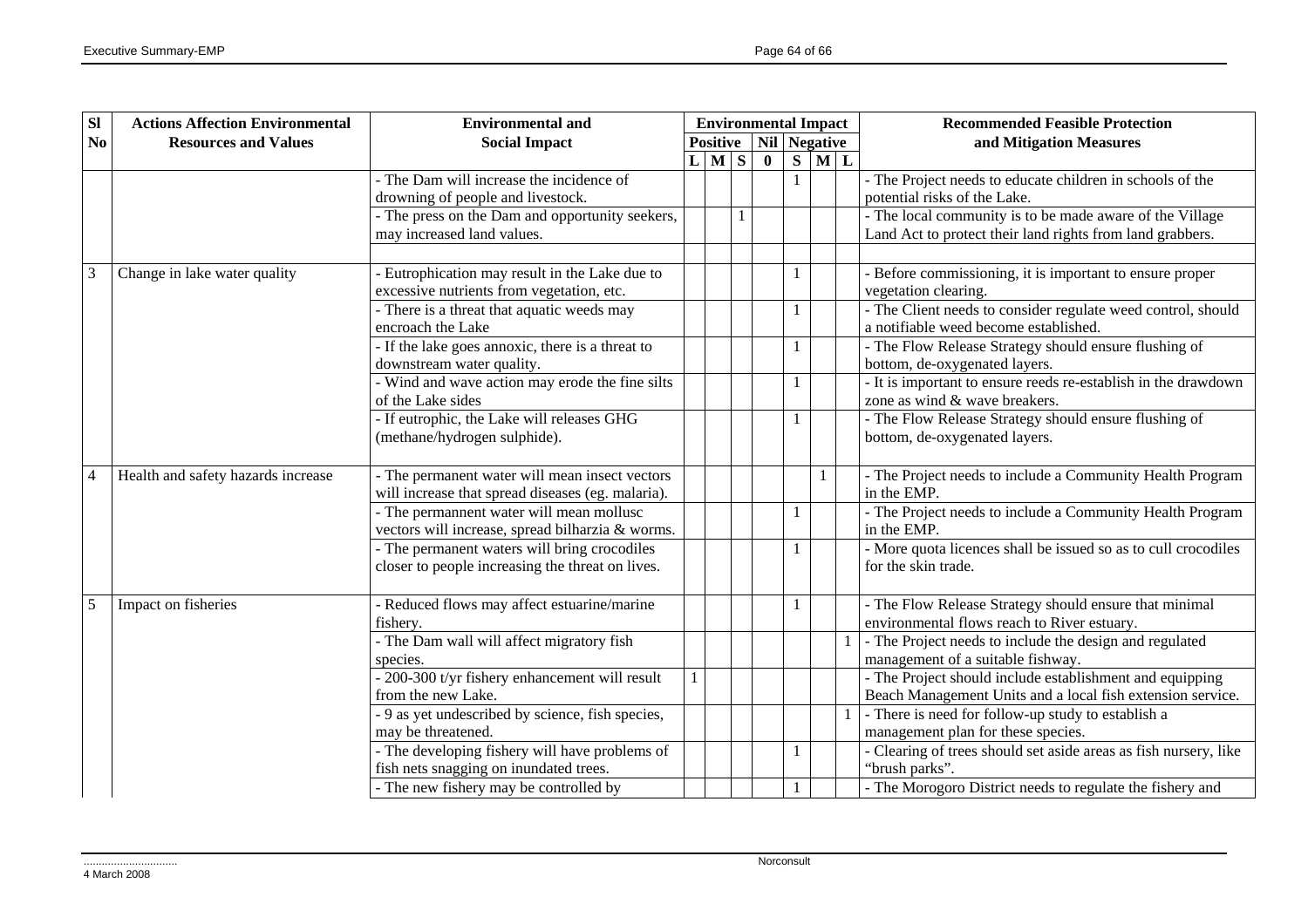| Sl No | Actions Affection Environmental Resources and Values | Environmental and Social Impact | Environmental Impact | | | | | | | Recommended Feasible Protection and Mitigation Measures |
|---|---|---|---|---|---|---|---|---|---|---|
| | | | Positive | | | Nil | Negative | | | |
| | | | L | M | S | 0 | S | M | L | |
| | | - The Dam will increase the incidence of drowning of people and livestock. | | | | | 1 | | | - The Project needs to educate children in schools of the potential risks of the Lake. |
| | | - The press on the Dam and opportunity seekers, may increased land values. | | | 1 | | | | | - The local community is to be made aware of the Village Land Act to protect their land rights from land grabbers. |
| 3 | Change in lake water quality | - Eutrophication may result in the Lake due to excessive nutrients from vegetation, etc. | | | | | 1 | | | - Before commissioning, it is important to ensure proper vegetation clearing. |
| | | - There is a threat that aquatic weeds may encroach the Lake | | | | | 1 | | | - The Client needs to consider regulate weed control, should a notifiable weed become established. |
| | | - If the lake goes annoxic, there is a threat to downstream water quality. | | | | | 1 | | | - The Flow Release Strategy should ensure flushing of bottom, de-oxygenated layers. |
| | | - Wind and wave action may erode the fine silts of the Lake sides | | | | | 1 | | | - It is important to ensure reeds re-establish in the drawdown zone as wind & wave breakers. |
| | | - If eutrophic, the Lake will releases GHG (methane/hydrogen sulphide). | | | | | 1 | | | - The Flow Release Strategy should ensure flushing of bottom, de-oxygenated layers. |
| 4 | Health and safety hazards increase | - The permanent water will mean insect vectors will increase that spread diseases (eg. malaria). | | | | | | 1 | | - The Project needs to include a Community Health Program in the EMP. |
| | | - The permannent water will mean mollusc vectors will increase, spread bilharzia & worms. | | | | | 1 | | | - The Project needs to include a Community Health Program in the EMP. |
| | | - The permanent waters will bring crocodiles closer to people increasing the threat on lives. | | | | | 1 | | | - More quota licences shall be issued so as to cull crocodiles for the skin trade. |
| 5 | Impact on fisheries | - Reduced flows may affect estuarine/marine fishery. | | | | | 1 | | | - The Flow Release Strategy should ensure that minimal environmental flows reach to River estuary. |
| | | - The Dam wall will affect migratory fish species. | | | | | | | 1 | - The Project needs to include the design and regulated management of a suitable fishway. |
| | | - 200-300 t/yr fishery enhancement will result from the new Lake. | 1 | | | | | | | - The Project should include establishment and equipping Beach Management Units and a local fish extension service. |
| | | - 9 as yet undescribed by science, fish species, may be threatened. | | | | | | | 1 | - There is need for follow-up study to establish a management plan for these species. |
| | | - The developing fishery will have problems of fish nets snagging on inundated trees. | | | | | 1 | | | - Clearing of trees should set aside areas as fish nursery, like "brush parks". |
| | | - The new fishery may be controlled by | | | | | 1 | | | - The Morogoro District needs to regulate the fishery and |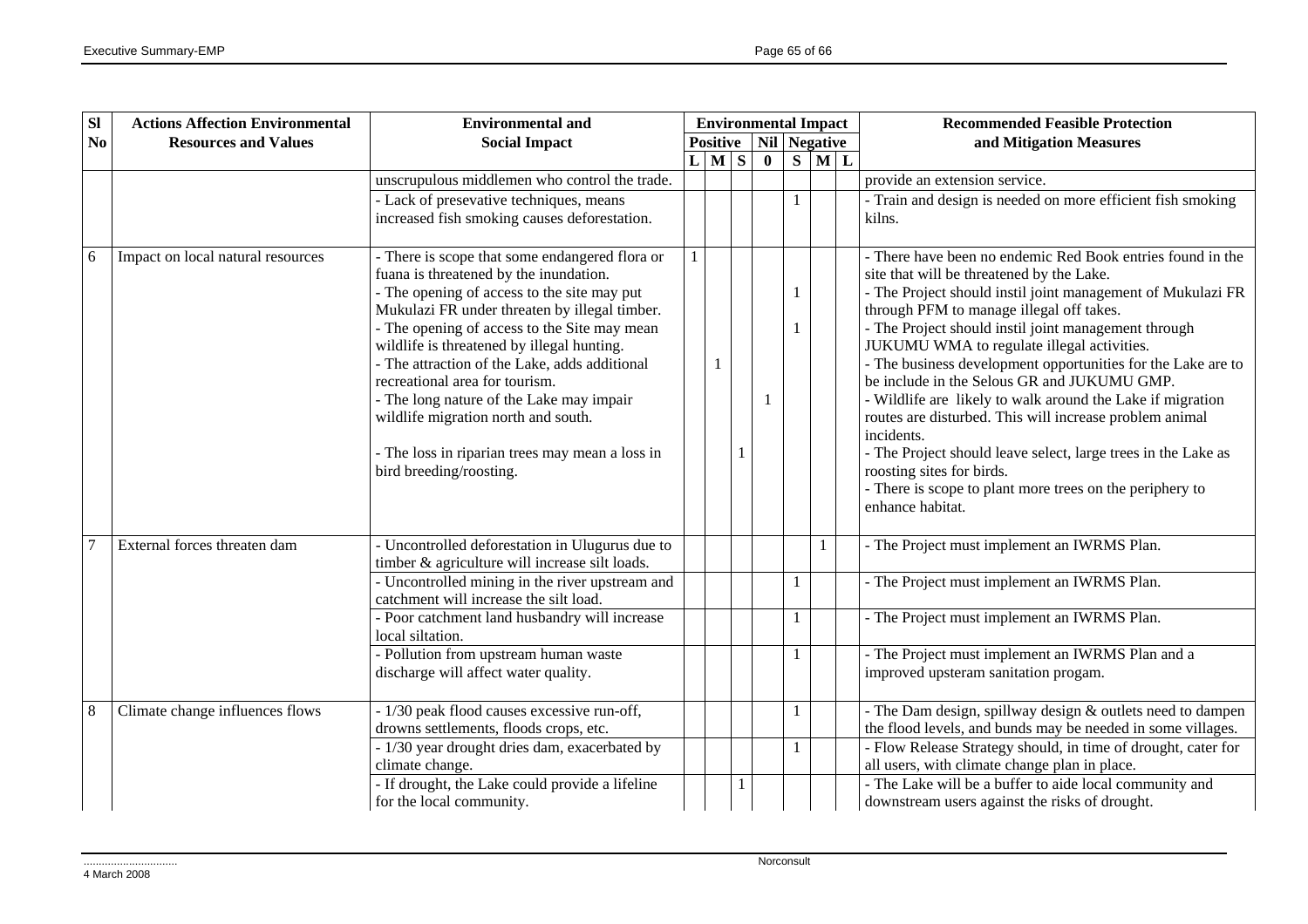| Sl No | Actions Affection Environmental Resources and Values | Environmental and Social Impact | Environmental Impact | | | | | | | Recommended Feasible Protection and Mitigation Measures |
|---|---|---|---|---|---|---|---|---|---|---|
| | | | Positive | | | Nil | Negative | | | |
| | | | L | M | S | 0 | S | M | L | |
| | | unscrupulous middlemen who control the trade. | | | | | | | | provide an extension service. |
| | | - Lack of presevative techniques, means increased fish smoking causes deforestation. | | | | | 1 | | | - Train and design is needed on more efficient fish smoking kilns. |
| 6 | Impact on local natural resources | - There is scope that some endangered flora or fuana is threatened by the inundation. | 1 | | | | | | | - There have been no endemic Red Book entries found in the site that will be threatened by the Lake. |
| | | - The opening of access to the site may put Mukulazi FR under threaten by illegal timber. | | | | | 1 | | | - The Project should instil joint management of Mukulazi FR through PFM to manage illegal off takes. |
| | | - The opening of access to the Site may mean wildlife is threatened by illegal hunting. | | | | | 1 | | | - The Project should instil joint management through JUKUMU WMA to regulate illegal activities. |
| | | - The attraction of the Lake, adds additional recreational area for tourism. | | 1 | | | | | | - The business development opportunities for the Lake are to be include in the Selous GR and JUKUMU GMP. |
| | | - The long nature of the Lake may impair wildlife migration north and south. | | | | 1 | | | | - Wildlife are likely to walk around the Lake if migration routes are disturbed. This will increase problem animal incidents. |
| | | - The loss in riparian trees may mean a loss in bird breeding/roosting. | | | 1 | | | | | - The Project should leave select, large trees in the Lake as roosting sites for birds.<br>- There is scope to plant more trees on the periphery to enhance habitat. |
| 7 | External forces threaten dam | - Uncontrolled deforestation in Ulugurus due to timber & agriculture will increase silt loads. | | | | | | 1 | | - The Project must implement an IWRMS Plan. |
| | | - Uncontrolled mining in the river upstream and catchment will increase the silt load. | | | | | 1 | | | - The Project must implement an IWRMS Plan. |
| | | - Poor catchment land husbandry will increase local siltation. | | | | | 1 | | | - The Project must implement an IWRMS Plan. |
| | | - Pollution from upstream human waste discharge will affect water quality. | | | | | 1 | | | - The Project must implement an IWRMS Plan and a improved upsteram sanitation progam. |
| 8 | Climate change influences flows | - 1/30 peak flood causes excessive run-off, drowns settlements, floods crops, etc. | | | | | 1 | | | - The Dam design, spillway design & outlets need to dampen the flood levels, and bunds may be needed in some villages. |
| | | - 1/30 year drought dries dam, exacerbated by climate change. | | | | | 1 | | | - Flow Release Strategy should, in time of drought, cater for all users, with climate change plan in place. |
| | | - If drought, the Lake could provide a lifeline for the local community. | | | 1 | | | | | - The Lake will be a buffer to aide local community and downstream users against the risks of drought. |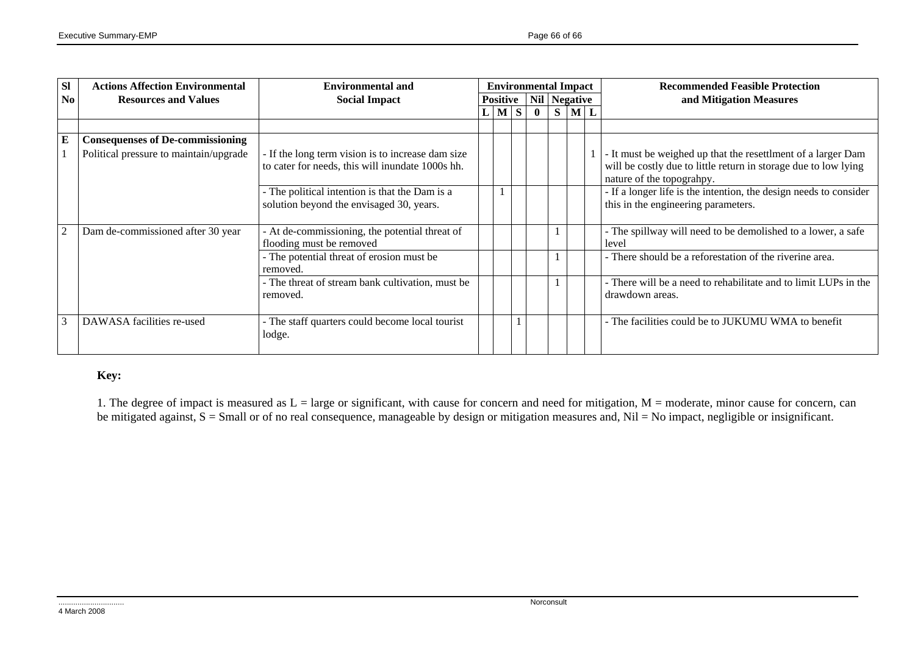| Sl No | Actions Affection Environmental Resources and Values | Environmental and Social Impact | Environmental Impact | | | | | | | Recommended Feasible Protection and Mitigation Measures |
|---|---|---|---|---|---|---|---|---|---|---|
| | | | Positive | | | Nil | Negative | | | |
| | | | L | M | S | 0 | S | M | L | |
| | | | | | | | | | | |
| **E** | **Consequenses of De-commissioning** | | | | | | | | | |
| 1 | Political pressure to maintain/upgrade | - If the long term vision is to increase dam size to cater for needs, this will inundate 1000s hh. | | | | | | | 1 | - It must be weighed up that the resettlment of a larger Dam will be costly due to little return in storage due to low lying nature of the topograhpy. |
| | | - The political intention is that the Dam is a solution beyond the envisaged 30, years. | | 1 | | | | | | - If a longer life is the intention, the design needs to consider this in the engineering parameters. |
| 2 | Dam de-commissioned after 30 year | - At de-commissioning, the potential threat of flooding must be removed | | | | | 1 | | | - The spillway will need to be demolished to a lower, a safe level |
| | | - The potential threat of erosion must be removed. | | | | | 1 | | | - There should be a reforestation of the riverine area. |
| | | - The threat of stream bank cultivation, must be removed. | | | | | 1 | | | - There will be a need to rehabilitate and to limit LUPs in the drawdown areas. |
| 3 | DAWASA facilities re-used | - The staff quarters could become local tourist lodge. | | | 1 | | | | | - The facilities could be to JUKUMU WMA to benefit |

**Key:**

1. The degree of impact is measured as L = large or significant, with cause for concern and need for mitigation, M = moderate, minor cause for concern, can be mitigated against, S = Small or of no real consequence, manageable by design or mitigation measures and, Nil = No impact, negligible or insignificant.